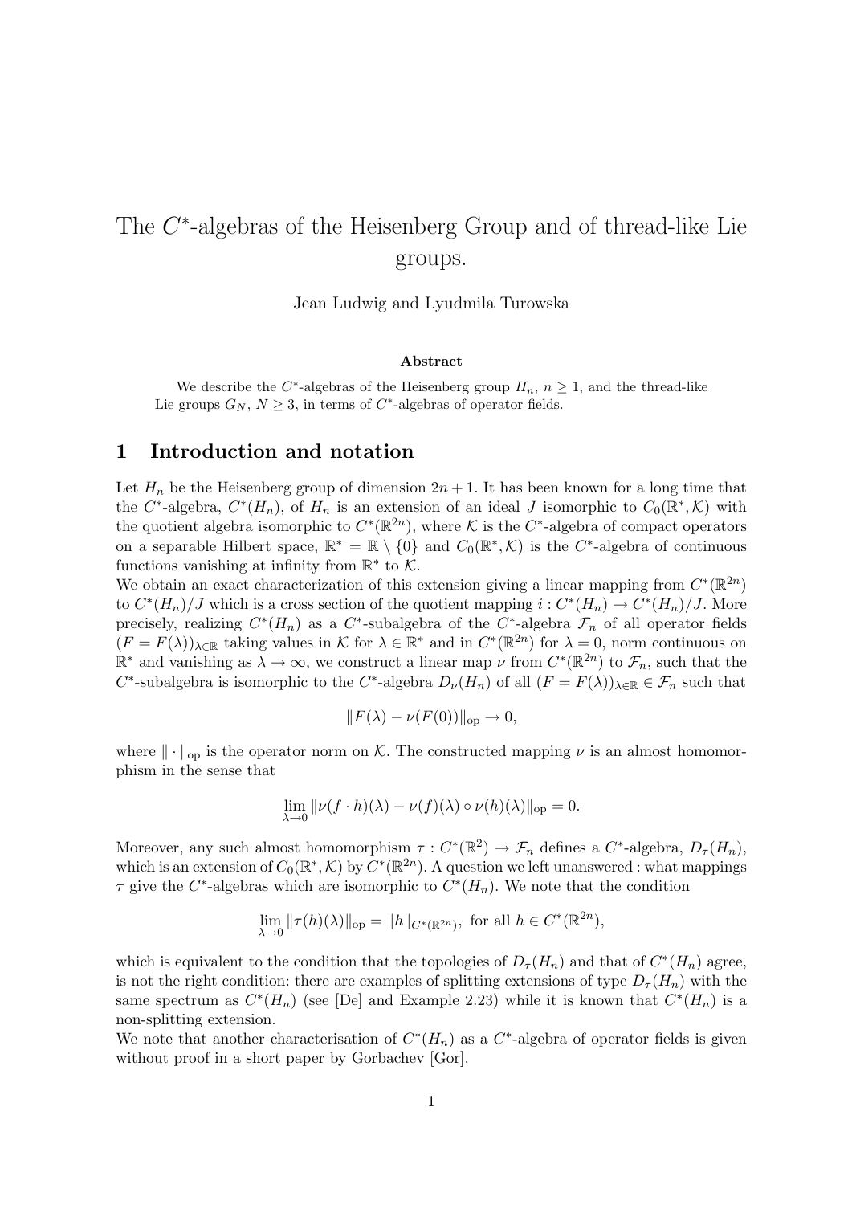# The $C^*$-algebras of the Heisenberg Group and of thread-like Lie groups.

Jean Ludwig and Lyudmila Turowska

**Abstract**

We describe the $C^*$-algebras of the Heisenberg group $H_n$, $n \geq 1$, and the thread-like Lie groups $G_N$, $N \geq 3$, in terms of $C^*$-algebras of operator fields.

## 1 Introduction and notation

Let $H_n$ be the Heisenberg group of dimension $2n+1$. It has been known for a long time that the $C^*$-algebra, $C^*(H_n)$, of $H_n$ is an extension of an ideal $J$ isomorphic to $C_0(\mathbb{R}^*, \mathcal{K})$ with the quotient algebra isomorphic to $C^*(\mathbb{R}^{2n})$, where $\mathcal{K}$ is the $C^*$-algebra of compact operators on a separable Hilbert space, $\mathbb{R}^* = \mathbb{R} \setminus \{0\}$ and $C_0(\mathbb{R}^*, \mathcal{K})$ is the $C^*$-algebra of continuous functions vanishing at infinity from $\mathbb{R}^*$ to $\mathcal{K}$.

We obtain an exact characterization of this extension giving a linear mapping from $C^*(\mathbb{R}^{2n})$ to $C^*(H_n)/J$ which is a cross section of the quotient mapping $i : C^*(H_n) \to C^*(H_n)/J$. More precisely, realizing $C^*(H_n)$ as a $C^*$-subalgebra of the $C^*$-algebra $\mathcal{F}_n$ of all operator fields $(F = F(\lambda))_{\lambda \in \mathbb{R}}$ taking values in $\mathcal{K}$ for $\lambda \in \mathbb{R}^*$ and in $C^*(\mathbb{R}^{2n})$ for $\lambda = 0$, norm continuous on $\mathbb{R}^*$ and vanishing as $\lambda \to \infty$, we construct a linear map $\nu$ from $C^*(\mathbb{R}^{2n})$ to $\mathcal{F}_n$, such that the $C^*$-subalgebra is isomorphic to the $C^*$-algebra $D_\nu(H_n)$ of all $(F = F(\lambda))_{\lambda \in \mathbb{R}} \in \mathcal{F}_n$ such that

$$\|F(\lambda) - \nu(F(0))\|_{\rm op} \to 0,$$

where $\| \cdot \|_{\rm op}$ is the operator norm on $\mathcal{K}$. The constructed mapping $\nu$ is an almost homomorphism in the sense that

$$\lim_{\lambda \to 0} \|\nu(f \cdot h)(\lambda) - \nu(f)(\lambda) \circ \nu(h)(\lambda)\|_{\rm op} = 0.$$

Moreover, any such almost homomorphism $\tau : C^*(\mathbb{R}^2) \to \mathcal{F}_n$ defines a $C^*$-algebra, $D_\tau(H_n)$, which is an extension of $C_0(\mathbb{R}^*, \mathcal{K})$ by $C^*(\mathbb{R}^{2n})$. A question we left unanswered : what mappings $\tau$ give the $C^*$-algebras which are isomorphic to $C^*(H_n)$. We note that the condition

$$\lim_{\lambda \to 0} \|\tau(h)(\lambda)\|_{\rm op} = \|h\|_{C^*(\mathbb{R}^{2n})}, \text{ for all } h \in C^*(\mathbb{R}^{2n}),$$

which is equivalent to the condition that the topologies of $D_\tau(H_n)$ and that of $C^*(H_n)$ agree, is not the right condition: there are examples of splitting extensions of type $D_\tau(H_n)$ with the same spectrum as $C^*(H_n)$ (see [De] and Example 2.23) while it is known that $C^*(H_n)$ is a non-splitting extension.

We note that another characterisation of $C^*(H_n)$ as a $C^*$-algebra of operator fields is given without proof in a short paper by Gorbachev [Gor].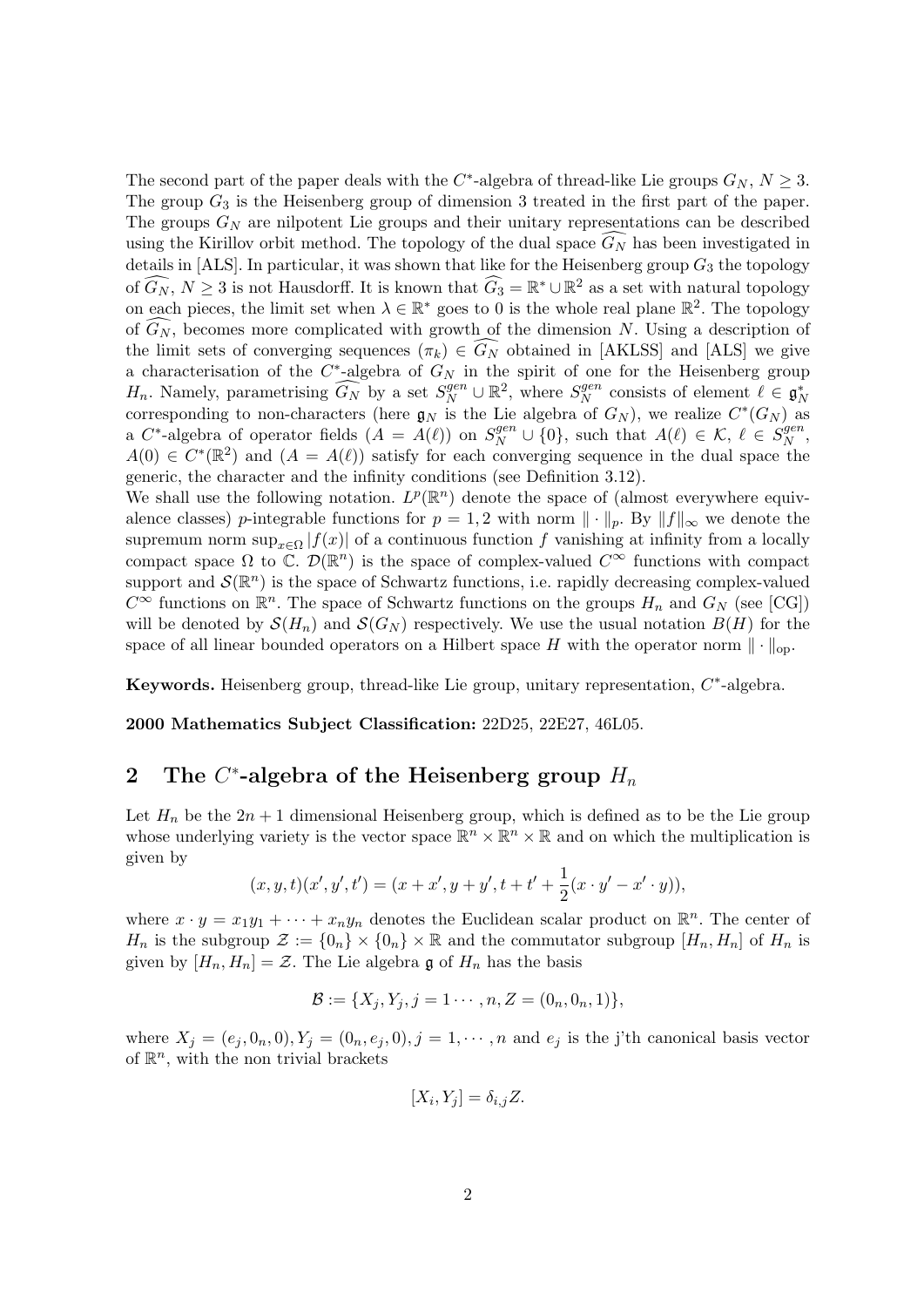The second part of the paper deals with the $C^*$-algebra of thread-like Lie groups $G_N$, $N \geq 3$. The group $G_3$ is the Heisenberg group of dimension 3 treated in the first part of the paper. The groups $G_N$ are nilpotent Lie groups and their unitary representations can be described using the Kirillov orbit method. The topology of the dual space $\widehat{G_N}$ has been investigated in details in [ALS]. In particular, it was shown that like for the Heisenberg group $G_3$ the topology of $\widehat{G_N}$, $N \geq 3$ is not Hausdorff. It is known that $\widehat{G_3} = \mathbb{R}^* \cup \mathbb{R}^2$ as a set with natural topology on each pieces, the limit set when $\lambda \in \mathbb{R}^*$ goes to 0 is the whole real plane $\mathbb{R}^2$. The topology of $\widehat{G_N}$, becomes more complicated with growth of the dimension $N$. Using a description of the limit sets of converging sequences $(\pi_k) \in \widehat{G_N}$ obtained in [AKLSS] and [ALS] we give a characterisation of the $C^*$-algebra of $G_N$ in the spirit of one for the Heisenberg group $H_n$. Namely, parametrising $\widehat{G_N}$ by a set $S_N^{gen} \cup \mathbb{R}^2$, where $S_N^{gen}$ consists of element $\ell \in \mathfrak{g}_N^*$ corresponding to non-characters (here $\mathfrak{g}_N$ is the Lie algebra of $G_N$), we realize $C^*(G_N)$ as a $C^*$-algebra of operator fields $(A = A(\ell))$ on $S_N^{gen} \cup \{0\}$, such that $A(\ell) \in \mathcal{K}$, $\ell \in S_N^{gen}$, $A(0) \in C^*(\mathbb{R}^2)$ and $(A = A(\ell))$ satisfy for each converging sequence in the dual space the generic, the character and the infinity conditions (see Definition 3.12).

We shall use the following notation. $L^p(\mathbb{R}^n)$ denote the space of (almost everywhere equivalence classes) $p$-integrable functions for $p = 1, 2$ with norm $\| \cdot \|_p$. By $\|f\|_\infty$ we denote the supremum norm $\sup_{x \in \Omega} |f(x)|$ of a continuous function $f$ vanishing at infinity from a locally compact space $\Omega$ to $\mathbb{C}$. $\mathcal{D}(\mathbb{R}^n)$ is the space of complex-valued $C^\infty$ functions with compact support and $\mathcal{S}(\mathbb{R}^n)$ is the space of Schwartz functions, i.e. rapidly decreasing complex-valued $C^\infty$ functions on $\mathbb{R}^n$. The space of Schwartz functions on the groups $H_n$ and $G_N$ (see [CG]) will be denoted by $\mathcal{S}(H_n)$ and $\mathcal{S}(G_N)$ respectively. We use the usual notation $B(H)$ for the space of all linear bounded operators on a Hilbert space $H$ with the operator norm $\| \cdot \|_{\text{op}}$.

**Keywords.** Heisenberg group, thread-like Lie group, unitary representation, $C^*$-algebra.

**2000 Mathematics Subject Classification:** 22D25, 22E27, 46L05.

## 2 The $C^*$-algebra of the Heisenberg group $H_n$

Let $H_n$ be the $2n + 1$ dimensional Heisenberg group, which is defined as to be the Lie group whose underlying variety is the vector space $\mathbb{R}^n \times \mathbb{R}^n \times \mathbb{R}$ and on which the multiplication is given by

$$(x, y, t)(x', y', t') = (x + x', y + y', t + t' + \frac{1}{2}(x \cdot y' - x' \cdot y)),$$

where $x \cdot y = x_1 y_1 + \cdots + x_n y_n$ denotes the Euclidean scalar product on $\mathbb{R}^n$. The center of $H_n$ is the subgroup $\mathcal{Z} := \{0_n\} \times \{0_n\} \times \mathbb{R}$ and the commutator subgroup $[H_n, H_n]$ of $H_n$ is given by $[H_n, H_n] = \mathcal{Z}$. The Lie algebra $\mathfrak{g}$ of $H_n$ has the basis

$$\mathcal{B} := \{X_j, Y_j, j = 1 \cdots, n, Z = (0_n, 0_n, 1)\},$$

where $X_j = (e_j, 0_n, 0), Y_j = (0_n, e_j, 0), j = 1, \cdots, n$ and $e_j$ is the j'th canonical basis vector of $\mathbb{R}^n$, with the non trivial brackets

$$[X_i, Y_j] = \delta_{i,j} Z.$$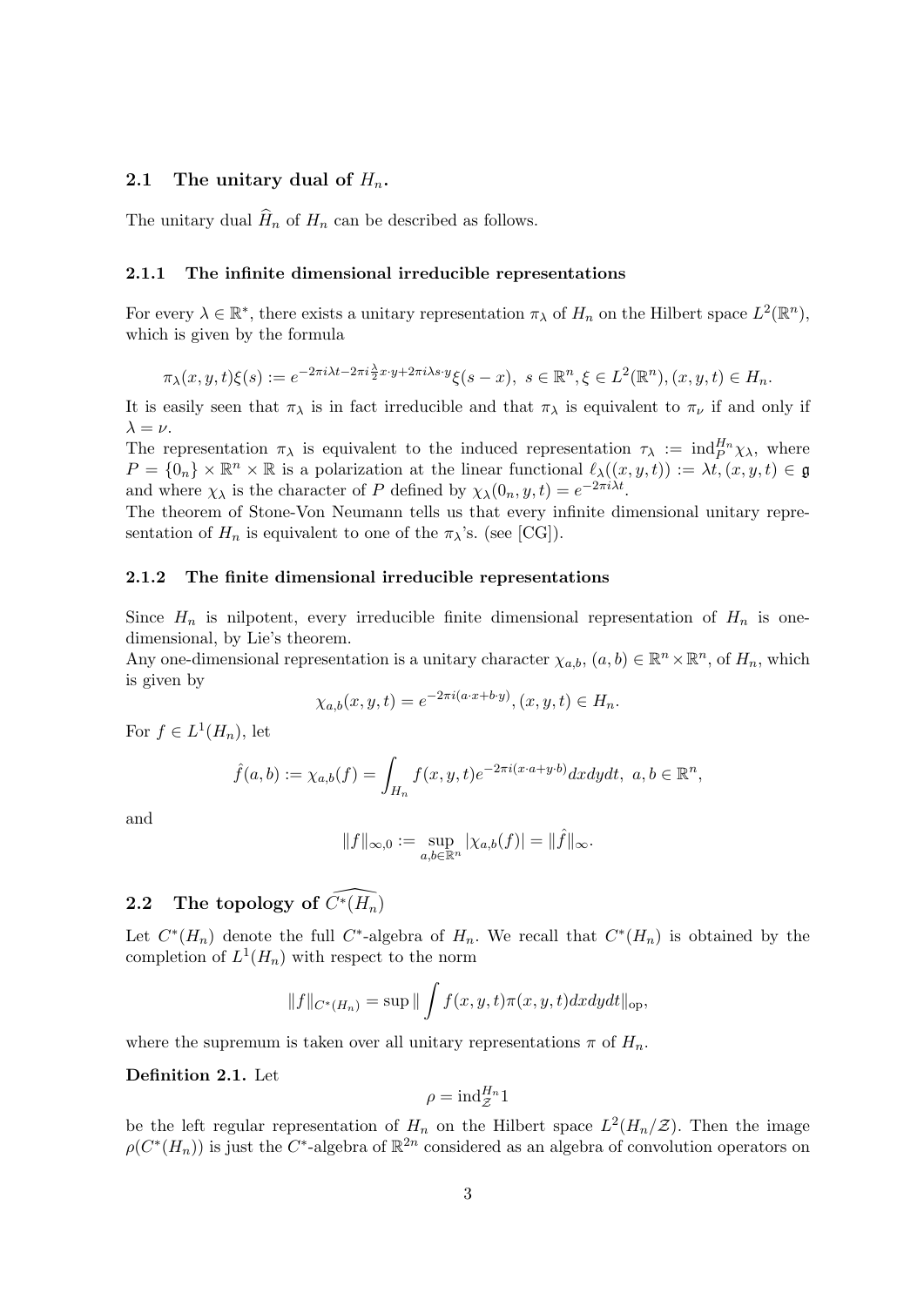### 2.1 The unitary dual of $H_n$.

The unitary dual $\widehat{H}_n$ of $H_n$ can be described as follows.

#### 2.1.1 The infinite dimensional irreducible representations

For every $\lambda \in \mathbb{R}^*$, there exists a unitary representation $\pi_\lambda$ of $H_n$ on the Hilbert space $L^2(\mathbb{R}^n)$, which is given by the formula

$$\pi_\lambda(x,y,t)\xi(s) := e^{-2\pi i\lambda t - 2\pi i \frac{\lambda}{2} x\cdot y + 2\pi i \lambda s\cdot y}\xi(s-x),\ s \in \mathbb{R}^n, \xi \in L^2(\mathbb{R}^n), (x,y,t) \in H_n.$$

It is easily seen that $\pi_\lambda$ is in fact irreducible and that $\pi_\lambda$ is equivalent to $\pi_\nu$ if and only if $\lambda = \nu$.

The representation $\pi_\lambda$ is equivalent to the induced representation $\tau_\lambda := \mathrm{ind}_P^{H_n}\chi_\lambda$, where $P = \{0_n\} \times \mathbb{R}^n \times \mathbb{R}$ is a polarization at the linear functional $\ell_\lambda((x,y,t)) := \lambda t, (x,y,t) \in \mathfrak{g}$ and where $\chi_\lambda$ is the character of $P$ defined by $\chi_\lambda(0_n, y, t) = e^{-2\pi i \lambda t}$.

The theorem of Stone-Von Neumann tells us that every infinite dimensional unitary representation of $H_n$ is equivalent to one of the $\pi_\lambda$'s. (see [CG]).

#### 2.1.2 The finite dimensional irreducible representations

Since $H_n$ is nilpotent, every irreducible finite dimensional representation of $H_n$ is one-dimensional, by Lie's theorem.

Any one-dimensional representation is a unitary character $\chi_{a,b}$, $(a,b) \in \mathbb{R}^n \times \mathbb{R}^n$, of $H_n$, which is given by

$$\chi_{a,b}(x,y,t) = e^{-2\pi i(a\cdot x + b\cdot y)}, (x,y,t) \in H_n.$$

For $f \in L^1(H_n)$, let

$$\hat{f}(a,b) := \chi_{a,b}(f) = \int_{H_n} f(x,y,t)e^{-2\pi i(x\cdot a + y\cdot b)}dxdydt,\ a,b \in \mathbb{R}^n,$$

and

$$\|f\|_{\infty,0} := \sup_{a,b\in\mathbb{R}^n} |\chi_{a,b}(f)| = \|\hat{f}\|_\infty.$$

### 2.2 The topology of $\widehat{C^*(H_n)}$

Let $C^*(H_n)$ denote the full $C^*$-algebra of $H_n$. We recall that $C^*(H_n)$ is obtained by the completion of $L^1(H_n)$ with respect to the norm

$$\|f\|_{C^*(H_n)} = \sup \| \int f(x,y,t)\pi(x,y,t)dxdydt\|_{\mathrm{op}},$$

where the supremum is taken over all unitary representations $\pi$ of $H_n$.

**Definition 2.1.** Let

$$\rho = \mathrm{ind}_{\mathcal{Z}}^{H_n} 1$$

be the left regular representation of $H_n$ on the Hilbert space $L^2(H_n/\mathcal{Z})$. Then the image $\rho(C^*(H_n))$ is just the $C^*$-algebra of $\mathbb{R}^{2n}$ considered as an algebra of convolution operators on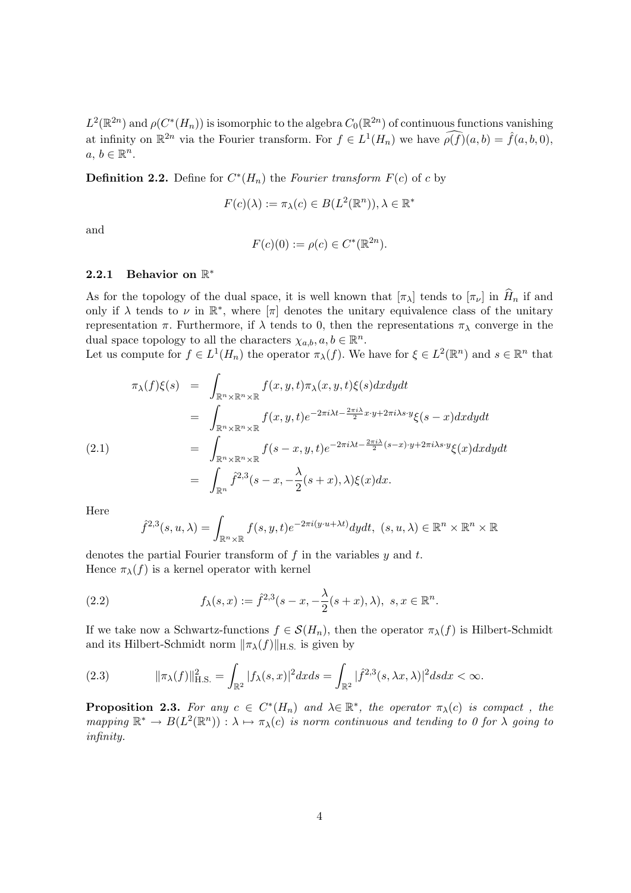$L^2(\mathbb{R}^{2n})$ and $\rho(C^*(H_n))$ is isomorphic to the algebra $C_0(\mathbb{R}^{2n})$ of continuous functions vanishing at infinity on $\mathbb{R}^{2n}$ via the Fourier transform. For $f \in L^1(H_n)$ we have $\widehat{\rho(f)}(a,b) = \hat{f}(a,b,0)$, $a, b \in \mathbb{R}^n$.

**Definition 2.2.** Define for $C^*(H_n)$ the *Fourier transform* $F(c)$ of $c$ by

$$F(c)(\lambda) := \pi_\lambda(c) \in B(L^2(\mathbb{R}^n)), \lambda \in \mathbb{R}^*$$

and

$$F(c)(0) := \rho(c) \in C^*(\mathbb{R}^{2n}).$$

### 2.2.1 Behavior on $\mathbb{R}^*$

As for the topology of the dual space, it is well known that $[\pi_\lambda]$ tends to $[\pi_\nu]$ in $\widehat{H}_n$ if and only if $\lambda$ tends to $\nu$ in $\mathbb{R}^*$, where $[\pi]$ denotes the unitary equivalence class of the unitary representation $\pi$. Furthermore, if $\lambda$ tends to 0, then the representations $\pi_\lambda$ converge in the dual space topology to all the characters $\chi_{a,b}, a, b \in \mathbb{R}^n$.

Let us compute for $f \in L^1(H_n)$ the operator $\pi_\lambda(f)$. We have for $\xi \in L^2(\mathbb{R}^n)$ and $s \in \mathbb{R}^n$ that

$$\begin{aligned}
\pi_\lambda(f)\xi(s) &= \int_{\mathbb{R}^n \times \mathbb{R}^n \times \mathbb{R}} f(x,y,t)\pi_\lambda(x,y,t)\xi(s)dxdydt \\
&= \int_{\mathbb{R}^n \times \mathbb{R}^n \times \mathbb{R}} f(x,y,t)e^{-2\pi i\lambda t - \frac{2\pi i\lambda}{2}x\cdot y + 2\pi i\lambda s\cdot y}\xi(s-x)dxdydt \\
&= \int_{\mathbb{R}^n \times \mathbb{R}^n \times \mathbb{R}} f(s-x,y,t)e^{-2\pi i\lambda t - \frac{2\pi i\lambda}{2}(s-x)\cdot y + 2\pi i\lambda s\cdot y}\xi(x)dxdydt \\
&= \int_{\mathbb{R}^n} \hat{f}^{2,3}(s-x, -\frac{\lambda}{2}(s+x), \lambda)\xi(x)dx.
\end{aligned} \tag{2.1}$$

Here

$$\hat{f}^{2,3}(s,u,\lambda) = \int_{\mathbb{R}^n \times \mathbb{R}} f(s,y,t)e^{-2\pi i(y\cdot u + \lambda t)}dydt, \ (s,u,\lambda) \in \mathbb{R}^n \times \mathbb{R}^n \times \mathbb{R}$$

denotes the partial Fourier transform of $f$ in the variables $y$ and $t$.

Hence $\pi_\lambda(f)$ is a kernel operator with kernel

$$f_\lambda(s,x) := \hat{f}^{2,3}(s-x, -\frac{\lambda}{2}(s+x), \lambda), \ s, x \in \mathbb{R}^n. \tag{2.2}$$

If we take now a Schwartz-functions $f \in \mathcal{S}(H_n)$, then the operator $\pi_\lambda(f)$ is Hilbert-Schmidt and its Hilbert-Schmidt norm $\|\pi_\lambda(f)\|_{\text{H.S.}}$ is given by

$$\|\pi_\lambda(f)\|^2_{\text{H.S.}} = \int_{\mathbb{R}^2} |f_\lambda(s,x)|^2 dxds = \int_{\mathbb{R}^2} |\hat{f}^{2,3}(s, \lambda x, \lambda)|^2 dsdx < \infty. \tag{2.3}$$

**Proposition 2.3.** *For any $c \in C^*(H_n)$ and $\lambda \in \mathbb{R}^*$, the operator $\pi_\lambda(c)$ is compact , the mapping $\mathbb{R}^* \to B(L^2(\mathbb{R}^n)) : \lambda \mapsto \pi_\lambda(c)$ is norm continuous and tending to 0 for $\lambda$ going to infinity.*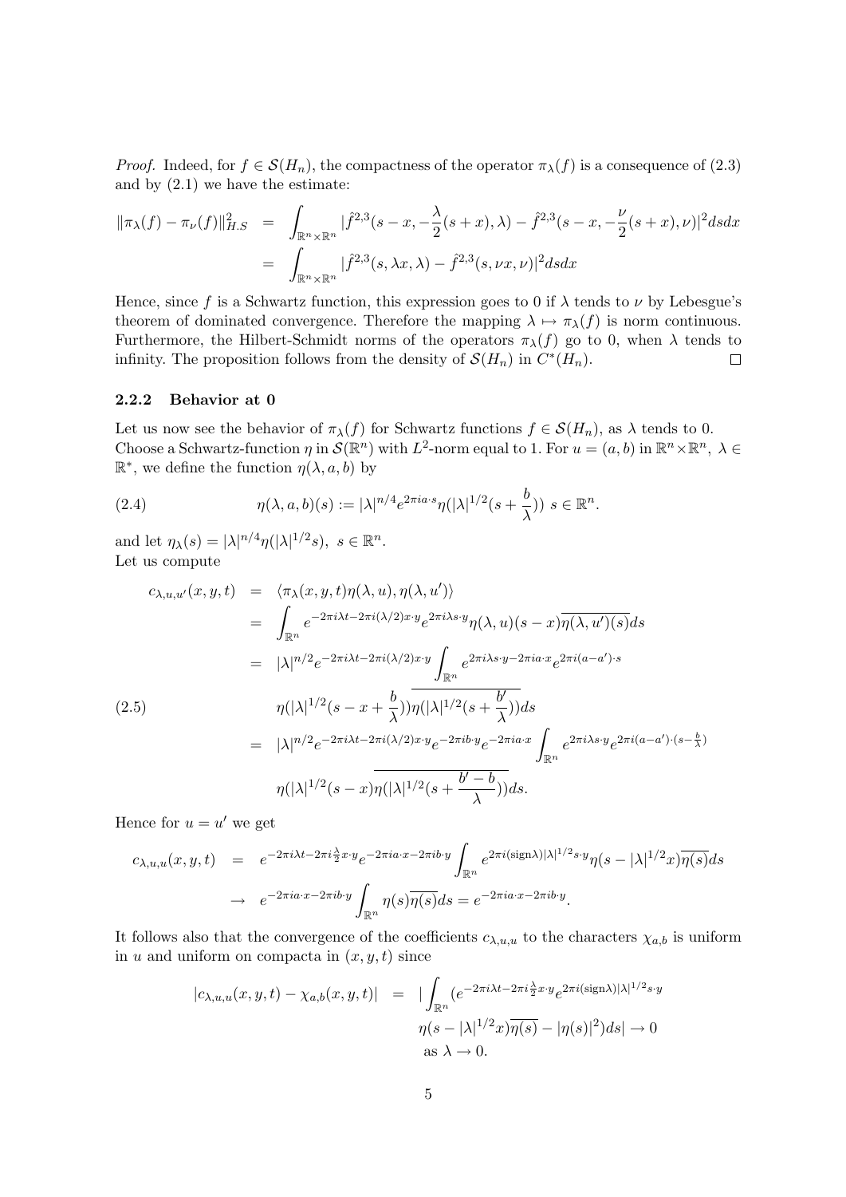*Proof.* Indeed, for $f \in \mathcal{S}(H_n)$, the compactness of the operator $\pi_\lambda(f)$ is a consequence of (2.3) and by (2.1) we have the estimate:

$$
\begin{aligned}
\|\pi_\lambda(f) - \pi_\nu(f)\|_{H.S}^2 &= \int_{\mathbb{R}^n\times\mathbb{R}^n} |\hat{f}^{2,3}(s-x, -\frac{\lambda}{2}(s+x), \lambda) - \hat{f}^{2,3}(s-x, -\frac{\nu}{2}(s+x), \nu)|^2 ds dx \\
&= \int_{\mathbb{R}^n\times\mathbb{R}^n} |\hat{f}^{2,3}(s, \lambda x, \lambda) - \hat{f}^{2,3}(s, \nu x, \nu)|^2 ds dx
\end{aligned}
$$

Hence, since $f$ is a Schwartz function, this expression goes to 0 if $\lambda$ tends to $\nu$ by Lebesgue's theorem of dominated convergence. Therefore the mapping $\lambda \mapsto \pi_\lambda(f)$ is norm continuous. Furthermore, the Hilbert-Schmidt norms of the operators $\pi_\lambda(f)$ go to 0, when $\lambda$ tends to infinity. The proposition follows from the density of $\mathcal{S}(H_n)$ in $C^*(H_n)$. $\square$

### 2.2.2 Behavior at 0

Let us now see the behavior of $\pi_\lambda(f)$ for Schwartz functions $f \in \mathcal{S}(H_n)$, as $\lambda$ tends to 0. Choose a Schwartz-function $\eta$ in $\mathcal{S}(\mathbb{R}^n)$ with $L^2$-norm equal to 1. For $u = (a, b)$ in $\mathbb{R}^n \times \mathbb{R}^n$, $\lambda \in \mathbb{R}^*$, we define the function $\eta(\lambda, a, b)$ by

$$
\eta(\lambda, a, b)(s) := |\lambda|^{n/4} e^{2\pi i a\cdot s} \eta(|\lambda|^{1/2}(s + \frac{b}{\lambda}))\ s \in \mathbb{R}^n. \tag{2.4}
$$

and let $\eta_\lambda(s) = |\lambda|^{n/4}\eta(|\lambda|^{1/2}s),\ s \in \mathbb{R}^n$.
Let us compute

$$
\begin{aligned}
c_{\lambda,u,u'}(x,y,t) &= \langle \pi_\lambda(x,y,t)\eta(\lambda,u), \eta(\lambda,u')\rangle \\
&= \int_{\mathbb{R}^n} e^{-2\pi i\lambda t - 2\pi i(\lambda/2)x\cdot y} e^{2\pi i\lambda s\cdot y} \eta(\lambda,u)(s-x)\overline{\eta(\lambda,u')(s)} ds \\
&= |\lambda|^{n/2} e^{-2\pi i\lambda t - 2\pi i(\lambda/2)x\cdot y} \int_{\mathbb{R}^n} e^{2\pi i\lambda s\cdot y - 2\pi i a\cdot x} e^{2\pi i(a-a')\cdot s} \\
&\qquad \eta(|\lambda|^{1/2}(s - x + \frac{b}{\lambda}))\overline{\eta(|\lambda|^{1/2}(s + \frac{b'}{\lambda}))} ds \\
&= |\lambda|^{n/2} e^{-2\pi i\lambda t - 2\pi i(\lambda/2)x\cdot y} e^{-2\pi i b\cdot y} e^{-2\pi i a\cdot x} \int_{\mathbb{R}^n} e^{2\pi i\lambda s\cdot y} e^{2\pi i(a-a')\cdot(s-\frac{b}{\lambda})} \\
&\qquad \eta(|\lambda|^{1/2}(s-x)\overline{\eta(|\lambda|^{1/2}(s + \frac{b'-b}{\lambda}))} ds.
\end{aligned} \tag{2.5}
$$

Hence for $u = u'$ we get

$$
\begin{aligned}
c_{\lambda,u,u}(x,y,t) &= e^{-2\pi i\lambda t - 2\pi i\frac{\lambda}{2}x\cdot y} e^{-2\pi i a\cdot x - 2\pi i b\cdot y} \int_{\mathbb{R}^n} e^{2\pi i(\mathrm{sign}\lambda)|\lambda|^{1/2}s\cdot y} \eta(s - |\lambda|^{1/2}x)\overline{\eta(s)} ds \\
&\to e^{-2\pi i a\cdot x - 2\pi i b\cdot y} \int_{\mathbb{R}^n} \eta(s)\overline{\eta(s)} ds = e^{-2\pi i a\cdot x - 2\pi i b\cdot y}.
\end{aligned}
$$

It follows also that the convergence of the coefficients $c_{\lambda,u,u}$ to the characters $\chi_{a,b}$ is uniform in $u$ and uniform on compacta in $(x, y, t)$ since

$$
\begin{aligned}
|c_{\lambda,u,u}(x,y,t) - \chi_{a,b}(x,y,t)| &= |\int_{\mathbb{R}^n} (e^{-2\pi i\lambda t - 2\pi i\frac{\lambda}{2}x\cdot y} e^{2\pi i(\mathrm{sign}\lambda)|\lambda|^{1/2}s\cdot y} \\
&\qquad \eta(s - |\lambda|^{1/2}x)\overline{\eta(s)} - |\eta(s)|^2) ds| \to 0 \\
&\qquad \text{as } \lambda \to 0.
\end{aligned}
$$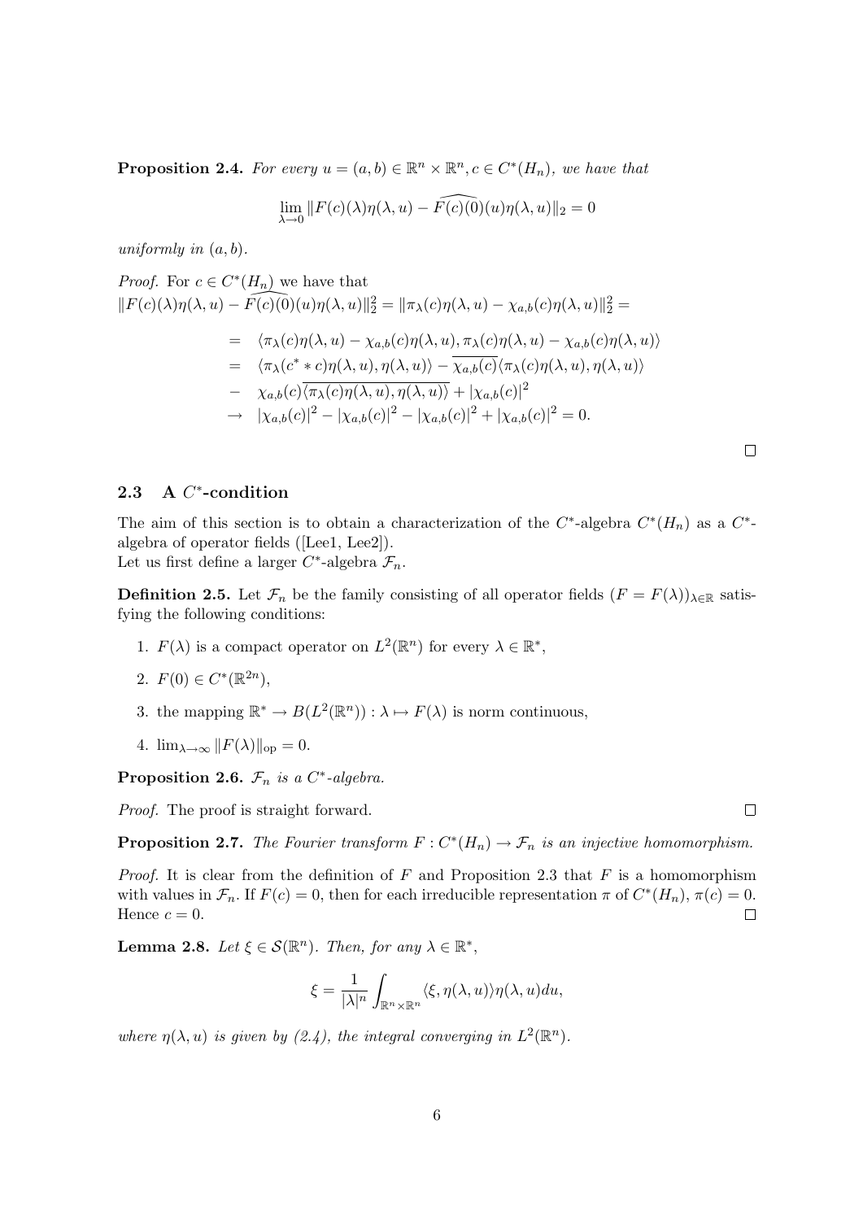**Proposition 2.4.** *For every $u = (a, b) \in \mathbb{R}^n \times \mathbb{R}^n, c \in C^*(H_n)$, we have that*

$$\lim_{\lambda \to 0} \|F(c)(\lambda)\eta(\lambda, u) - \widehat{F(c)(0)}(u)\eta(\lambda, u)\|_2 = 0$$

*uniformly in $(a, b)$.*

*Proof.* For $c \in C^*(H_n)$ we have that
$\|F(c)(\lambda)\eta(\lambda, u) - \widehat{F(c)(0)}(u)\eta(\lambda, u)\|_2^2 = \|\pi_\lambda(c)\eta(\lambda, u) - \chi_{a,b}(c)\eta(\lambda, u)\|_2^2 =$

$$\begin{aligned}
&= \langle \pi_\lambda(c)\eta(\lambda, u) - \chi_{a,b}(c)\eta(\lambda, u), \pi_\lambda(c)\eta(\lambda, u) - \chi_{a,b}(c)\eta(\lambda, u)\rangle \\
&= \langle \pi_\lambda(c^* * c)\eta(\lambda, u), \eta(\lambda, u)\rangle - \overline{\chi_{a,b}(c)}\langle \pi_\lambda(c)\eta(\lambda, u), \eta(\lambda, u)\rangle \\
&- \chi_{a,b}(c)\overline{\langle \pi_\lambda(c)\eta(\lambda, u), \eta(\lambda, u)\rangle} + |\chi_{a,b}(c)|^2 \\
&\to |\chi_{a,b}(c)|^2 - |\chi_{a,b}(c)|^2 - |\chi_{a,b}(c)|^2 + |\chi_{a,b}(c)|^2 = 0.
\end{aligned}$$

□

### 2.3 A $C^*$-condition

The aim of this section is to obtain a characterization of the $C^*$-algebra $C^*(H_n)$ as a $C^*$-algebra of operator fields ([Lee1, Lee2]).
Let us first define a larger $C^*$-algebra $\mathcal{F}_n$.

**Definition 2.5.** Let $\mathcal{F}_n$ be the family consisting of all operator fields $(F = F(\lambda))_{\lambda \in \mathbb{R}}$ satisfying the following conditions:

1. $F(\lambda)$ is a compact operator on $L^2(\mathbb{R}^n)$ for every $\lambda \in \mathbb{R}^*$,
2. $F(0) \in C^*(\mathbb{R}^{2n})$,
3. the mapping $\mathbb{R}^* \to B(L^2(\mathbb{R}^n)) : \lambda \mapsto F(\lambda)$ is norm continuous,
4. $\lim_{\lambda \to \infty} \|F(\lambda)\|_{\text{op}} = 0$.

**Proposition 2.6.** *$\mathcal{F}_n$ is a $C^*$-algebra.*

*Proof.* The proof is straight forward. □

**Proposition 2.7.** *The Fourier transform $F : C^*(H_n) \to \mathcal{F}_n$ is an injective homomorphism.*

*Proof.* It is clear from the definition of $F$ and Proposition 2.3 that $F$ is a homomorphism with values in $\mathcal{F}_n$. If $F(c) = 0$, then for each irreducible representation $\pi$ of $C^*(H_n)$, $\pi(c) = 0$. Hence $c = 0$. □

**Lemma 2.8.** *Let $\xi \in \mathcal{S}(\mathbb{R}^n)$. Then, for any $\lambda \in \mathbb{R}^*$,*

$$\xi = \frac{1}{|\lambda|^n} \int_{\mathbb{R}^n \times \mathbb{R}^n} \langle \xi, \eta(\lambda, u)\rangle \eta(\lambda, u) du,$$

*where $\eta(\lambda, u)$ is given by (2.4), the integral converging in $L^2(\mathbb{R}^n)$.*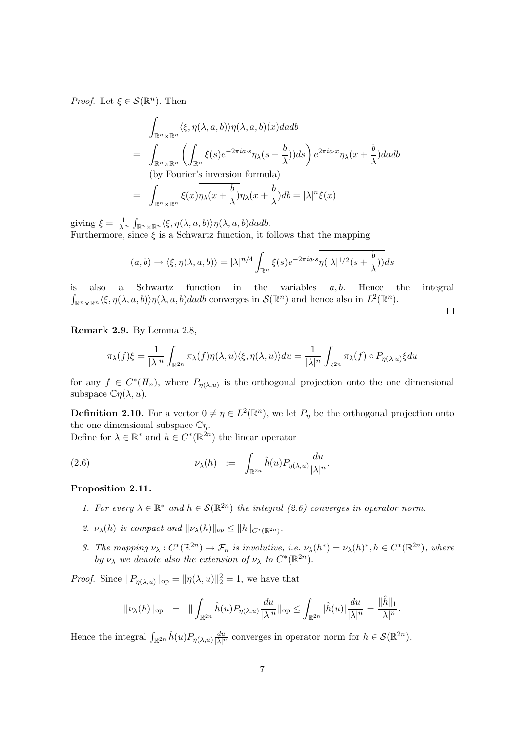*Proof.* Let $\xi \in \mathcal{S}(\mathbb{R}^n)$. Then

$$
\begin{aligned}
& \int_{\mathbb{R}^n\times\mathbb{R}^n} \langle \xi, \eta(\lambda, a, b)\rangle \eta(\lambda, a, b)(x) da db \\
= & \int_{\mathbb{R}^n\times\mathbb{R}^n} \left( \int_{\mathbb{R}^n} \xi(s) e^{-2\pi i a\cdot s} \overline{\eta_\lambda(s + \frac{b}{\lambda}))} ds \right) e^{2\pi i a\cdot x} \eta_\lambda(x + \frac{b}{\lambda}) da db \\
& \text{(by Fourier's inversion formula)} \\
= & \int_{\mathbb{R}^n\times\mathbb{R}^n} \xi(x) \overline{\eta_\lambda(x + \frac{b}{\lambda})} \eta_\lambda(x + \frac{b}{\lambda}) db = |\lambda|^n \xi(x)
\end{aligned}
$$

giving $\xi = \frac{1}{|\lambda|^n} \int_{\mathbb{R}^n\times\mathbb{R}^n} \langle \xi, \eta(\lambda, a, b)\rangle \eta(\lambda, a, b) da db$.
Furthermore, since $\xi$ is a Schwartz function, it follows that the mapping

$$
(a, b) \to \langle \xi, \eta(\lambda, a, b)\rangle = |\lambda|^{n/4} \int_{\mathbb{R}^n} \xi(s) e^{-2\pi i a\cdot s} \overline{\eta(|\lambda|^{1/2}(s + \frac{b}{\lambda}))} ds
$$

is also a Schwartz function in the variables $a, b$. Hence the integral $\int_{\mathbb{R}^n\times\mathbb{R}^n} \langle \xi, \eta(\lambda, a, b)\rangle \eta(\lambda, a, b) da db$ converges in $\mathcal{S}(\mathbb{R}^n)$ and hence also in $L^2(\mathbb{R}^n)$. □

**Remark 2.9.** By Lemma 2.8,

$$
\pi_\lambda(f)\xi = \frac{1}{|\lambda|^n} \int_{\mathbb{R}^{2n}} \pi_\lambda(f) \eta(\lambda, u) \langle \xi, \eta(\lambda, u)\rangle du = \frac{1}{|\lambda|^n} \int_{\mathbb{R}^{2n}} \pi_\lambda(f) \circ P_{\eta(\lambda,u)} \xi du
$$

for any $f \in C^*(H_n)$, where $P_{\eta(\lambda,u)}$ is the orthogonal projection onto the one dimensional subspace $\mathbb{C}\eta(\lambda, u)$.

**Definition 2.10.** For a vector $0 \neq \eta \in L^2(\mathbb{R}^n)$, we let $P_\eta$ be the orthogonal projection onto the one dimensional subspace $\mathbb{C}\eta$.
Define for $\lambda \in \mathbb{R}^*$ and $h \in C^*(\mathbb{R}^{2n})$ the linear operator

$$
\nu_\lambda(h) \ := \ \int_{\mathbb{R}^{2n}} \hat{h}(u) P_{\eta(\lambda,u)} \frac{du}{|\lambda|^n}. \tag{2.6}
$$

**Proposition 2.11.**

1. *For every $\lambda \in \mathbb{R}^*$ and $h \in \mathcal{S}(\mathbb{R}^{2n})$ the integral (2.6) converges in operator norm.*
2. *$\nu_\lambda(h)$ is compact and $\|\nu_\lambda(h)\|_{op} \leq \|h\|_{C^*(\mathbb{R}^{2n})}$.*
3. *The mapping $\nu_\lambda : C^*(\mathbb{R}^{2n}) \to \mathcal{F}_n$ is involutive, i.e. $\nu_\lambda(h^*) = \nu_\lambda(h)^*, h \in C^*(\mathbb{R}^{2n})$, where by $\nu_\lambda$ we denote also the extension of $\nu_\lambda$ to $C^*(\mathbb{R}^{2n})$.*

*Proof.* Since $\|P_{\eta(\lambda,u)}\|_{\text{op}} = \|\eta(\lambda, u)\|_2^2 = 1$, we have that

$$
\|\nu_\lambda(h)\|_{\text{op}} \ = \ \| \int_{\mathbb{R}^{2n}} \hat{h}(u) P_{\eta(\lambda,u)} \frac{du}{|\lambda|^n} \|_{\text{op}} \leq \int_{\mathbb{R}^{2n}} |\hat{h}(u)| \frac{du}{|\lambda|^n} = \frac{\|\hat{h}\|_1}{|\lambda|^n}.
$$

Hence the integral $\int_{\mathbb{R}^{2n}} \hat{h}(u) P_{\eta(\lambda,u)} \frac{du}{|\lambda|^n}$ converges in operator norm for $h \in \mathcal{S}(\mathbb{R}^{2n})$.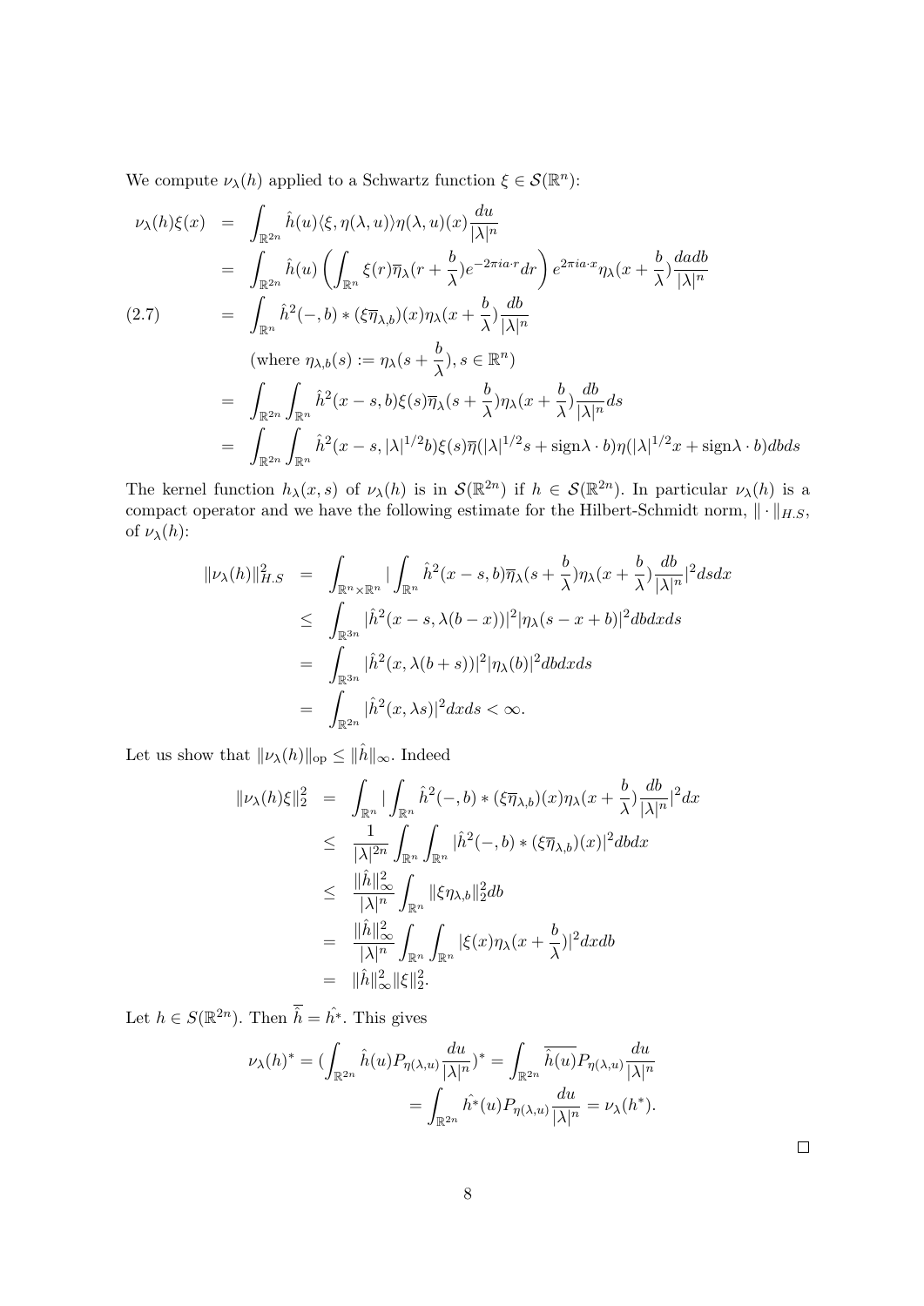We compute $\nu_\lambda(h)$ applied to a Schwartz function $\xi \in \mathcal{S}(\mathbb{R}^n)$:

$$
\begin{aligned}
\nu_\lambda(h)\xi(x) &= \int_{\mathbb{R}^{2n}} \hat{h}(u)\langle \xi, \eta(\lambda,u)\rangle \eta(\lambda,u)(x)\frac{du}{|\lambda|^n} \\
&= \int_{\mathbb{R}^{2n}} \hat{h}(u)\left(\int_{\mathbb{R}^n} \xi(r)\overline{\eta}_\lambda(r+\frac{b}{\lambda})e^{-2\pi i a\cdot r}dr\right)e^{2\pi i a\cdot x}\eta_\lambda(x+\frac{b}{\lambda})\frac{dadb}{|\lambda|^n} \\
&= \int_{\mathbb{R}^n} \hat{h}^2(-,b) * (\xi\overline{\eta}_{\lambda,b})(x)\eta_\lambda(x+\frac{b}{\lambda})\frac{db}{|\lambda|^n} \qquad (2.7)\\
&\quad (\text{where } \eta_{\lambda,b}(s) := \eta_\lambda(s+\frac{b}{\lambda}), s\in\mathbb{R}^n) \\
&= \int_{\mathbb{R}^{2n}}\int_{\mathbb{R}^n} \hat{h}^2(x-s,b)\xi(s)\overline{\eta}_\lambda(s+\frac{b}{\lambda})\eta_\lambda(x+\frac{b}{\lambda})\frac{db}{|\lambda|^n}ds \\
&= \int_{\mathbb{R}^{2n}}\int_{\mathbb{R}^n} \hat{h}^2(x-s,|\lambda|^{1/2}b)\xi(s)\overline{\eta}(|\lambda|^{1/2}s+\text{sign}\lambda\cdot b)\eta(|\lambda|^{1/2}x+\text{sign}\lambda\cdot b)dbds
\end{aligned}
$$

The kernel function $h_\lambda(x,s)$ of $\nu_\lambda(h)$ is in $\mathcal{S}(\mathbb{R}^{2n})$ if $h\in\mathcal{S}(\mathbb{R}^{2n})$. In particular $\nu_\lambda(h)$ is a compact operator and we have the following estimate for the Hilbert-Schmidt norm, $\|\cdot\|_{H.S}$, of $\nu_\lambda(h)$:

$$
\begin{aligned}
\|\nu_\lambda(h)\|_{H.S}^2 &= \int_{\mathbb{R}^n\times\mathbb{R}^n} \left|\int_{\mathbb{R}^n} \hat{h}^2(x-s,b)\overline{\eta}_\lambda(s+\frac{b}{\lambda})\eta_\lambda(x+\frac{b}{\lambda})\frac{db}{|\lambda|^n}\right|^2 dsdx \\
&\le \int_{\mathbb{R}^{3n}} |\hat{h}^2(x-s,\lambda(b-x))|^2|\eta_\lambda(s-x+b)|^2 dbdxds \\
&= \int_{\mathbb{R}^{3n}} |\hat{h}^2(x,\lambda(b+s))|^2|\eta_\lambda(b)|^2 dbdxds \\
&= \int_{\mathbb{R}^{2n}} |\hat{h}^2(x,\lambda s)|^2 dxds < \infty.
\end{aligned}
$$

Let us show that $\|\nu_\lambda(h)\|_{\text{op}} \le \|\hat{h}\|_\infty$. Indeed

$$
\begin{aligned}
\|\nu_\lambda(h)\xi\|_2^2 &= \int_{\mathbb{R}^n} \left|\int_{\mathbb{R}^n} \hat{h}^2(-,b) * (\xi\overline{\eta}_{\lambda,b})(x)\eta_\lambda(x+\frac{b}{\lambda})\frac{db}{|\lambda|^n}\right|^2 dx \\
&\le \frac{1}{|\lambda|^{2n}}\int_{\mathbb{R}^n}\int_{\mathbb{R}^n} |\hat{h}^2(-,b) * (\xi\overline{\eta}_{\lambda,b})(x)|^2 dbdx \\
&\le \frac{\|\hat{h}\|_\infty^2}{|\lambda|^n}\int_{\mathbb{R}^n} \|\xi\eta_{\lambda,b}\|_2^2 db \\
&= \frac{\|\hat{h}\|_\infty^2}{|\lambda|^n}\int_{\mathbb{R}^n}\int_{\mathbb{R}^n} |\xi(x)\eta_\lambda(x+\frac{b}{\lambda})|^2 dxdb \\
&= \|\hat{h}\|_\infty^2\|\xi\|_2^2.
\end{aligned}
$$

Let $h\in S(\mathbb{R}^{2n})$. Then $\overline{\hat{h}} = \hat{h^*}$. This gives

$$
\begin{aligned}
\nu_\lambda(h)^* = \left(\int_{\mathbb{R}^{2n}} \hat{h}(u)P_{\eta(\lambda,u)}\frac{du}{|\lambda|^n}\right)^* &= \int_{\mathbb{R}^{2n}} \overline{\hat{h}(u)}P_{\eta(\lambda,u)}\frac{du}{|\lambda|^n} \\
&= \int_{\mathbb{R}^{2n}} \hat{h^*}(u)P_{\eta(\lambda,u)}\frac{du}{|\lambda|^n} = \nu_\lambda(h^*).
\end{aligned}
$$

□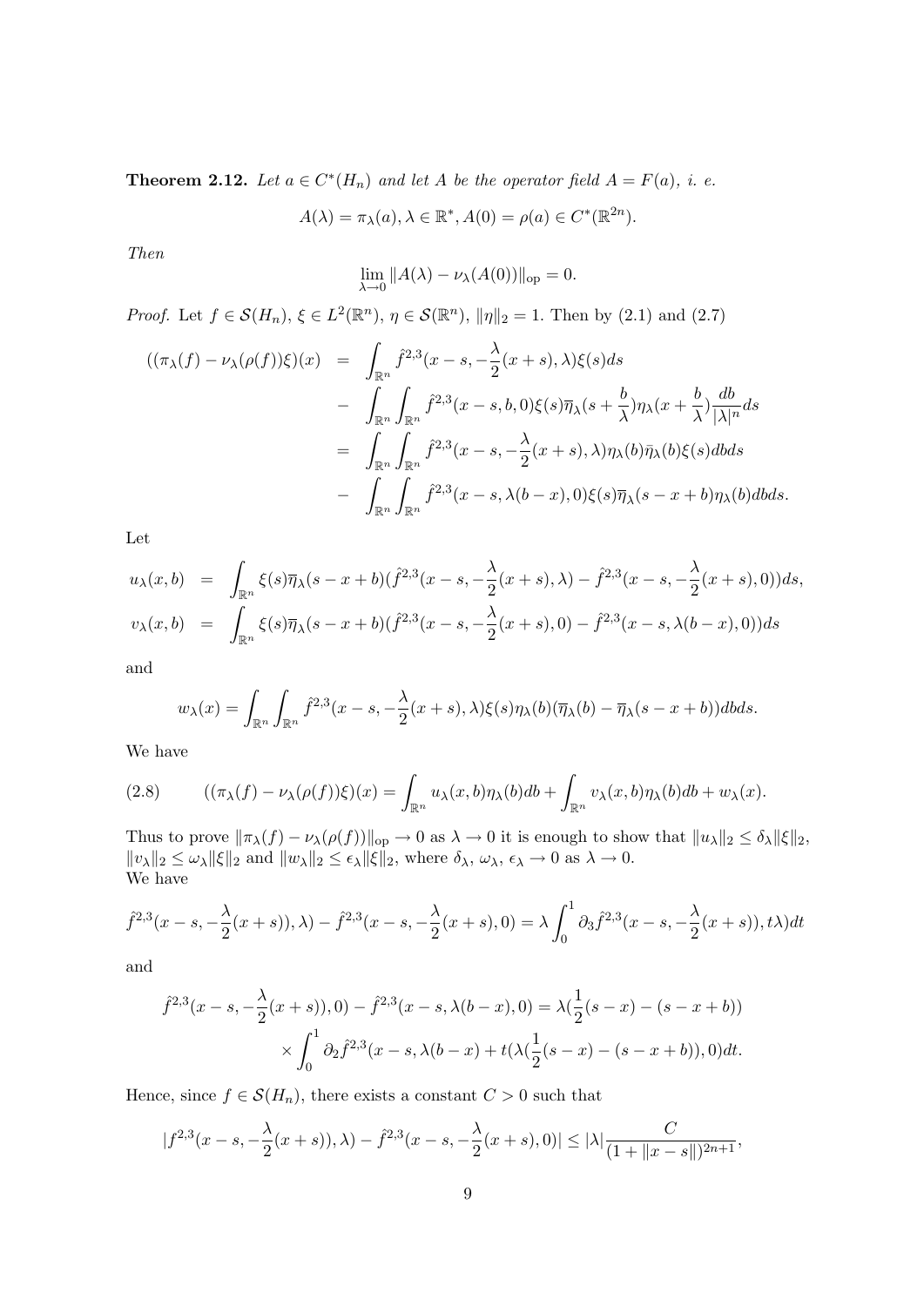**Theorem 2.12.** *Let $a \in C^*(H_n)$ and let $A$ be the operator field $A = F(a)$, i. e.*

$$A(\lambda) = \pi_\lambda(a), \lambda \in \mathbb{R}^*, A(0) = \rho(a) \in C^*(\mathbb{R}^{2n}).$$

*Then*

$$\lim_{\lambda \to 0} \|A(\lambda) - \nu_\lambda(A(0))\|_{\text{op}} = 0.$$

*Proof.* Let $f \in \mathcal{S}(H_n)$, $\xi \in L^2(\mathbb{R}^n)$, $\eta \in \mathcal{S}(\mathbb{R}^n)$, $\|\eta\|_2 = 1$. Then by (2.1) and (2.7)

$$\begin{aligned}
((\pi_\lambda(f) - \nu_\lambda(\rho(f))\xi)(x) &= \int_{\mathbb{R}^n} \hat{f}^{2,3}(x-s, -\frac{\lambda}{2}(x+s), \lambda)\xi(s)ds \\
&- \int_{\mathbb{R}^n}\int_{\mathbb{R}^n} \hat{f}^{2,3}(x-s, b, 0)\xi(s)\overline{\eta}_\lambda(s+\frac{b}{\lambda})\eta_\lambda(x+\frac{b}{\lambda})\frac{db}{|\lambda|^n}ds \\
&= \int_{\mathbb{R}^n}\int_{\mathbb{R}^n} \hat{f}^{2,3}(x-s, -\frac{\lambda}{2}(x+s), \lambda)\eta_\lambda(b)\bar{\eta}_\lambda(b)\xi(s)dbds \\
&- \int_{\mathbb{R}^n}\int_{\mathbb{R}^n} \hat{f}^{2,3}(x-s, \lambda(b-x), 0)\xi(s)\overline{\eta}_\lambda(s-x+b)\eta_\lambda(b)dbds.
\end{aligned}$$

Let

$$\begin{aligned}
u_\lambda(x,b) &= \int_{\mathbb{R}^n} \xi(s)\overline{\eta}_\lambda(s-x+b)(\hat{f}^{2,3}(x-s, -\frac{\lambda}{2}(x+s), \lambda) - \hat{f}^{2,3}(x-s, -\frac{\lambda}{2}(x+s), 0))ds, \\
v_\lambda(x,b) &= \int_{\mathbb{R}^n} \xi(s)\overline{\eta}_\lambda(s-x+b)(\hat{f}^{2,3}(x-s, -\frac{\lambda}{2}(x+s), 0) - \hat{f}^{2,3}(x-s, \lambda(b-x), 0))ds
\end{aligned}$$

and

$$w_\lambda(x) = \int_{\mathbb{R}^n}\int_{\mathbb{R}^n} \hat{f}^{2,3}(x-s, -\frac{\lambda}{2}(x+s), \lambda)\xi(s)\eta_\lambda(b)(\overline{\eta}_\lambda(b) - \overline{\eta}_\lambda(s-x+b))dbds.$$

We have

$$((\pi_\lambda(f) - \nu_\lambda(\rho(f))\xi)(x) = \int_{\mathbb{R}^n} u_\lambda(x,b)\eta_\lambda(b)db + \int_{\mathbb{R}^n} v_\lambda(x,b)\eta_\lambda(b)db + w_\lambda(x). \tag{2.8}$$

Thus to prove $\|\pi_\lambda(f) - \nu_\lambda(\rho(f))\|_{\text{op}} \to 0$ as $\lambda \to 0$ it is enough to show that $\|u_\lambda\|_2 \leq \delta_\lambda\|\xi\|_2$, $\|v_\lambda\|_2 \leq \omega_\lambda\|\xi\|_2$ and $\|w_\lambda\|_2 \leq \epsilon_\lambda\|\xi\|_2$, where $\delta_\lambda$, $\omega_\lambda$, $\epsilon_\lambda \to 0$ as $\lambda \to 0$.
We have

$$\hat{f}^{2,3}(x-s, -\frac{\lambda}{2}(x+s)), \lambda) - \hat{f}^{2,3}(x-s, -\frac{\lambda}{2}(x+s), 0) = \lambda\int_0^1 \partial_3\hat{f}^{2,3}(x-s, -\frac{\lambda}{2}(x+s)), t\lambda)dt$$

and

$$\begin{aligned}
\hat{f}^{2,3}(x-s, -\frac{\lambda}{2}(x+s)), 0) - \hat{f}^{2,3}(x-s, \lambda(b-x), 0) &= \lambda(\frac{1}{2}(s-x) - (s-x+b)) \\
&\times \int_0^1 \partial_2\hat{f}^{2,3}(x-s, \lambda(b-x) + t(\lambda(\frac{1}{2}(s-x) - (s-x+b)), 0)dt.
\end{aligned}$$

Hence, since $f \in \mathcal{S}(H_n)$, there exists a constant $C > 0$ such that

$$|f^{2,3}(x-s, -\frac{\lambda}{2}(x+s)), \lambda) - \hat{f}^{2,3}(x-s, -\frac{\lambda}{2}(x+s), 0)| \leq |\lambda|\frac{C}{(1+\|x-s\|)^{2n+1}},$$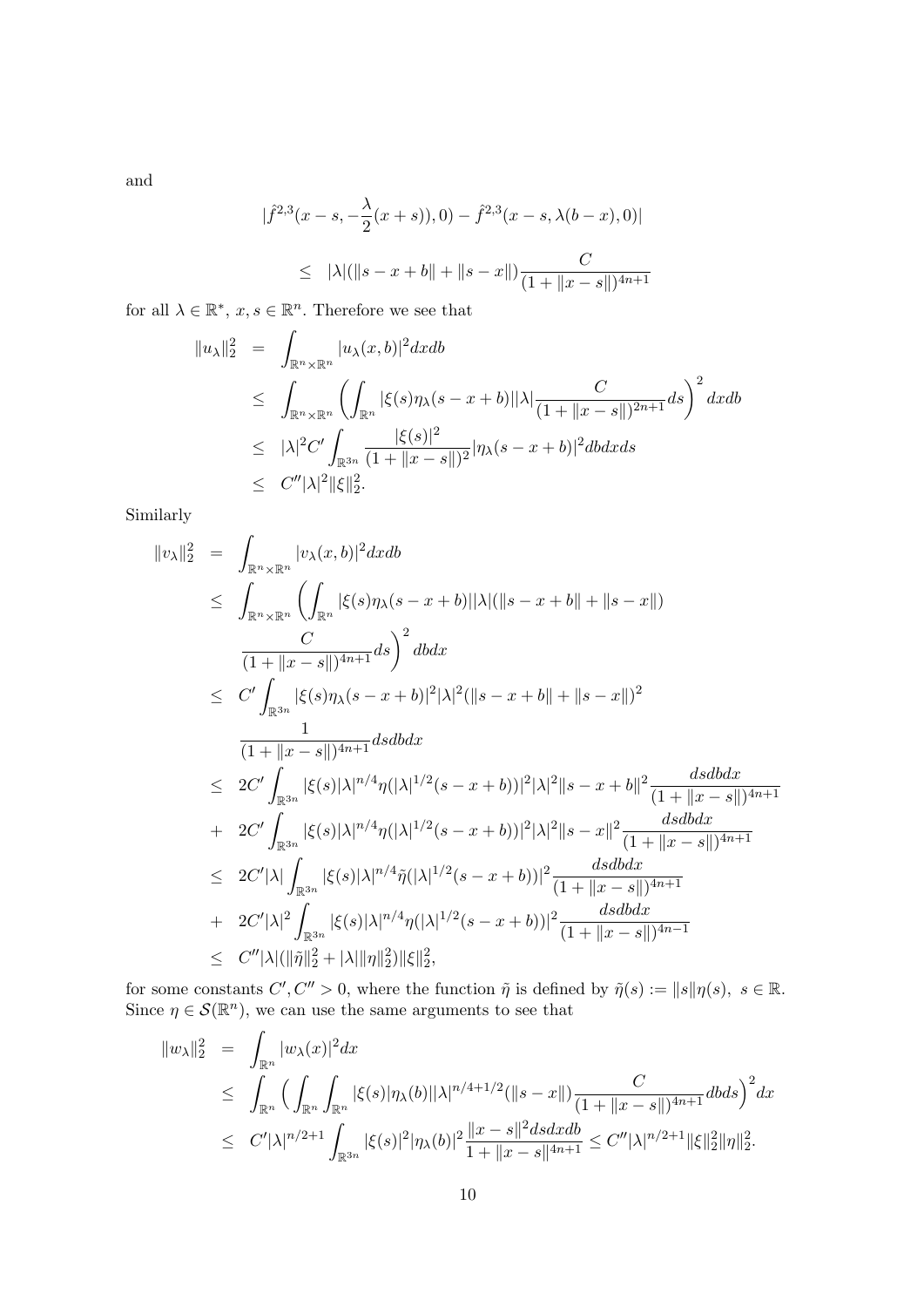and

$$
\begin{aligned}
&|\hat{f}^{2,3}(x-s,-\frac{\lambda}{2}(x+s)),0)-\hat{f}^{2,3}(x-s,\lambda(b-x),0)| \\
&\leq \quad |\lambda|(\|s-x+b\|+\|s-x\|)\frac{C}{(1+\|x-s\|)^{4n+1}}
\end{aligned}
$$

for all $\lambda \in \mathbb{R}^*$, $x, s \in \mathbb{R}^n$. Therefore we see that

$$
\begin{aligned}
\|u_\lambda\|_2^2 &= \int_{\mathbb{R}^n\times\mathbb{R}^n} |u_\lambda(x,b)|^2 dxdb \\
&\leq \int_{\mathbb{R}^n\times\mathbb{R}^n}\left(\int_{\mathbb{R}^n}|\xi(s)\eta_\lambda(s-x+b)||\lambda|\frac{C}{(1+\|x-s\|)^{2n+1}}ds\right)^2 dxdb \\
&\leq |\lambda|^2 C'\int_{\mathbb{R}^{3n}}\frac{|\xi(s)|^2}{(1+\|x-s\|)^2}|\eta_\lambda(s-x+b)|^2 dbdxds \\
&\leq C''|\lambda|^2\|\xi\|_2^2.
\end{aligned}
$$

Similarly

$$
\begin{aligned}
\|v_\lambda\|_2^2 &= \int_{\mathbb{R}^n\times\mathbb{R}^n} |v_\lambda(x,b)|^2 dxdb \\
&\leq \int_{\mathbb{R}^n\times\mathbb{R}^n}\left(\int_{\mathbb{R}^n}|\xi(s)\eta_\lambda(s-x+b)||\lambda|(\|s-x+b\|+\|s-x\|)\right. \\
&\qquad \left.\frac{C}{(1+\|x-s\|)^{4n+1}}ds\right)^2 dbdx \\
&\leq C'\int_{\mathbb{R}^{3n}}|\xi(s)\eta_\lambda(s-x+b)|^2|\lambda|^2(\|s-x+b\|+\|s-x\|)^2 \\
&\qquad \frac{1}{(1+\|x-s\|)^{4n+1}}dsdbdx \\
&\leq 2C'\int_{\mathbb{R}^{3n}}|\xi(s)|\lambda|^{n/4}\eta(|\lambda|^{1/2}(s-x+b))|^2|\lambda|^2\|s-x+b\|^2\frac{dsdbdx}{(1+\|x-s\|)^{4n+1}} \\
&+ 2C'\int_{\mathbb{R}^{3n}}|\xi(s)|\lambda|^{n/4}\eta(|\lambda|^{1/2}(s-x+b))|^2|\lambda|^2\|s-x\|^2\frac{dsdbdx}{(1+\|x-s\|)^{4n+1}} \\
&\leq 2C'|\lambda|\int_{\mathbb{R}^{3n}}|\xi(s)|\lambda|^{n/4}\tilde{\eta}(|\lambda|^{1/2}(s-x+b))|^2\frac{dsdbdx}{(1+\|x-s\|)^{4n+1}} \\
&+ 2C'|\lambda|^2\int_{\mathbb{R}^{3n}}|\xi(s)|\lambda|^{n/4}\eta(|\lambda|^{1/2}(s-x+b))|^2\frac{dsdbdx}{(1+\|x-s\|)^{4n-1}} \\
&\leq C''|\lambda|(\|\tilde{\eta}\|_2^2+|\lambda|\|\eta\|_2^2)\|\xi\|_2^2,
\end{aligned}
$$

for some constants $C', C'' > 0$, where the function $\tilde{\eta}$ is defined by $\tilde{\eta}(s) := \|s\|\eta(s),\ s \in \mathbb{R}$. Since $\eta \in \mathcal{S}(\mathbb{R}^n)$, we can use the same arguments to see that

$$
\begin{aligned}
\|w_\lambda\|_2^2 &= \int_{\mathbb{R}^n}|w_\lambda(x)|^2 dx \\
&\leq \int_{\mathbb{R}^n}\Big(\int_{\mathbb{R}^n}\int_{\mathbb{R}^n}|\xi(s)|\eta_\lambda(b)||\lambda|^{n/4+1/2}(\|s-x\|)\frac{C}{(1+\|x-s\|)^{4n+1}}dbds\Big)^2 dx \\
&\leq C'|\lambda|^{n/2+1}\int_{\mathbb{R}^{3n}}|\xi(s)|^2|\eta_\lambda(b)|^2\frac{\|x-s\|^2dsdxdb}{1+\|x-s\|^{4n+1}} \leq C''|\lambda|^{n/2+1}\|\xi\|_2^2\|\eta\|_2^2.
\end{aligned}
$$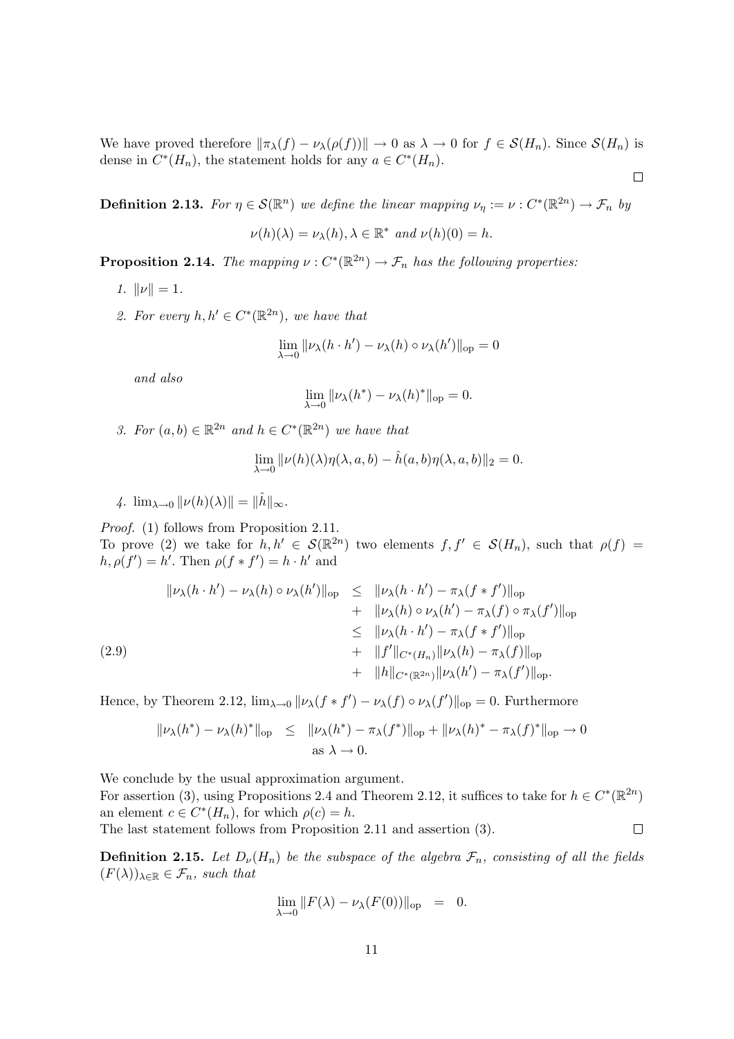We have proved therefore $\|\pi_\lambda(f) - \nu_\lambda(\rho(f))\| \to 0$ as $\lambda \to 0$ for $f \in \mathcal{S}(H_n)$. Since $\mathcal{S}(H_n)$ is dense in $C^*(H_n)$, the statement holds for any $a \in C^*(H_n)$.

□

**Definition 2.13.** *For $\eta \in \mathcal{S}(\mathbb{R}^n)$ we define the linear mapping $\nu_\eta := \nu : C^*(\mathbb{R}^{2n}) \to \mathcal{F}_n$ by*

$$\nu(h)(\lambda) = \nu_\lambda(h), \lambda \in \mathbb{R}^* \text{ and } \nu(h)(0) = h.$$

**Proposition 2.14.** *The mapping $\nu : C^*(\mathbb{R}^{2n}) \to \mathcal{F}_n$ has the following properties:*

1. $\|\nu\| = 1$.

2. *For every $h, h' \in C^*(\mathbb{R}^{2n})$, we have that*

$$\lim_{\lambda \to 0} \|\nu_\lambda(h \cdot h') - \nu_\lambda(h) \circ \nu_\lambda(h')\|_{\text{op}} = 0$$

   *and also*

$$\lim_{\lambda \to 0} \|\nu_\lambda(h^*) - \nu_\lambda(h)^*\|_{\text{op}} = 0.$$

3. *For $(a, b) \in \mathbb{R}^{2n}$ and $h \in C^*(\mathbb{R}^{2n})$ we have that*

$$\lim_{\lambda \to 0} \|\nu(h)(\lambda)\eta(\lambda, a, b) - \hat{h}(a, b)\eta(\lambda, a, b)\|_2 = 0.$$

4. $\lim_{\lambda \to 0} \|\nu(h)(\lambda)\| = \|\hat{h}\|_\infty$.

*Proof.* (1) follows from Proposition 2.11.
To prove (2) we take for $h, h' \in \mathcal{S}(\mathbb{R}^{2n})$ two elements $f, f' \in \mathcal{S}(H_n)$, such that $\rho(f) = h, \rho(f') = h'$. Then $\rho(f * f') = h \cdot h'$ and

$$\begin{aligned}
\|\nu_\lambda(h \cdot h') - \nu_\lambda(h) \circ \nu_\lambda(h')\|_{\text{op}} &\leq \|\nu_\lambda(h \cdot h') - \pi_\lambda(f * f')\|_{\text{op}} \\
&+ \|\nu_\lambda(h) \circ \nu_\lambda(h') - \pi_\lambda(f) \circ \pi_\lambda(f')\|_{\text{op}} \\
&\leq \|\nu_\lambda(h \cdot h') - \pi_\lambda(f * f')\|_{\text{op}} \\
&+ \|f'\|_{C^*(H_n)} \|\nu_\lambda(h) - \pi_\lambda(f)\|_{\text{op}} \\
&+ \|h\|_{C^*(\mathbb{R}^{2n})} \|\nu_\lambda(h') - \pi_\lambda(f')\|_{\text{op}}.
\end{aligned} \tag{2.9}$$

Hence, by Theorem 2.12, $\lim_{\lambda \to 0} \|\nu_\lambda(f * f') - \nu_\lambda(f) \circ \nu_\lambda(f')\|_{\text{op}} = 0$. Furthermore

$$\begin{aligned}
\|\nu_\lambda(h^*) - \nu_\lambda(h)^*\|_{\text{op}} &\leq \|\nu_\lambda(h^*) - \pi_\lambda(f^*)\|_{\text{op}} + \|\nu_\lambda(h)^* - \pi_\lambda(f)^*\|_{\text{op}} \to 0 \\
&\text{as } \lambda \to 0.
\end{aligned}$$

We conclude by the usual approximation argument.
For assertion (3), using Propositions 2.4 and Theorem 2.12, it suffices to take for $h \in C^*(\mathbb{R}^{2n})$ an element $c \in C^*(H_n)$, for which $\rho(c) = h$.
The last statement follows from Proposition 2.11 and assertion (3). □

**Definition 2.15.** *Let $D_\nu(H_n)$ be the subspace of the algebra $\mathcal{F}_n$, consisting of all the fields $(F(\lambda))_{\lambda \in \mathbb{R}} \in \mathcal{F}_n$, such that*

$$\lim_{\lambda \to 0} \|F(\lambda) - \nu_\lambda(F(0))\|_{\text{op}} = 0.$$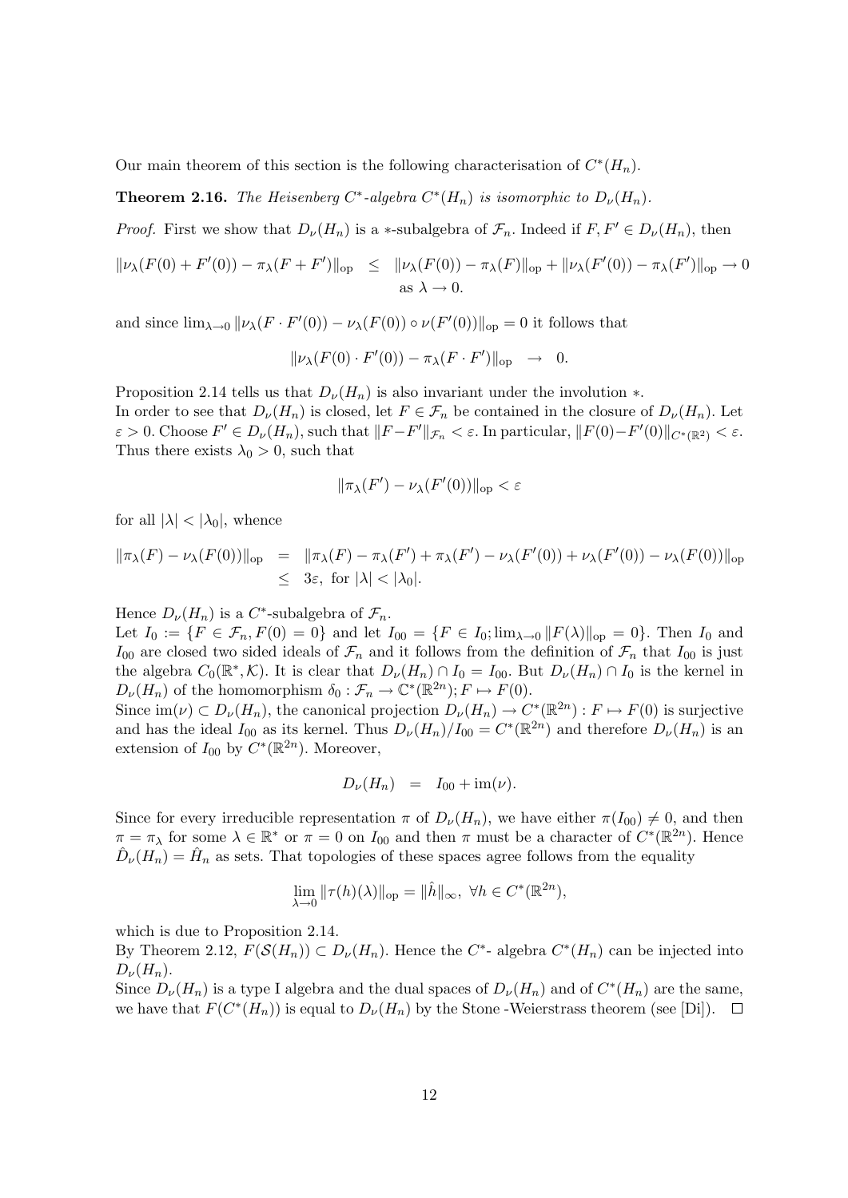Our main theorem of this section is the following characterisation of $C^*(H_n)$.

**Theorem 2.16.** *The Heisenberg $C^*$-algebra $C^*(H_n)$ is isomorphic to $D_\nu(H_n)$.*

*Proof.* First we show that $D_\nu(H_n)$ is a $*$-subalgebra of $\mathcal{F}_n$. Indeed if $F, F' \in D_\nu(H_n)$, then

$$\begin{aligned}\|\nu_\lambda(F(0) + F'(0)) - \pi_\lambda(F + F')\|_{\rm op} &\leq \|\nu_\lambda(F(0)) - \pi_\lambda(F)\|_{\rm op} + \|\nu_\lambda(F'(0)) - \pi_\lambda(F')\|_{\rm op} \to 0 \\ &\quad \text{as } \lambda \to 0.\end{aligned}$$

and since $\lim_{\lambda\to 0} \|\nu_\lambda(F \cdot F'(0)) - \nu_\lambda(F(0)) \circ \nu(F'(0))\|_{\rm op} = 0$ it follows that

$$\|\nu_\lambda(F(0) \cdot F'(0)) - \pi_\lambda(F \cdot F')\|_{\rm op} \quad \to \quad 0.$$

Proposition 2.14 tells us that $D_\nu(H_n)$ is also invariant under the involution $*$.
In order to see that $D_\nu(H_n)$ is closed, let $F \in \mathcal{F}_n$ be contained in the closure of $D_\nu(H_n)$. Let $\varepsilon > 0$. Choose $F' \in D_\nu(H_n)$, such that $\|F - F'\|_{\mathcal{F}_n} < \varepsilon$. In particular, $\|F(0) - F'(0)\|_{C^*(\mathbb{R}^2)} < \varepsilon$. Thus there exists $\lambda_0 > 0$, such that

$$\|\pi_\lambda(F') - \nu_\lambda(F'(0))\|_{\rm op} < \varepsilon$$

for all $|\lambda| < |\lambda_0|$, whence

$$\begin{aligned}\|\pi_\lambda(F) - \nu_\lambda(F(0))\|_{\rm op} &= \|\pi_\lambda(F) - \pi_\lambda(F') + \pi_\lambda(F') - \nu_\lambda(F'(0)) + \nu_\lambda(F'(0)) - \nu_\lambda(F(0))\|_{\rm op} \\ &\leq 3\varepsilon, \text{ for } |\lambda| < |\lambda_0|.\end{aligned}$$

Hence $D_\nu(H_n)$ is a $C^*$-subalgebra of $\mathcal{F}_n$.
Let $I_0 := \{F \in \mathcal{F}_n, F(0) = 0\}$ and let $I_{00} = \{F \in I_0; \lim_{\lambda\to 0} \|F(\lambda)\|_{\rm op} = 0\}$. Then $I_0$ and $I_{00}$ are closed two sided ideals of $\mathcal{F}_n$ and it follows from the definition of $\mathcal{F}_n$ that $I_{00}$ is just the algebra $C_0(\mathbb{R}^*, \mathcal{K})$. It is clear that $D_\nu(H_n) \cap I_0 = I_{00}$. But $D_\nu(H_n) \cap I_0$ is the kernel in $D_\nu(H_n)$ of the homomorphism $\delta_0 : \mathcal{F}_n \to \mathbb{C}^*(\mathbb{R}^{2n}); F \mapsto F(0)$.
Since $\text{im}(\nu) \subset D_\nu(H_n)$, the canonical projection $D_\nu(H_n) \to C^*(\mathbb{R}^{2n}) : F \mapsto F(0)$ is surjective and has the ideal $I_{00}$ as its kernel. Thus $D_\nu(H_n)/I_{00} = C^*(\mathbb{R}^{2n})$ and therefore $D_\nu(H_n)$ is an extension of $I_{00}$ by $C^*(\mathbb{R}^{2n})$. Moreover,

$$D_\nu(H_n) \quad = \quad I_{00} + \text{im}(\nu).$$

Since for every irreducible representation $\pi$ of $D_\nu(H_n)$, we have either $\pi(I_{00}) \neq 0$, and then $\pi = \pi_\lambda$ for some $\lambda \in \mathbb{R}^*$ or $\pi = 0$ on $I_{00}$ and then $\pi$ must be a character of $C^*(\mathbb{R}^{2n})$. Hence $\hat{D}_\nu(H_n) = \hat{H}_n$ as sets. That topologies of these spaces agree follows from the equality

$$\lim_{\lambda\to 0} \|\tau(h)(\lambda)\|_{\rm op} = \|\hat{h}\|_\infty, \ \forall h \in C^*(\mathbb{R}^{2n}),$$

which is due to Proposition 2.14.
By Theorem 2.12, $F(\mathcal{S}(H_n)) \subset D_\nu(H_n)$. Hence the $C^*$- algebra $C^*(H_n)$ can be injected into $D_\nu(H_n)$.
Since $D_\nu(H_n)$ is a type I algebra and the dual spaces of $D_\nu(H_n)$ and of $C^*(H_n)$ are the same, we have that $F(C^*(H_n))$ is equal to $D_\nu(H_n)$ by the Stone -Weierstrass theorem (see [Di]). $\square$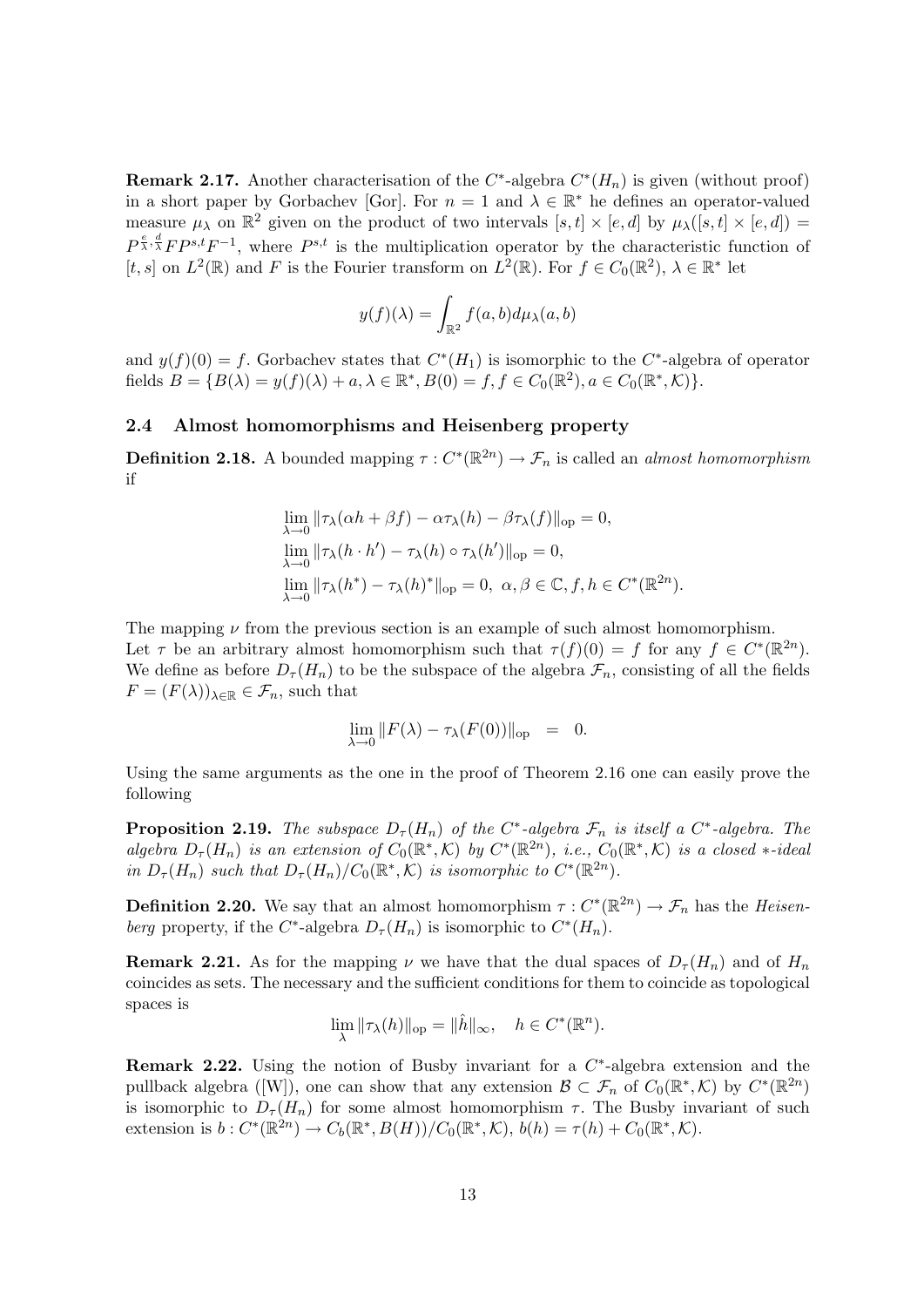**Remark 2.17.** Another characterisation of the $C^*$-algebra $C^*(H_n)$ is given (without proof) in a short paper by Gorbachev [Gor]. For $n = 1$ and $\lambda \in \mathbb{R}^*$ he defines an operator-valued measure $\mu_\lambda$ on $\mathbb{R}^2$ given on the product of two intervals $[s,t] \times [e,d]$ by $\mu_\lambda([s,t] \times [e,d]) = P^{\frac{e}{\lambda},\frac{d}{\lambda}} F P^{s,t} F^{-1}$, where $P^{s,t}$ is the multiplication operator by the characteristic function of $[t,s]$ on $L^2(\mathbb{R})$ and $F$ is the Fourier transform on $L^2(\mathbb{R})$. For $f \in C_0(\mathbb{R}^2)$, $\lambda \in \mathbb{R}^*$ let

$$y(f)(\lambda) = \int_{\mathbb{R}^2} f(a,b) d\mu_\lambda(a,b)$$

and $y(f)(0) = f$. Gorbachev states that $C^*(H_1)$ is isomorphic to the $C^*$-algebra of operator fields $B = \{B(\lambda) = y(f)(\lambda) + a, \lambda \in \mathbb{R}^*, B(0) = f, f \in C_0(\mathbb{R}^2), a \in C_0(\mathbb{R}^*, \mathcal{K})\}$.

## 2.4 Almost homomorphisms and Heisenberg property

**Definition 2.18.** A bounded mapping $\tau : C^*(\mathbb{R}^{2n}) \to \mathcal{F}_n$ is called an *almost homomorphism* if

$$\lim_{\lambda\to 0} \|\tau_\lambda(\alpha h + \beta f) - \alpha\tau_\lambda(h) - \beta\tau_\lambda(f)\|_{\text{op}} = 0,$$
$$\lim_{\lambda\to 0} \|\tau_\lambda(h \cdot h') - \tau_\lambda(h) \circ \tau_\lambda(h')\|_{\text{op}} = 0,$$
$$\lim_{\lambda\to 0} \|\tau_\lambda(h^*) - \tau_\lambda(h)^*\|_{\text{op}} = 0, \ \alpha, \beta \in \mathbb{C}, f, h \in C^*(\mathbb{R}^{2n}).$$

The mapping $\nu$ from the previous section is an example of such almost homomorphism.
Let $\tau$ be an arbitrary almost homomorphism such that $\tau(f)(0) = f$ for any $f \in C^*(\mathbb{R}^{2n})$. We define as before $D_\tau(H_n)$ to be the subspace of the algebra $\mathcal{F}_n$, consisting of all the fields $F = (F(\lambda))_{\lambda\in\mathbb{R}} \in \mathcal{F}_n$, such that

$$\lim_{\lambda\to 0} \|F(\lambda) - \tau_\lambda(F(0))\|_{\text{op}} \ = \ 0.$$

Using the same arguments as the one in the proof of Theorem 2.16 one can easily prove the following

**Proposition 2.19.** *The subspace $D_\tau(H_n)$ of the $C^*$-algebra $\mathcal{F}_n$ is itself a $C^*$-algebra. The algebra $D_\tau(H_n)$ is an extension of $C_0(\mathbb{R}^*, \mathcal{K})$ by $C^*(\mathbb{R}^{2n})$, i.e., $C_0(\mathbb{R}^*, \mathcal{K})$ is a closed $*$-ideal in $D_\tau(H_n)$ such that $D_\tau(H_n)/C_0(\mathbb{R}^*, \mathcal{K})$ is isomorphic to $C^*(\mathbb{R}^{2n})$.*

**Definition 2.20.** We say that an almost homomorphism $\tau : C^*(\mathbb{R}^{2n}) \to \mathcal{F}_n$ has the *Heisenberg* property, if the $C^*$-algebra $D_\tau(H_n)$ is isomorphic to $C^*(H_n)$.

**Remark 2.21.** As for the mapping $\nu$ we have that the dual spaces of $D_\tau(H_n)$ and of $H_n$ coincides as sets. The necessary and the sufficient conditions for them to coincide as topological spaces is

$$\lim_\lambda \|\tau_\lambda(h)\|_{\text{op}} = \|\hat{h}\|_\infty, \quad h \in C^*(\mathbb{R}^n).$$

**Remark 2.22.** Using the notion of Busby invariant for a $C^*$-algebra extension and the pullback algebra ([W]), one can show that any extension $\mathcal{B} \subset \mathcal{F}_n$ of $C_0(\mathbb{R}^*, \mathcal{K})$ by $C^*(\mathbb{R}^{2n})$ is isomorphic to $D_\tau(H_n)$ for some almost homomorphism $\tau$. The Busby invariant of such extension is $b : C^*(\mathbb{R}^{2n}) \to C_b(\mathbb{R}^*, B(H))/C_0(\mathbb{R}^*, \mathcal{K})$, $b(h) = \tau(h) + C_0(\mathbb{R}^*, \mathcal{K})$.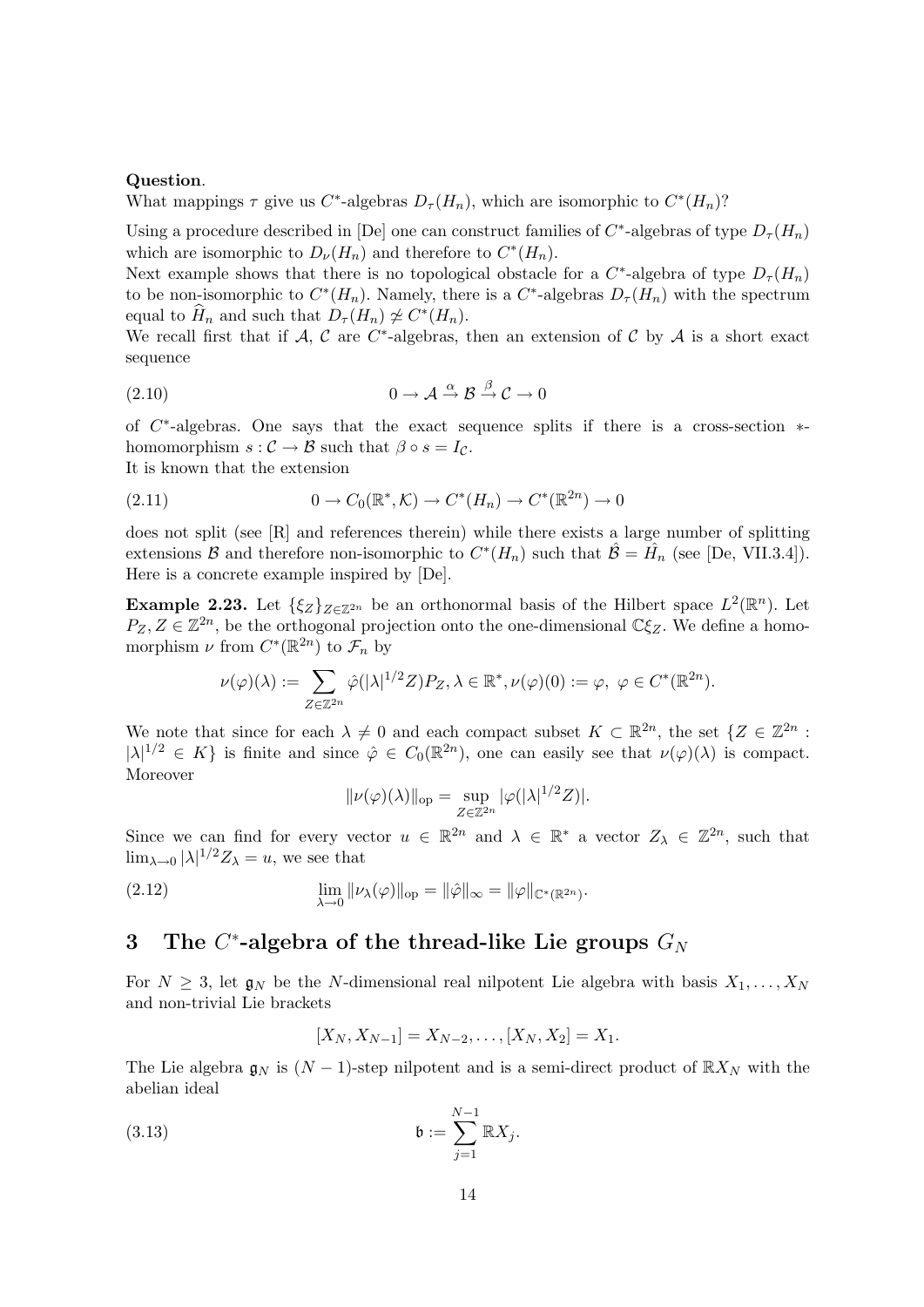**Question**.
What mappings $\tau$ give us $C^*$-algebras $D_\tau(H_n)$, which are isomorphic to $C^*(H_n)$?

Using a procedure described in [De] one can construct families of $C^*$-algebras of type $D_\tau(H_n)$ which are isomorphic to $D_\nu(H_n)$ and therefore to $C^*(H_n)$.
Next example shows that there is no topological obstacle for a $C^*$-algebra of type $D_\tau(H_n)$ to be non-isomorphic to $C^*(H_n)$. Namely, there is a $C^*$-algebras $D_\tau(H_n)$ with the spectrum equal to $\widehat{H}_n$ and such that $D_\tau(H_n) \not\simeq C^*(H_n)$.
We recall first that if $\mathcal{A}$, $\mathcal{C}$ are $C^*$-algebras, then an extension of $\mathcal{C}$ by $\mathcal{A}$ is a short exact sequence

$$0 \to \mathcal{A} \xrightarrow{\alpha} \mathcal{B} \xrightarrow{\beta} \mathcal{C} \to 0 \tag{2.10}$$

of $C^*$-algebras. One says that the exact sequence splits if there is a cross-section $*$-homomorphism $s : \mathcal{C} \to \mathcal{B}$ such that $\beta \circ s = I_{\mathcal{C}}$.
It is known that the extension

$$0 \to C_0(\mathbb{R}^*, \mathcal{K}) \to C^*(H_n) \to C^*(\mathbb{R}^{2n}) \to 0 \tag{2.11}$$

does not split (see [R] and references therein) while there exists a large number of splitting extensions $\mathcal{B}$ and therefore non-isomorphic to $C^*(H_n)$ such that $\hat{\mathcal{B}} = \hat{H}_n$ (see [De, VII.3.4]). Here is a concrete example inspired by [De].

**Example 2.23.** Let $\{\xi_Z\}_{Z\in\mathbb{Z}^{2n}}$ be an orthonormal basis of the Hilbert space $L^2(\mathbb{R}^n)$. Let $P_Z, Z \in \mathbb{Z}^{2n}$, be the orthogonal projection onto the one-dimensional $\mathbb{C}\xi_Z$. We define a homomorphism $\nu$ from $C^*(\mathbb{R}^{2n})$ to $\mathcal{F}_n$ by

$$\nu(\varphi)(\lambda) := \sum_{Z\in\mathbb{Z}^{2n}} \hat{\varphi}(|\lambda|^{1/2}Z)P_Z, \lambda \in \mathbb{R}^*, \nu(\varphi)(0) := \varphi,\ \varphi \in C^*(\mathbb{R}^{2n}).$$

We note that since for each $\lambda \neq 0$ and each compact subset $K \subset \mathbb{R}^{2n}$, the set $\{Z \in \mathbb{Z}^{2n} : |\lambda|^{1/2} \in K\}$ is finite and since $\hat{\varphi} \in C_0(\mathbb{R}^{2n})$, one can easily see that $\nu(\varphi)(\lambda)$ is compact. Moreover

$$\|\nu(\varphi)(\lambda)\|_{\rm op} = \sup_{Z\in\mathbb{Z}^{2n}} |\varphi(|\lambda|^{1/2}Z)|.$$

Since we can find for every vector $u \in \mathbb{R}^{2n}$ and $\lambda \in \mathbb{R}^*$ a vector $Z_\lambda \in \mathbb{Z}^{2n}$, such that $\lim_{\lambda\to 0} |\lambda|^{1/2}Z_\lambda = u$, we see that

$$\lim_{\lambda\to 0} \|\nu_\lambda(\varphi)\|_{\rm op} = \|\hat{\varphi}\|_\infty = \|\varphi\|_{\mathbb{C}^*(\mathbb{R}^{2n})}. \tag{2.12}$$

# 3 The $C^*$-algebra of the thread-like Lie groups $G_N$

For $N \geq 3$, let $\mathfrak{g}_N$ be the $N$-dimensional real nilpotent Lie algebra with basis $X_1, \ldots, X_N$ and non-trivial Lie brackets

$$[X_N, X_{N-1}] = X_{N-2}, \ldots, [X_N, X_2] = X_1.$$

The Lie algebra $\mathfrak{g}_N$ is $(N-1)$-step nilpotent and is a semi-direct product of $\mathbb{R}X_N$ with the abelian ideal

$$\mathfrak{b} := \sum_{j=1}^{N-1} \mathbb{R}X_j. \tag{3.13}$$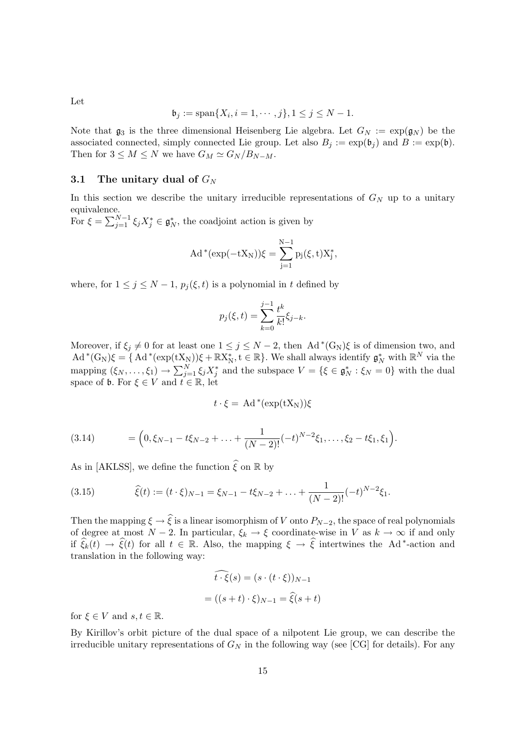Let

$$\mathfrak{b}_j := \text{span}\{X_i, i = 1, \cdots, j\}, 1 \leq j \leq N-1.$$

Note that $\mathfrak{g}_3$ is the three dimensional Heisenberg Lie algebra. Let $G_N := \exp(\mathfrak{g}_N)$ be the associated connected, simply connected Lie group. Let also $B_j := \exp(\mathfrak{b}_j)$ and $B := \exp(\mathfrak{b})$. Then for $3 \leq M \leq N$ we have $G_M \simeq G_N / B_{N-M}$.

### 3.1 The unitary dual of $G_N$

In this section we describe the unitary irreducible representations of $G_N$ up to a unitary equivalence.
For $\xi = \sum_{j=1}^{N-1} \xi_j X_j^* \in \mathfrak{g}_N^*$, the coadjoint action is given by

$$\mathrm{Ad}^*(\exp(-tX_N))\xi = \sum_{j=1}^{N-1} p_j(\xi, t) X_j^*,$$

where, for $1 \leq j \leq N-1$, $p_j(\xi, t)$ is a polynomial in $t$ defined by

$$p_j(\xi, t) = \sum_{k=0}^{j-1} \frac{t^k}{k!} \xi_{j-k}.$$

Moreover, if $\xi_j \neq 0$ for at least one $1 \leq j \leq N-2$, then $\mathrm{Ad}^*(G_N)\xi$ is of dimension two, and $\mathrm{Ad}^*(G_N)\xi = \{\mathrm{Ad}^*(\exp(tX_N))\xi + \mathbb{R}X_N^*, t \in \mathbb{R}\}$. We shall always identify $\mathfrak{g}_N^*$ with $\mathbb{R}^N$ via the mapping $(\xi_N, \ldots, \xi_1) \to \sum_{j=1}^N \xi_j X_j^*$ and the subspace $V = \{\xi \in \mathfrak{g}_N^* : \xi_N = 0\}$ with the dual space of $\mathfrak{b}$. For $\xi \in V$ and $t \in \mathbb{R}$, let

$$t \cdot \xi = \mathrm{Ad}^*(\exp(tX_N))\xi$$

$$= \Big(0, \xi_{N-1} - t\xi_{N-2} + \ldots + \frac{1}{(N-2)!}(-t)^{N-2}\xi_1, \ldots, \xi_2 - t\xi_1, \xi_1\Big). \tag{3.14}$$

As in [AKLSS], we define the function $\widehat{\xi}$ on $\mathbb{R}$ by

$$\widehat{\xi}(t) := (t \cdot \xi)_{N-1} = \xi_{N-1} - t\xi_{N-2} + \ldots + \frac{1}{(N-2)!}(-t)^{N-2}\xi_1. \tag{3.15}$$

Then the mapping $\xi \to \widehat{\xi}$ is a linear isomorphism of $V$ onto $P_{N-2}$, the space of real polynomials of degree at most $N-2$. In particular, $\xi_k \to \xi$ coordinate-wise in $V$ as $k \to \infty$ if and only if $\widehat{\xi}_k(t) \to \widehat{\xi}(t)$ for all $t \in \mathbb{R}$. Also, the mapping $\xi \to \widehat{\xi}$ intertwines the $\mathrm{Ad}^*$-action and translation in the following way:

$$\widehat{t \cdot \xi}(s) = (s \cdot (t \cdot \xi))_{N-1}$$

$$= ((s+t) \cdot \xi)_{N-1} = \widehat{\xi}(s+t)$$

for $\xi \in V$ and $s, t \in \mathbb{R}$.

By Kirillov's orbit picture of the dual space of a nilpotent Lie group, we can describe the irreducible unitary representations of $G_N$ in the following way (see [CG] for details). For any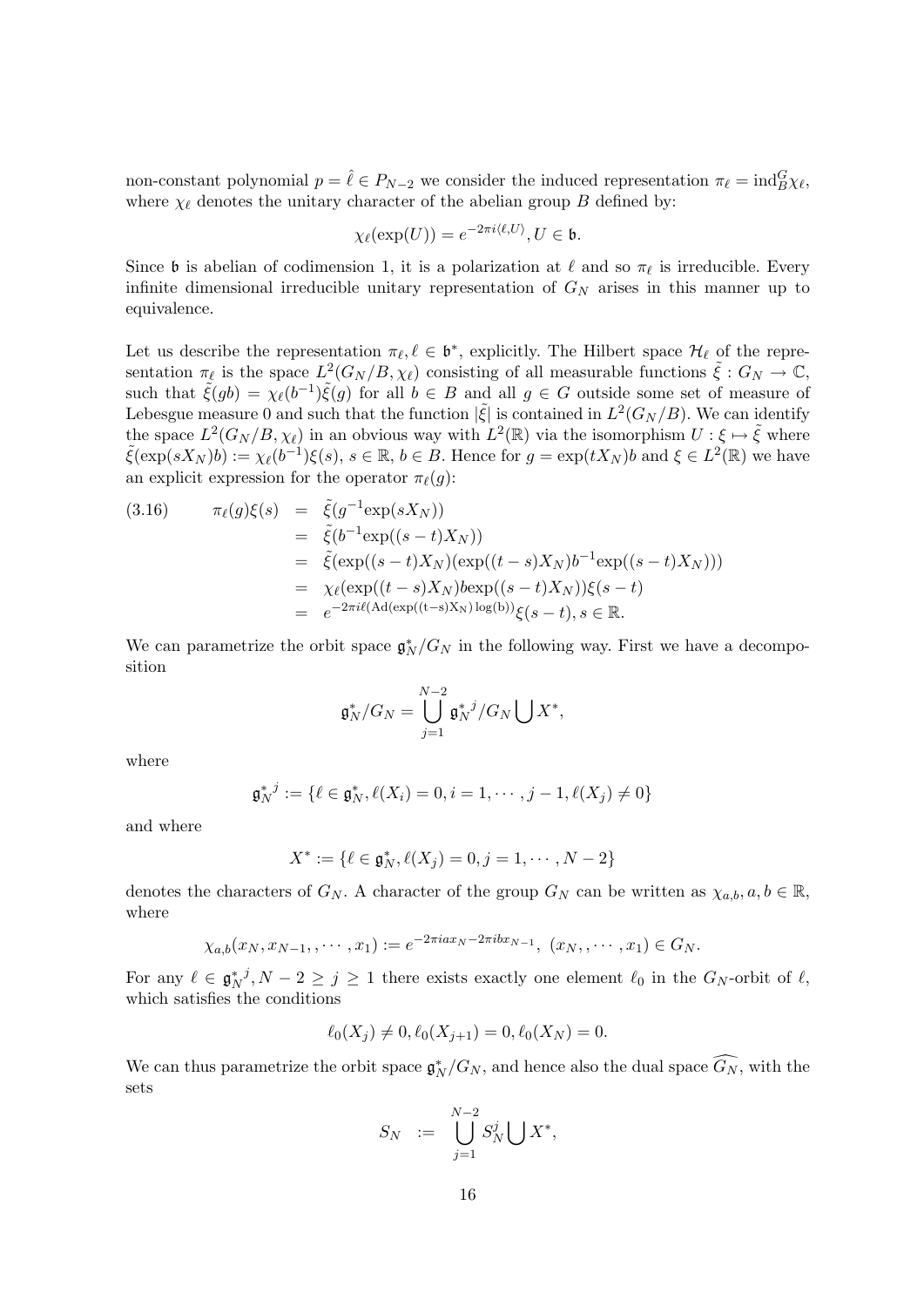non-constant polynomial $p = \hat{\ell} \in P_{N-2}$ we consider the induced representation $\pi_\ell = \mathrm{ind}_B^G \chi_\ell$, where $\chi_\ell$ denotes the unitary character of the abelian group $B$ defined by:

$$\chi_\ell(\exp(U)) = e^{-2\pi i \langle \ell, U\rangle}, U \in \mathfrak{b}.$$

Since $\mathfrak{b}$ is abelian of codimension 1, it is a polarization at $\ell$ and so $\pi_\ell$ is irreducible. Every infinite dimensional irreducible unitary representation of $G_N$ arises in this manner up to equivalence.

Let us describe the representation $\pi_\ell, \ell \in \mathfrak{b}^*$, explicitly. The Hilbert space $\mathcal{H}_\ell$ of the representation $\pi_\ell$ is the space $L^2(G_N/B, \chi_\ell)$ consisting of all measurable functions $\tilde{\xi} : G_N \to \mathbb{C}$, such that $\tilde{\xi}(gb) = \chi_\ell(b^{-1})\tilde{\xi}(g)$ for all $b \in B$ and all $g \in G$ outside some set of measure of Lebesgue measure 0 and such that the function $|\tilde{\xi}|$ is contained in $L^2(G_N/B)$. We can identify the space $L^2(G_N/B, \chi_\ell)$ in an obvious way with $L^2(\mathbb{R})$ via the isomorphism $U : \xi \mapsto \tilde{\xi}$ where $\tilde{\xi}(\exp(sX_N)b) := \chi_\ell(b^{-1})\xi(s)$, $s \in \mathbb{R}$, $b \in B$. Hence for $g = \exp(tX_N)b$ and $\xi \in L^2(\mathbb{R})$ we have an explicit expression for the operator $\pi_\ell(g)$:

$$\begin{aligned}
(3.16) \qquad \pi_\ell(g)\xi(s) &= \tilde{\xi}(g^{-1}\exp(sX_N)) \\
&= \tilde{\xi}(b^{-1}\exp((s-t)X_N)) \\
&= \tilde{\xi}(\exp((s-t)X_N)(\exp((t-s)X_N)b^{-1}\exp((s-t)X_N))) \\
&= \chi_\ell(\exp((t-s)X_N)b\exp((s-t)X_N))\xi(s-t) \\
&= e^{-2\pi i \ell(\mathrm{Ad}(\exp((t-s)X_N)\log(b))}\xi(s-t), s \in \mathbb{R}.
\end{aligned}$$

We can parametrize the orbit space $\mathfrak{g}_N^*/G_N$ in the following way. First we have a decomposition

$$\mathfrak{g}_N^*/G_N = \bigcup_{j=1}^{N-2} {\mathfrak{g}_N^*}^j/G_N \bigcup X^*,$$

where

$${\mathfrak{g}_N^*}^j := \{\ell \in \mathfrak{g}_N^*, \ell(X_i) = 0, i = 1, \cdots, j-1, \ell(X_j) \neq 0\}$$

and where

$$X^* := \{\ell \in \mathfrak{g}_N^*, \ell(X_j) = 0, j = 1, \cdots, N-2\}$$

denotes the characters of $G_N$. A character of the group $G_N$ can be written as $\chi_{a,b}, a, b \in \mathbb{R}$, where

$$\chi_{a,b}(x_N, x_{N-1}, , \cdots, x_1) := e^{-2\pi i a x_N - 2\pi i b x_{N-1}}, \ (x_N, , \cdots, x_1) \in G_N.$$

For any $\ell \in {\mathfrak{g}_N^*}^j, N-2 \geq j \geq 1$ there exists exactly one element $\ell_0$ in the $G_N$-orbit of $\ell$, which satisfies the conditions

$$\ell_0(X_j) \neq 0, \ell_0(X_{j+1}) = 0, \ell_0(X_N) = 0.$$

We can thus parametrize the orbit space $\mathfrak{g}_N^*/G_N$, and hence also the dual space $\widehat{G_N}$, with the sets

$$S_N \ := \ \bigcup_{j=1}^{N-2} S_N^j \bigcup X^*,$$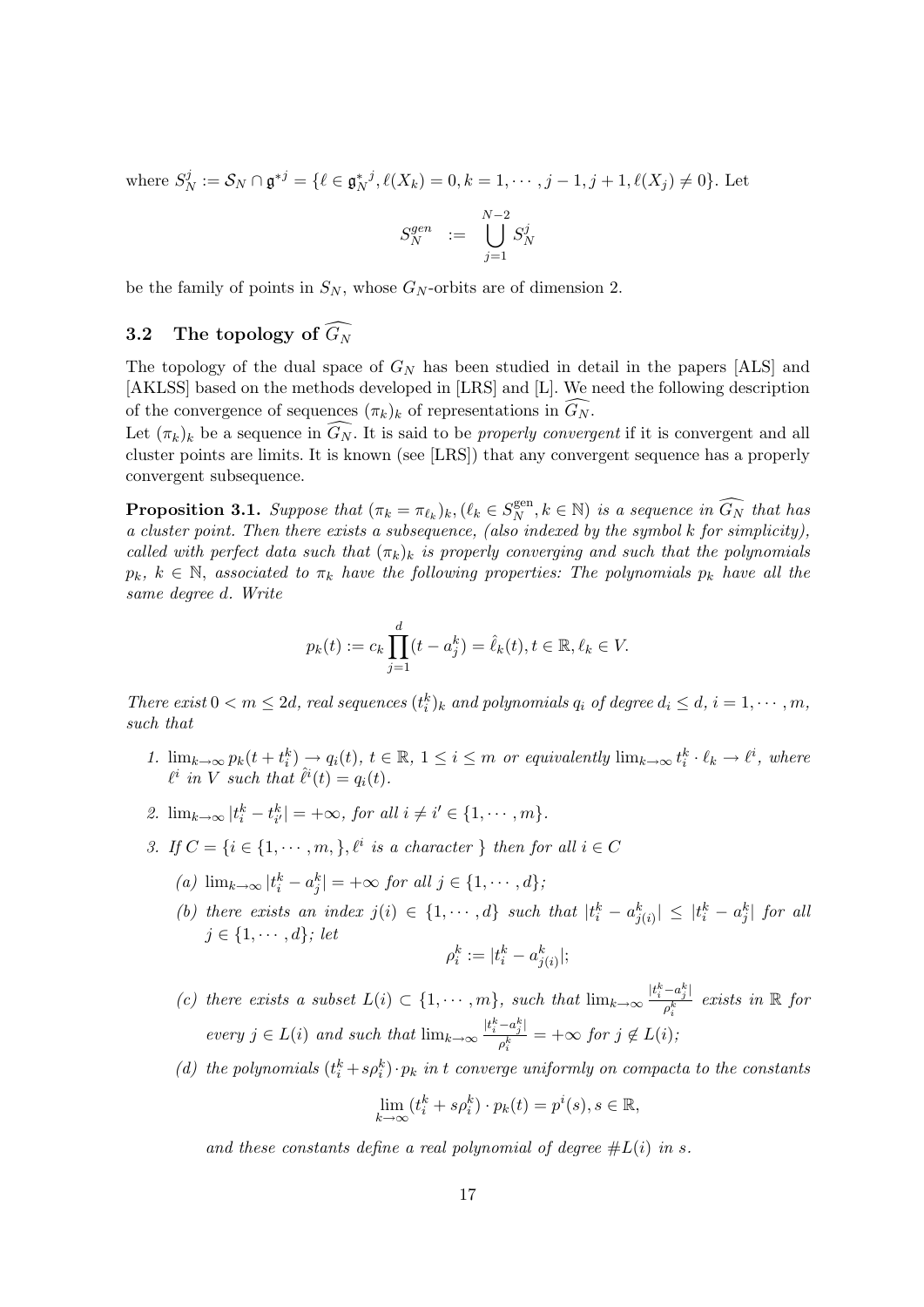where $S_N^j := \mathcal{S}_N \cap \mathfrak{g}^{*j} = \{\ell \in \mathfrak{g}_N^{*\,j}, \ell(X_k) = 0, k = 1, \cdots, j-1, j+1, \ell(X_j) \neq 0\}$. Let

$$S_N^{gen} := \bigcup_{j=1}^{N-2} S_N^j$$

be the family of points in $S_N$, whose $G_N$-orbits are of dimension 2.

## 3.2 The topology of $\widehat{G_N}$

The topology of the dual space of $G_N$ has been studied in detail in the papers [ALS] and [AKLSS] based on the methods developed in [LRS] and [L]. We need the following description of the convergence of sequences $(\pi_k)_k$ of representations in $\widehat{G_N}$.

Let $(\pi_k)_k$ be a sequence in $\widehat{G_N}$. It is said to be *properly convergent* if it is convergent and all cluster points are limits. It is known (see [LRS]) that any convergent sequence has a properly convergent subsequence.

**Proposition 3.1.** *Suppose that $(\pi_k = \pi_{\ell_k})_k, (\ell_k \in S_N^{\rm gen}, k \in \mathbb{N})$ is a sequence in $\widehat{G_N}$ that has a cluster point. Then there exists a subsequence, (also indexed by the symbol $k$ for simplicity), called with perfect data such that $(\pi_k)_k$ is properly converging and such that the polynomials $p_k$, $k \in \mathbb{N}$, associated to $\pi_k$ have the following properties: The polynomials $p_k$ have all the same degree $d$. Write*

$$p_k(t) := c_k \prod_{j=1}^{d} (t - a_j^k) = \hat{\ell}_k(t), t \in \mathbb{R}, \ell_k \in V.$$

*There exist $0 < m \leq 2d$, real sequences $(t_i^k)_k$ and polynomials $q_i$ of degree $d_i \leq d$, $i = 1, \cdots, m$, such that*

1. *$\lim_{k\to\infty} p_k(t + t_i^k) \to q_i(t)$, $t \in \mathbb{R}$, $1 \leq i \leq m$ or equivalently $\lim_{k\to\infty} t_i^k \cdot \ell_k \to \ell^i$, where $\ell^i$ in $V$ such that $\hat{\ell}^i(t) = q_i(t)$.*
2. *$\lim_{k\to\infty} |t_i^k - t_{i'}^k| = +\infty$, for all $i \neq i' \in \{1, \cdots, m\}$.*
3. *If $C = \{i \in \{1, \cdots, m, \}, \ell^i$ is a character $\}$ then for all $i \in C$*
   - *(a) $\lim_{k\to\infty} |t_i^k - a_j^k| = +\infty$ for all $j \in \{1, \cdots, d\}$;*
   - *(b) there exists an index $j(i) \in \{1, \cdots, d\}$ such that $|t_i^k - a_{j(i)}^k| \leq |t_i^k - a_j^k|$ for all $j \in \{1, \cdots, d\}$; let*
   $$\rho_i^k := |t_i^k - a_{j(i)}^k|;$$
   - *(c) there exists a subset $L(i) \subset \{1, \cdots, m\}$, such that $\lim_{k\to\infty} \frac{|t_i^k - a_j^k|}{\rho_i^k}$ exists in $\mathbb{R}$ for every $j \in L(i)$ and such that $\lim_{k\to\infty} \frac{|t_i^k - a_j^k|}{\rho_i^k} = +\infty$ for $j \notin L(i)$;*
   - *(d) the polynomials $(t_i^k + s\rho_i^k) \cdot p_k$ in $t$ converge uniformly on compacta to the constants*
   $$\lim_{k\to\infty} (t_i^k + s\rho_i^k) \cdot p_k(t) = p^i(s), s \in \mathbb{R},$$
   *and these constants define a real polynomial of degree $\#L(i)$ in $s$.*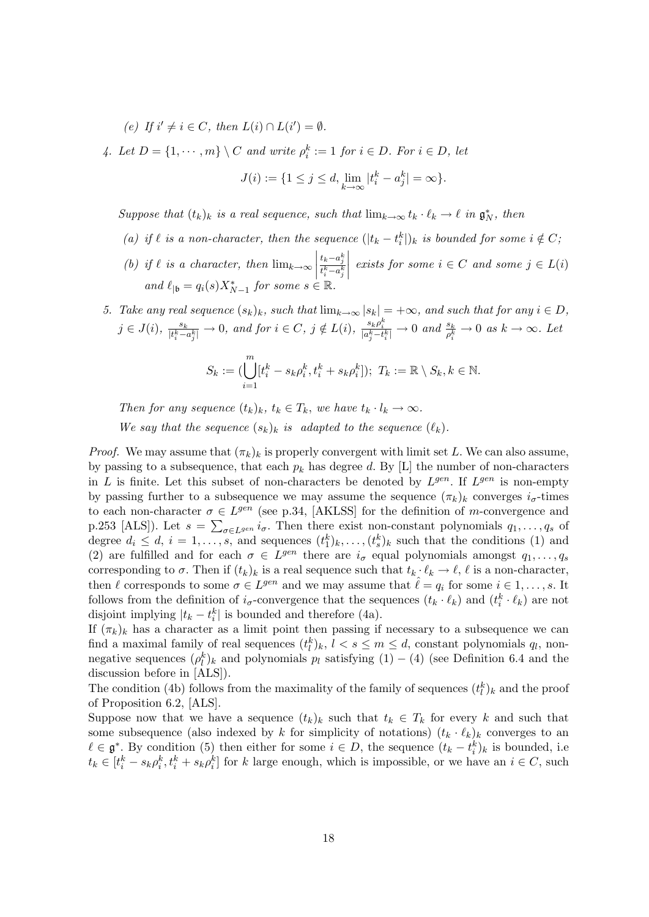(e) If $i' \neq i \in C$, then $L(i) \cap L(i') = \emptyset$.

4. Let $D = \{1, \cdots, m\} \setminus C$ and write $\rho_i^k := 1$ for $i \in D$. For $i \in D$, let

$$J(i) := \{1 \leq j \leq d, \lim_{k\to\infty} |t_i^k - a_j^k| = \infty\}.$$

*Suppose that $(t_k)_k$ is a real sequence, such that $\lim_{k\to\infty} t_k \cdot \ell_k \to \ell$ in $\mathfrak{g}_N^*$, then*

   (a) *if $\ell$ is a non-character, then the sequence $(|t_k - t_i^k|)_k$ is bounded for some $i \notin C$;*

   (b) *if $\ell$ is a character, then $\lim_{k\to\infty} \left|\frac{t_k - a_j^k}{t_i^k - a_j^k}\right|$ exists for some $i \in C$ and some $j \in L(i)$ and $\ell_{|\mathfrak{b}} = q_i(s)X_{N-1}^*$ for some $s \in \mathbb{R}$.*

5. *Take any real sequence $(s_k)_k$, such that $\lim_{k\to\infty} |s_k| = +\infty$, and such that for any $i \in D$, $j \in J(i)$, $\frac{s_k}{|t_i^k - a_j^k|} \to 0$, and for $i \in C$, $j \notin L(i)$, $\frac{s_k \rho_i^k}{|a_j^k - t_i^k|} \to 0$ and $\frac{s_k}{\rho_i^k} \to 0$ as $k \to \infty$. Let*

$$S_k := (\bigcup_{i=1}^m [t_i^k - s_k \rho_i^k, t_i^k + s_k \rho_i^k]);\ T_k := \mathbb{R} \setminus S_k, k \in \mathbb{N}.$$

*Then for any sequence $(t_k)_k$, $t_k \in T_k$, we have $t_k \cdot l_k \to \infty$.*

*We say that the sequence $(s_k)_k$ is adapted to the sequence $(\ell_k)$.*

*Proof.* We may assume that $(\pi_k)_k$ is properly convergent with limit set $L$. We can also assume, by passing to a subsequence, that each $p_k$ has degree $d$. By [L] the number of non-characters in $L$ is finite. Let this subset of non-characters be denoted by $L^{gen}$. If $L^{gen}$ is non-empty by passing further to a subsequence we may assume the sequence $(\pi_k)_k$ converges $i_\sigma$-times to each non-character $\sigma \in L^{gen}$ (see p.34, [AKLSS] for the definition of $m$-convergence and p.253 [ALS]). Let $s = \sum_{\sigma \in L^{gen}} i_\sigma$. Then there exist non-constant polynomials $q_1, \ldots, q_s$ of degree $d_i \leq d$, $i = 1, \ldots, s$, and sequences $(t_1^k)_k, \ldots, (t_s^k)_k$ such that the conditions (1) and (2) are fulfilled and for each $\sigma \in L^{gen}$ there are $i_\sigma$ equal polynomials amongst $q_1, \ldots, q_s$ corresponding to $\sigma$. Then if $(t_k)_k$ is a real sequence such that $t_k \cdot \ell_k \to \ell$, $\ell$ is a non-character, then $\ell$ corresponds to some $\sigma \in L^{gen}$ and we may assume that $\hat{\ell} = q_i$ for some $i \in 1, \ldots, s$. It follows from the definition of $i_\sigma$-convergence that the sequences $(t_k \cdot \ell_k)$ and $(t_i^k \cdot \ell_k)$ are not disjoint implying $|t_k - t_i^k|$ is bounded and therefore (4a).

If $(\pi_k)_k$ has a character as a limit point then passing if necessary to a subsequence we can find a maximal family of real sequences $(t_l^k)_k$, $l < s \leq m \leq d$, constant polynomials $q_l$, non-negative sequences $(\rho_l^k)_k$ and polynomials $p_l$ satisfying $(1) - (4)$ (see Definition 6.4 and the discussion before in [ALS]).

The condition (4b) follows from the maximality of the family of sequences $(t_l^k)_k$ and the proof of Proposition 6.2, [ALS].

Suppose now that we have a sequence $(t_k)_k$ such that $t_k \in T_k$ for every $k$ and such that some subsequence (also indexed by $k$ for simplicity of notations) $(t_k \cdot \ell_k)_k$ converges to an $\ell \in \mathfrak{g}^*$. By condition (5) then either for some $i \in D$, the sequence $(t_k - t_i^k)_k$ is bounded, i.e $t_k \in [t_i^k - s_k \rho_i^k, t_i^k + s_k \rho_i^k]$ for $k$ large enough, which is impossible, or we have an $i \in C$, such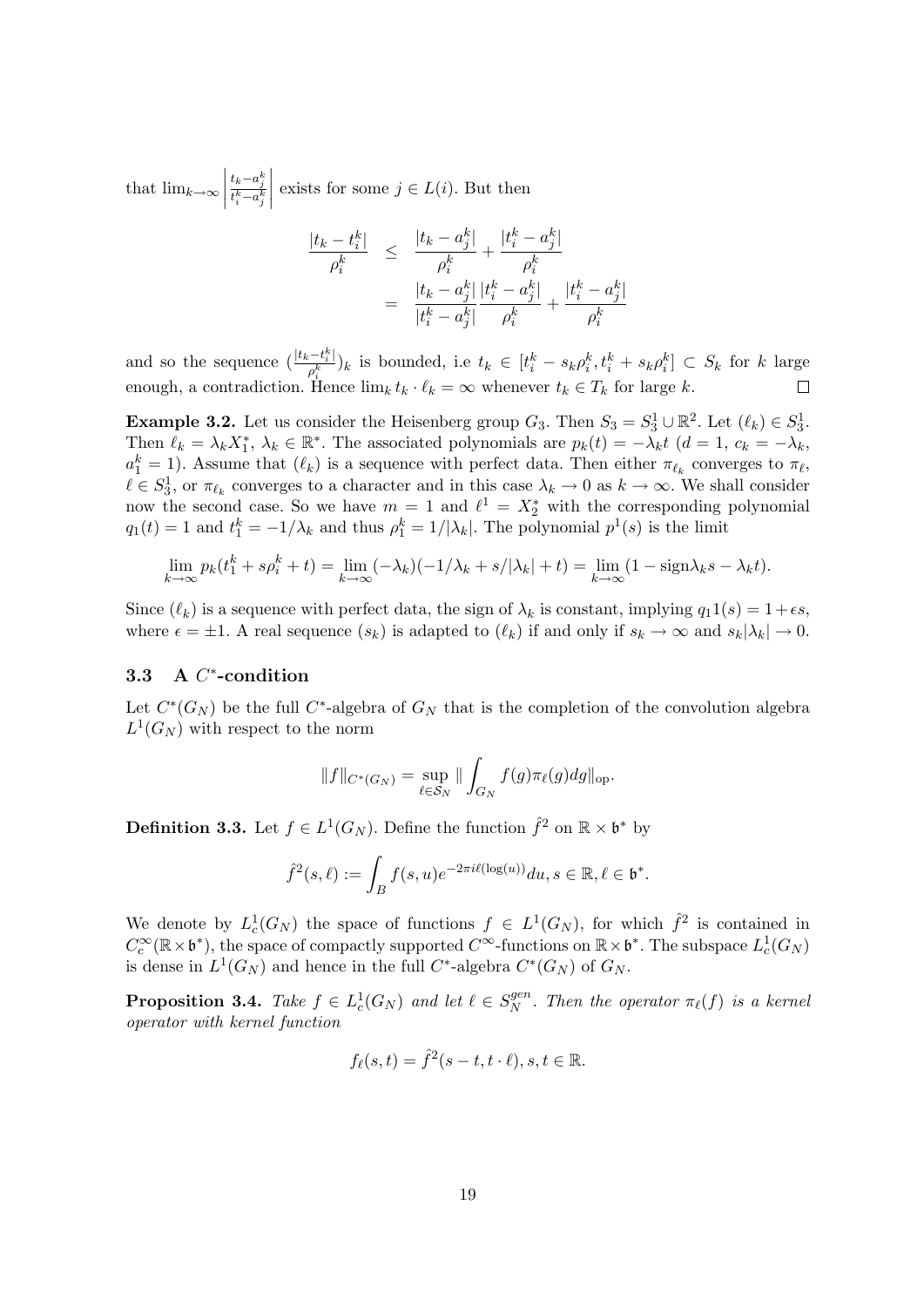that $\lim_{k\to\infty}\left|\frac{t_k-a_j^k}{t_i^k-a_j^k}\right|$ exists for some $j \in L(i)$. But then

$$\begin{aligned}
\frac{|t_k-t_i^k|}{\rho_i^k} &\leq \frac{|t_k-a_j^k|}{\rho_i^k}+\frac{|t_i^k-a_j^k|}{\rho_i^k}\\
&= \frac{|t_k-a_j^k|}{|t_i^k-a_j^k|}\frac{|t_i^k-a_j^k|}{\rho_i^k}+\frac{|t_i^k-a_j^k|}{\rho_i^k}
\end{aligned}$$

and so the sequence $(\frac{|t_k-t_i^k|}{\rho_i^k})_k$ is bounded, i.e $t_k \in [t_i^k - s_k\rho_i^k, t_i^k + s_k\rho_i^k] \subset S_k$ for $k$ large enough, a contradiction. Hence $\lim_k t_k \cdot \ell_k = \infty$ whenever $t_k \in T_k$ for large $k$. $\square$

**Example 3.2.** Let us consider the Heisenberg group $G_3$. Then $S_3 = S_3^1 \cup \mathbb{R}^2$. Let $(\ell_k) \in S_3^1$. Then $\ell_k = \lambda_k X_1^*$, $\lambda_k \in \mathbb{R}^*$. The associated polynomials are $p_k(t) = -\lambda_k t$ ($d = 1$, $c_k = -\lambda_k$, $a_1^k = 1$). Assume that $(\ell_k)$ is a sequence with perfect data. Then either $\pi_{\ell_k}$ converges to $\pi_\ell$, $\ell \in S_3^1$, or $\pi_{\ell_k}$ converges to a character and in this case $\lambda_k \to 0$ as $k \to \infty$. We shall consider now the second case. So we have $m = 1$ and $\ell^1 = X_2^*$ with the corresponding polynomial $q_1(t) = 1$ and $t_1^k = -1/\lambda_k$ and thus $\rho_1^k = 1/|\lambda_k|$. The polynomial $p^1(s)$ is the limit

$$\lim_{k\to\infty} p_k(t_1^k + s\rho_i^k + t) = \lim_{k\to\infty}(-\lambda_k)(-1/\lambda_k + s/|\lambda_k| + t) = \lim_{k\to\infty}(1 - \mathrm{sign}\lambda_k s - \lambda_k t).$$

Since $(\ell_k)$ is a sequence with perfect data, the sign of $\lambda_k$ is constant, implying $q_1 1(s) = 1+\epsilon s$, where $\epsilon = \pm 1$. A real sequence $(s_k)$ is adapted to $(\ell_k)$ if and only if $s_k \to \infty$ and $s_k|\lambda_k| \to 0$.

### 3.3 A $C^*$-condition

Let $C^*(G_N)$ be the full $C^*$-algebra of $G_N$ that is the completion of the convolution algebra $L^1(G_N)$ with respect to the norm

$$\|f\|_{C^*(G_N)} = \sup_{\ell\in\mathcal{S}_N} \| \int_{G_N} f(g)\pi_\ell(g)dg\|_{\mathrm{op}}.$$

**Definition 3.3.** Let $f \in L^1(G_N)$. Define the function $\hat{f}^2$ on $\mathbb{R}\times\mathfrak{b}^*$ by

$$\hat{f}^2(s,\ell) := \int_B f(s,u)e^{-2\pi i\ell(\log(u))}du, s \in \mathbb{R}, \ell \in \mathfrak{b}^*.$$

We denote by $L_c^1(G_N)$ the space of functions $f \in L^1(G_N)$, for which $\hat{f}^2$ is contained in $C_c^\infty(\mathbb{R}\times\mathfrak{b}^*)$, the space of compactly supported $C^\infty$-functions on $\mathbb{R}\times\mathfrak{b}^*$. The subspace $L_c^1(G_N)$ is dense in $L^1(G_N)$ and hence in the full $C^*$-algebra $C^*(G_N)$ of $G_N$.

**Proposition 3.4.** *Take $f \in L_c^1(G_N)$ and let $\ell \in S_N^{gen}$. Then the operator $\pi_\ell(f)$ is a kernel operator with kernel function*

$$f_\ell(s,t) = \hat{f}^2(s-t, t\cdot\ell), s,t \in \mathbb{R}.$$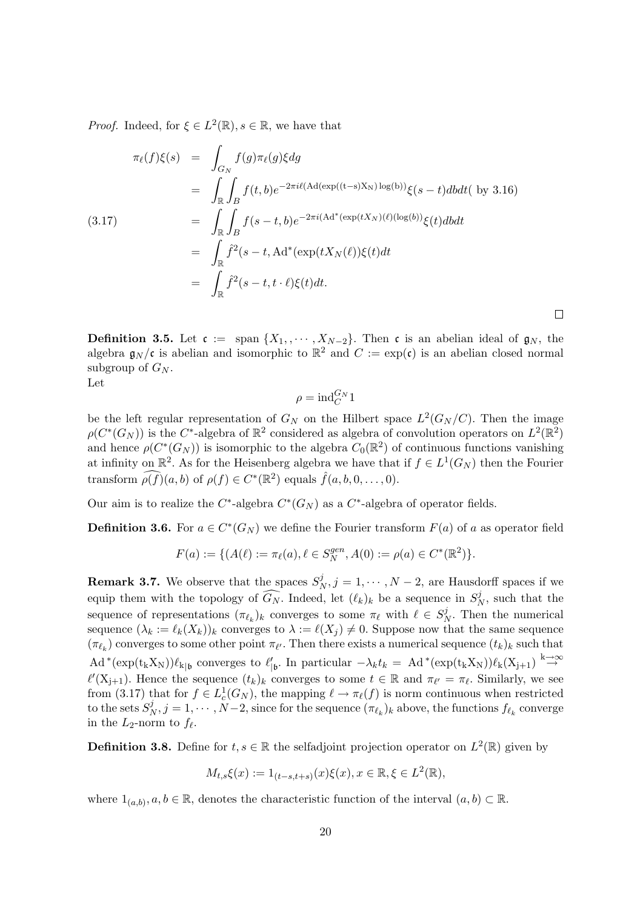*Proof.* Indeed, for $\xi \in L^2(\mathbb{R}), s \in \mathbb{R}$, we have that

$$
\begin{aligned}
\pi_\ell(f)\xi(s) &= \int_{G_N} f(g)\pi_\ell(g)\xi dg \\
&= \int_{\mathbb{R}}\int_B f(t,b)e^{-2\pi i\ell(\mathrm{Ad}(\exp((t-s)X_N)\log(b))}\xi(s-t)dbdt (\text{ by } 3.16) \\
&= \int_{\mathbb{R}}\int_B f(s-t,b)e^{-2\pi i(\mathrm{Ad}^*(\exp(tX_N)(\ell)(\log(b))}\xi(t)dbdt \\
&= \int_{\mathbb{R}} \hat{f}^2(s-t, \mathrm{Ad}^*(\exp(tX_N(\ell))\xi(t)dt \\
&= \int_{\mathbb{R}} \hat{f}^2(s-t, t\cdot\ell)\xi(t)dt.
\end{aligned}
\tag{3.17}
$$

□

**Definition 3.5.** Let $\mathfrak{c} :=$ span $\{X_1, , \cdots, X_{N-2}\}$. Then $\mathfrak{c}$ is an abelian ideal of $\mathfrak{g}_N$, the algebra $\mathfrak{g}_N/\mathfrak{c}$ is abelian and isomorphic to $\mathbb{R}^2$ and $C := \exp(\mathfrak{c})$ is an abelian closed normal subgroup of $G_N$.
Let

$$\rho = \mathrm{ind}_C^{G_N} 1$$

be the left regular representation of $G_N$ on the Hilbert space $L^2(G_N/C)$. Then the image $\rho(C^*(G_N))$ is the $C^*$-algebra of $\mathbb{R}^2$ considered as algebra of convolution operators on $L^2(\mathbb{R}^2)$ and hence $\rho(C^*(G_N))$ is isomorphic to the algebra $C_0(\mathbb{R}^2)$ of continuous functions vanishing at infinity on $\mathbb{R}^2$. As for the Heisenberg algebra we have that if $f \in L^1(G_N)$ then the Fourier transform $\widehat{\rho(f)}(a,b)$ of $\rho(f) \in C^*(\mathbb{R}^2)$ equals $\hat{f}(a,b,0,\ldots,0)$.

Our aim is to realize the $C^*$-algebra $C^*(G_N)$ as a $C^*$-algebra of operator fields.

**Definition 3.6.** For $a \in C^*(G_N)$ we define the Fourier transform $F(a)$ of $a$ as operator field

$$F(a) := \{(A(\ell) := \pi_\ell(a), \ell \in S_N^{gen}, A(0) := \rho(a) \in C^*(\mathbb{R}^2)\}.$$

**Remark 3.7.** We observe that the spaces $S_N^j, j = 1, \cdots, N-2$, are Hausdorff spaces if we equip them with the topology of $\widehat{G_N}$. Indeed, let $(\ell_k)_k$ be a sequence in $S_N^j$, such that the sequence of representations $(\pi_{\ell_k})_k$ converges to some $\pi_\ell$ with $\ell \in S_N^j$. Then the numerical sequence $(\lambda_k := \ell_k(X_k))_k$ converges to $\lambda := \ell(X_j) \neq 0$. Suppose now that the same sequence $(\pi_{\ell_k})$ converges to some other point $\pi_{\ell'}$. Then there exists a numerical sequence $(t_k)_k$ such that $\mathrm{Ad}^*(\exp(t_k X_N))\ell_{k|\mathfrak{b}}$ converges to $\ell'_{|\mathfrak{b}}$. In particular $-\lambda_k t_k = \mathrm{Ad}^*(\exp(t_k X_N))\ell_k(X_{j+1}) \overset{k\to\infty}{\to} \ell'(X_{j+1})$. Hence the sequence $(t_k)_k$ converges to some $t \in \mathbb{R}$ and $\pi_{\ell'} = \pi_\ell$. Similarly, we see from (3.17) that for $f \in L^1_c(G_N)$, the mapping $\ell \to \pi_\ell(f)$ is norm continuous when restricted to the sets $S_N^j, j = 1, \cdots, N-2$, since for the sequence $(\pi_{\ell_k})_k$ above, the functions $f_{\ell_k}$ converge in the $L_2$-norm to $f_\ell$.

**Definition 3.8.** Define for $t, s \in \mathbb{R}$ the selfadjoint projection operator on $L^2(\mathbb{R})$ given by

$$M_{t,s}\xi(x) := 1_{(t-s,t+s)}(x)\xi(x), x \in \mathbb{R}, \xi \in L^2(\mathbb{R}),$$

where $1_{(a,b)}, a, b \in \mathbb{R}$, denotes the characteristic function of the interval $(a,b) \subset \mathbb{R}$.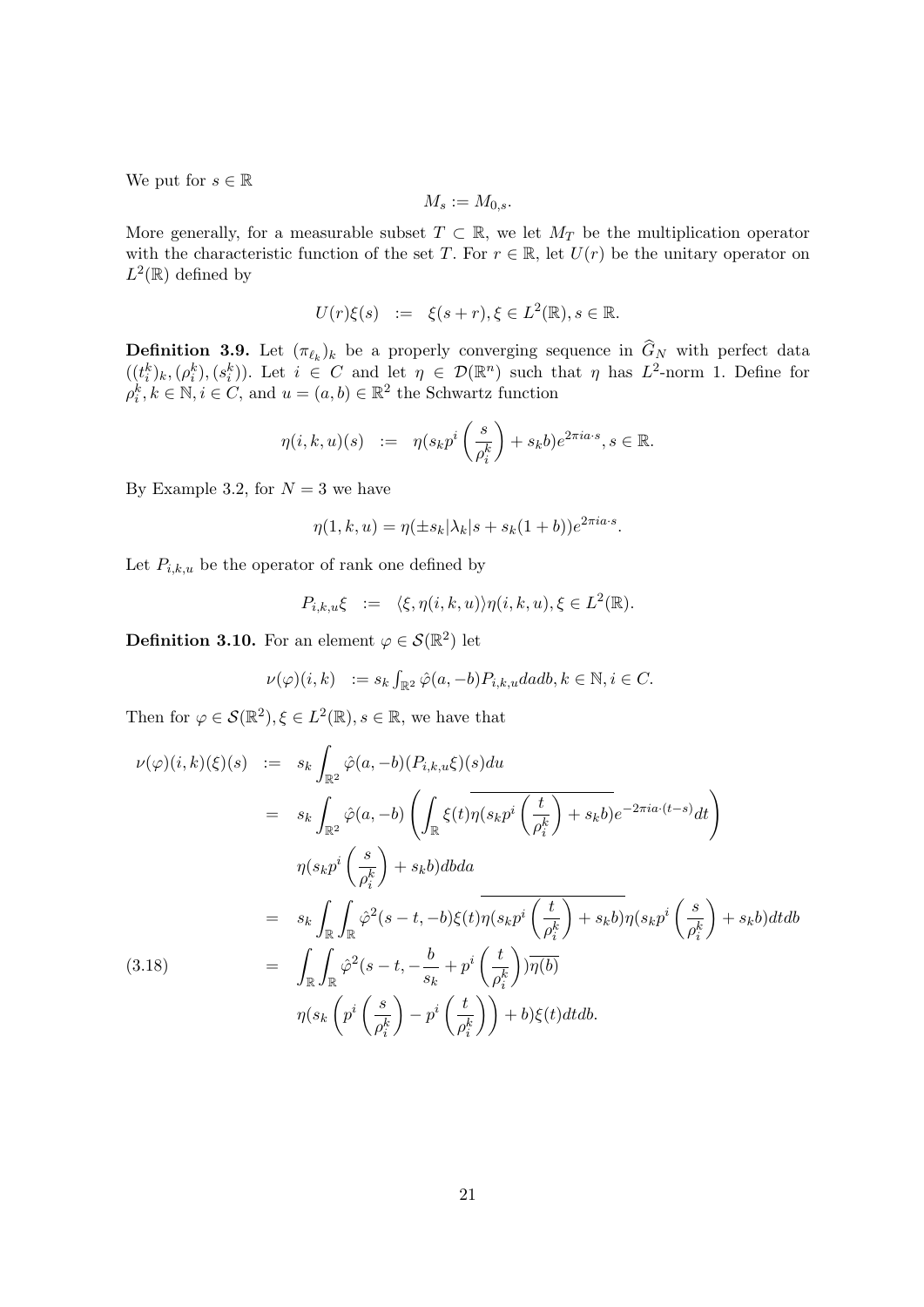We put for $s \in \mathbb{R}$

$$M_s := M_{0,s}.$$

More generally, for a measurable subset $T \subset \mathbb{R}$, we let $M_T$ be the multiplication operator with the characteristic function of the set $T$. For $r \in \mathbb{R}$, let $U(r)$ be the unitary operator on $L^2(\mathbb{R})$ defined by

$$U(r)\xi(s) \;\; := \;\; \xi(s+r), \xi \in L^2(\mathbb{R}), s \in \mathbb{R}.$$

**Definition 3.9.** Let $(\pi_{\ell_k})_k$ be a properly converging sequence in $\widehat{G}_N$ with perfect data $((t_i^k)_k, (\rho_i^k), (s_i^k))$. Let $i \in C$ and let $\eta \in \mathcal{D}(\mathbb{R}^n)$ such that $\eta$ has $L^2$-norm 1. Define for $\rho_i^k, k \in \mathbb{N}, i \in C$, and $u = (a,b) \in \mathbb{R}^2$ the Schwartz function

$$\eta(i,k,u)(s) \;\; := \;\; \eta(s_k p^i\left(\frac{s}{\rho_i^k}\right) + s_k b)e^{2\pi i a \cdot s}, s \in \mathbb{R}.$$

By Example 3.2, for $N = 3$ we have

$$\eta(1,k,u) = \eta(\pm s_k|\lambda_k|s + s_k(1+b))e^{2\pi i a \cdot s}.$$

Let $P_{i,k,u}$ be the operator of rank one defined by

$$P_{i,k,u}\xi \;\; := \;\; \langle \xi, \eta(i,k,u)\rangle \eta(i,k,u), \xi \in L^2(\mathbb{R}).$$

**Definition 3.10.** For an element $\varphi \in \mathcal{S}(\mathbb{R}^2)$ let

$$\nu(\varphi)(i,k) \;\; := s_k \textstyle\int_{\mathbb{R}^2} \hat{\varphi}(a,-b) P_{i,k,u} da db, k \in \mathbb{N}, i \in C.$$

Then for $\varphi \in \mathcal{S}(\mathbb{R}^2), \xi \in L^2(\mathbb{R}), s \in \mathbb{R}$, we have that

$$\begin{aligned}
\nu(\varphi)(i,k)(\xi)(s) \;\; &:= \;\; s_k \int_{\mathbb{R}^2} \hat{\varphi}(a,-b)(P_{i,k,u}\xi)(s) du \\
&= \;\; s_k \int_{\mathbb{R}^2} \hat{\varphi}(a,-b) \left( \int_{\mathbb{R}} \xi(t) \overline{\eta(s_k p^i\left(\frac{t}{\rho_i^k}\right) + s_k b)} e^{-2\pi i a \cdot (t-s)} dt \right) \\
&\qquad \eta(s_k p^i\left(\frac{s}{\rho_i^k}\right) + s_k b) db da \\
&= \;\; s_k \int_{\mathbb{R}} \int_{\mathbb{R}} \hat{\varphi}^2(s-t,-b)\xi(t) \overline{\eta(s_k p^i\left(\frac{t}{\rho_i^k}\right) + s_k b)} \eta(s_k p^i\left(\frac{s}{\rho_i^k}\right) + s_k b) dt db \\
&= \;\; \int_{\mathbb{R}} \int_{\mathbb{R}} \hat{\varphi}^2(s-t, -\frac{b}{s_k} + p^i\left(\frac{t}{\rho_i^k}\right)) \overline{\eta(b)} \\
&\qquad \eta(s_k\left(p^i\left(\frac{s}{\rho_i^k}\right) - p^i\left(\frac{t}{\rho_i^k}\right)\right) + b)\xi(t) dt db.
\end{aligned} \tag{3.18}$$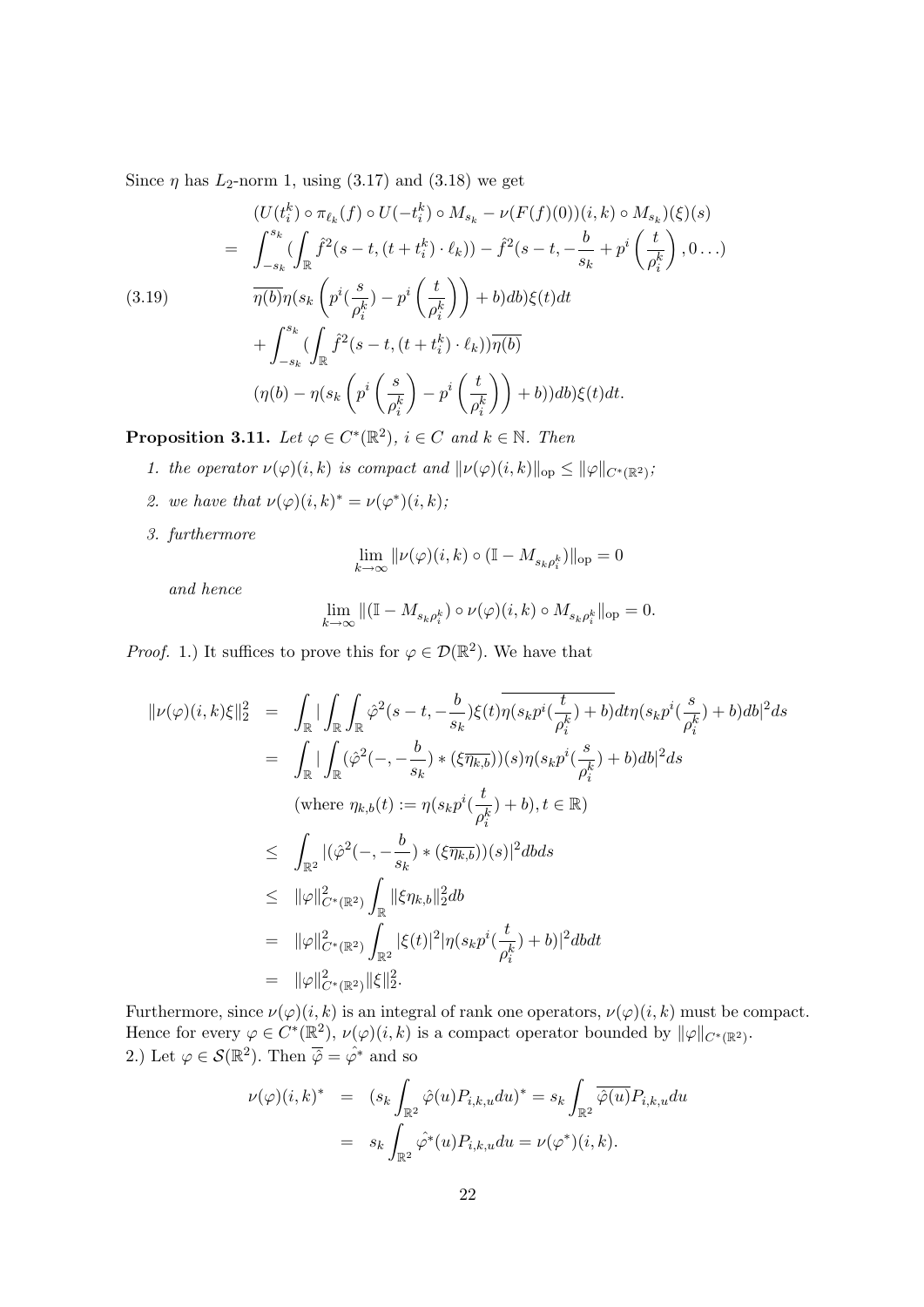Since $\eta$ has $L_2$-norm 1, using (3.17) and (3.18) we get

$$
\begin{aligned}
&(U(t_i^k)\circ \pi_{\ell_k}(f)\circ U(-t_i^k)\circ M_{s_k} - \nu(F(f)(0))(i,k)\circ M_{s_k})(\xi)(s)\\
= \;& \int_{-s_k}^{s_k}\Big(\int_{\mathbb{R}} \hat{f}^2(s-t,(t+t_i^k)\cdot \ell_k)) - \hat{f}^2(s-t,-\frac{b}{s_k}+p^i\left(\frac{t}{\rho_i^k}\right),0\ldots)\\
&\overline{\eta(b)}\eta(s_k\left(p^i(\frac{s}{\rho_i^k})-p^i\left(\frac{t}{\rho_i^k}\right)\right)+b)db)\xi(t)dt\\
&+\int_{-s_k}^{s_k}\Big(\int_{\mathbb{R}} \hat{f}^2(s-t,(t+t_i^k)\cdot \ell_k))\overline{\eta(b)}\\
&(\eta(b)-\eta(s_k\left(p^i\left(\frac{s}{\rho_i^k}\right)-p^i\left(\frac{t}{\rho_i^k}\right)\right)+b))db)\xi(t)dt.
\end{aligned}
\tag{3.19}
$$

**Proposition 3.11.** *Let $\varphi\in C^*(\mathbb{R}^2)$, $i\in C$ and $k\in\mathbb{N}$. Then*

1. *the operator $\nu(\varphi)(i,k)$ is compact and $\|\nu(\varphi)(i,k)\|_{\mathrm{op}}\le \|\varphi\|_{C^*(\mathbb{R}^2)}$;*
2. *we have that $\nu(\varphi)(i,k)^* = \nu(\varphi^*)(i,k)$;*
3. *furthermore*
$$\lim_{k\to\infty}\|\nu(\varphi)(i,k)\circ(\mathbb{I}-M_{s_k\rho_i^k})\|_{\mathrm{op}}=0$$
*and hence*
$$\lim_{k\to\infty}\|(\mathbb{I}-M_{s_k\rho_i^k})\circ\nu(\varphi)(i,k)\circ M_{s_k\rho_i^k}\|_{\mathrm{op}}=0.$$

*Proof.* 1.) It suffices to prove this for $\varphi\in\mathcal{D}(\mathbb{R}^2)$. We have that

$$
\begin{aligned}
\|\nu(\varphi)(i,k)\xi\|_2^2 &= \int_{\mathbb{R}}\Big|\int_{\mathbb{R}}\int_{\mathbb{R}}\hat{\varphi}^2(s-t,-\frac{b}{s_k})\xi(t)\overline{\eta(s_kp^i(\frac{t}{\rho_i^k})+b)}dt\,\eta(s_kp^i(\frac{s}{\rho_i^k})+b)db\Big|^2ds\\
&= \int_{\mathbb{R}}\Big|\int_{\mathbb{R}}(\hat{\varphi}^2(-,-\frac{b}{s_k})*(\xi\overline{\eta_{k,b}}))(s)\eta(s_kp^i(\frac{s}{\rho_i^k})+b)db\Big|^2ds\\
&\quad(\text{where } \eta_{k,b}(t):=\eta(s_kp^i(\frac{t}{\rho_i^k})+b), t\in\mathbb{R})\\
&\le \int_{\mathbb{R}^2}|(\hat{\varphi}^2(-,-\frac{b}{s_k})*(\xi\overline{\eta_{k,b}}))(s)|^2dbds\\
&\le \|\varphi\|_{C^*(\mathbb{R}^2)}^2\int_{\mathbb{R}}\|\xi\eta_{k,b}\|_2^2db\\
&= \|\varphi\|_{C^*(\mathbb{R}^2)}^2\int_{\mathbb{R}^2}|\xi(t)|^2|\eta(s_kp^i(\frac{t}{\rho_i^k})+b)|^2dbdt\\
&= \|\varphi\|_{C^*(\mathbb{R}^2)}^2\|\xi\|_2^2.
\end{aligned}
$$

Furthermore, since $\nu(\varphi)(i,k)$ is an integral of rank one operators, $\nu(\varphi)(i,k)$ must be compact. Hence for every $\varphi\in C^*(\mathbb{R}^2)$, $\nu(\varphi)(i,k)$ is a compact operator bounded by $\|\varphi\|_{C^*(\mathbb{R}^2)}$.

2.) Let $\varphi\in\mathcal{S}(\mathbb{R}^2)$. Then $\overline{\hat{\varphi}}=\hat{\varphi^*}$ and so

$$
\begin{aligned}
\nu(\varphi)(i,k)^* &= (s_k\int_{\mathbb{R}^2}\hat{\varphi}(u)P_{i,k,u}du)^* = s_k\int_{\mathbb{R}^2}\overline{\hat{\varphi}(u)}P_{i,k,u}du\\
&= s_k\int_{\mathbb{R}^2}\hat{\varphi^*}(u)P_{i,k,u}du = \nu(\varphi^*)(i,k).
\end{aligned}
$$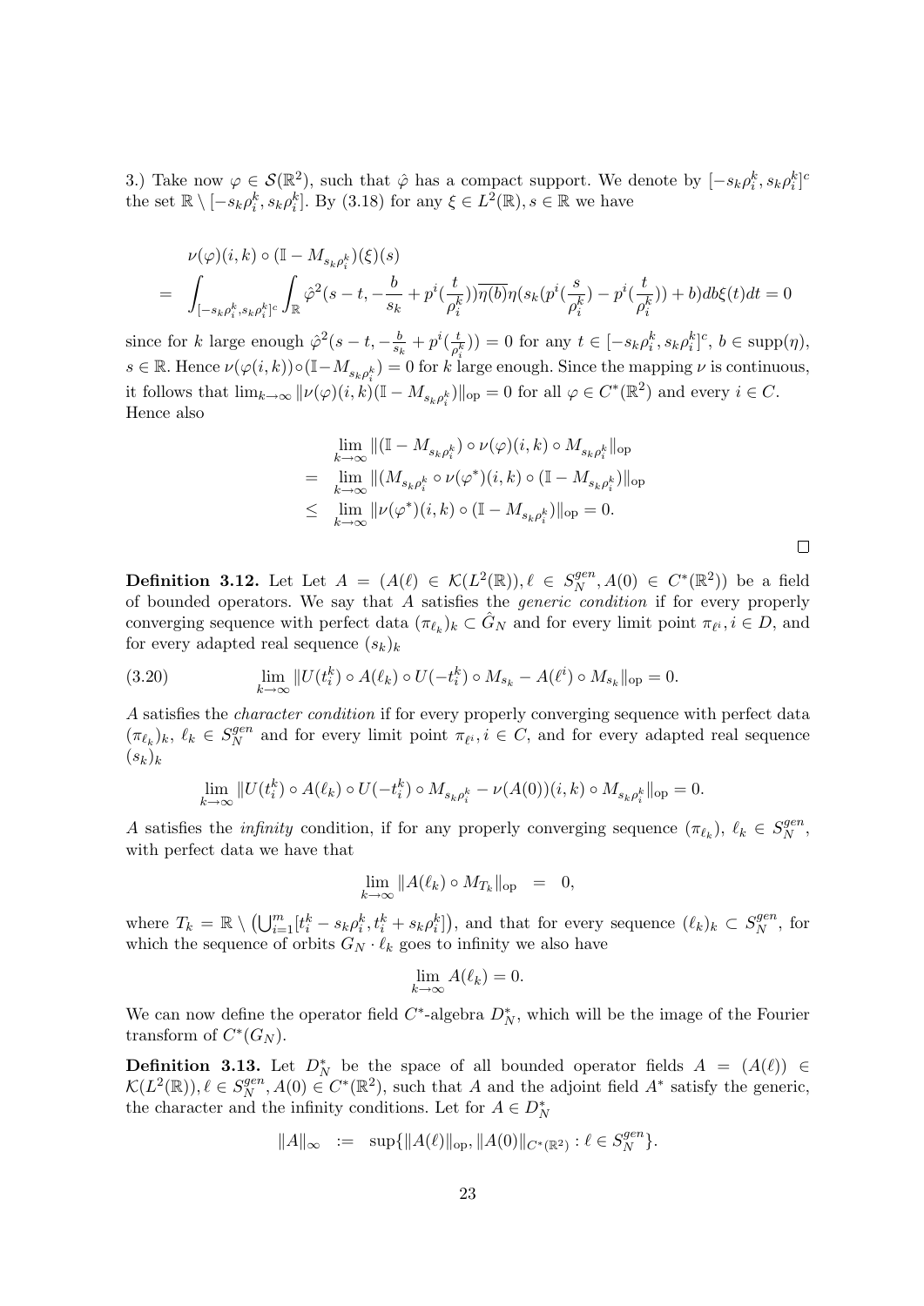3.) Take now $\varphi \in \mathcal{S}(\mathbb{R}^2)$, such that $\hat{\varphi}$ has a compact support. We denote by $[-s_k\rho_i^k, s_k\rho_i^k]^c$ the set $\mathbb{R} \setminus [-s_k\rho_i^k, s_k\rho_i^k]$. By (3.18) for any $\xi \in L^2(\mathbb{R}), s \in \mathbb{R}$ we have

$$
\begin{aligned}
&\nu(\varphi)(i,k) \circ (\mathbb{I} - M_{s_k\rho_i^k})(\xi)(s) \\
= \;& \int_{[-s_k\rho_i^k, s_k\rho_i^k]^c} \int_{\mathbb{R}} \hat{\varphi}^2(s-t, -\frac{b}{s_k} + p^i(\frac{t}{\rho_i^k}))\overline{\eta(b)}\eta(s_k(p^i(\frac{s}{\rho_i^k}) - p^i(\frac{t}{\rho_i^k})) + b) db \xi(t) dt = 0
\end{aligned}
$$

since for $k$ large enough $\hat{\varphi}^2(s-t, -\frac{b}{s_k} + p^i(\frac{t}{\rho_i^k})) = 0$ for any $t \in [-s_k\rho_i^k, s_k\rho_i^k]^c$, $b \in \text{supp}(\eta)$, $s \in \mathbb{R}$. Hence $\nu(\varphi(i,k)) \circ (\mathbb{I} - M_{s_k\rho_i^k}) = 0$ for $k$ large enough. Since the mapping $\nu$ is continuous, it follows that $\lim_{k\to\infty} \|\nu(\varphi)(i,k)(\mathbb{I} - M_{s_k\rho_i^k})\|_{\text{op}} = 0$ for all $\varphi \in C^*(\mathbb{R}^2)$ and every $i \in C$. Hence also

$$
\begin{aligned}
& \lim_{k\to\infty} \|(\mathbb{I} - M_{s_k\rho_i^k}) \circ \nu(\varphi)(i,k) \circ M_{s_k\rho_i^k}\|_{\text{op}} \\
= \;& \lim_{k\to\infty} \|(M_{s_k\rho_i^k} \circ \nu(\varphi^*)(i,k) \circ (\mathbb{I} - M_{s_k\rho_i^k})\|_{\text{op}} \\
\leq \;& \lim_{k\to\infty} \|\nu(\varphi^*)(i,k) \circ (\mathbb{I} - M_{s_k\rho_i^k})\|_{\text{op}} = 0.
\end{aligned}
$$

□

**Definition 3.12.** Let Let $A = (A(\ell) \in \mathcal{K}(L^2(\mathbb{R})), \ell \in S_N^{gen}, A(0) \in C^*(\mathbb{R}^2))$ be a field of bounded operators. We say that $A$ satisfies the *generic condition* if for every properly converging sequence with perfect data $(\pi_{\ell_k})_k \subset \hat{G}_N$ and for every limit point $\pi_{\ell^i}, i \in D$, and for every adapted real sequence $(s_k)_k$

$$
\lim_{k\to\infty} \|U(t_i^k) \circ A(\ell_k) \circ U(-t_i^k) \circ M_{s_k} - A(\ell^i) \circ M_{s_k}\|_{\text{op}} = 0. \tag{3.20}
$$

$A$ satisfies the *character condition* if for every properly converging sequence with perfect data $(\pi_{\ell_k})_k$, $\ell_k \in S_N^{gen}$ and for every limit point $\pi_{\ell^i}, i \in C$, and for every adapted real sequence $(s_k)_k$

$$
\lim_{k\to\infty} \|U(t_i^k) \circ A(\ell_k) \circ U(-t_i^k) \circ M_{s_k\rho_i^k} - \nu(A(0))(i,k) \circ M_{s_k\rho_i^k}\|_{\text{op}} = 0.
$$

$A$ satisfies the *infinity* condition, if for any properly converging sequence $(\pi_{\ell_k})$, $\ell_k \in S_N^{gen}$, with perfect data we have that

$$
\lim_{k\to\infty} \|A(\ell_k) \circ M_{T_k}\|_{\text{op}} \;\; = \;\; 0,
$$

where $T_k = \mathbb{R} \setminus \left(\bigcup_{i=1}^m [t_i^k - s_k\rho_i^k, t_i^k + s_k\rho_i^k]\right)$, and that for every sequence $(\ell_k)_k \subset S_N^{gen}$, for which the sequence of orbits $G_N \cdot \ell_k$ goes to infinity we also have

$$
\lim_{k\to\infty} A(\ell_k) = 0.
$$

We can now define the operator field $C^*$-algebra $D_N^*$, which will be the image of the Fourier transform of $C^*(G_N)$.

**Definition 3.13.** Let $D_N^*$ be the space of all bounded operator fields $A = (A(\ell)) \in \mathcal{K}(L^2(\mathbb{R})), \ell \in S_N^{gen}, A(0) \in C^*(\mathbb{R}^2)$, such that $A$ and the adjoint field $A^*$ satisfy the generic, the character and the infinity conditions. Let for $A \in D_N^*$

$$
\|A\|_\infty \;\; := \;\; \sup\{\|A(\ell)\|_{\text{op}}, \|A(0)\|_{C^*(\mathbb{R}^2)} : \ell \in S_N^{gen}\}.
$$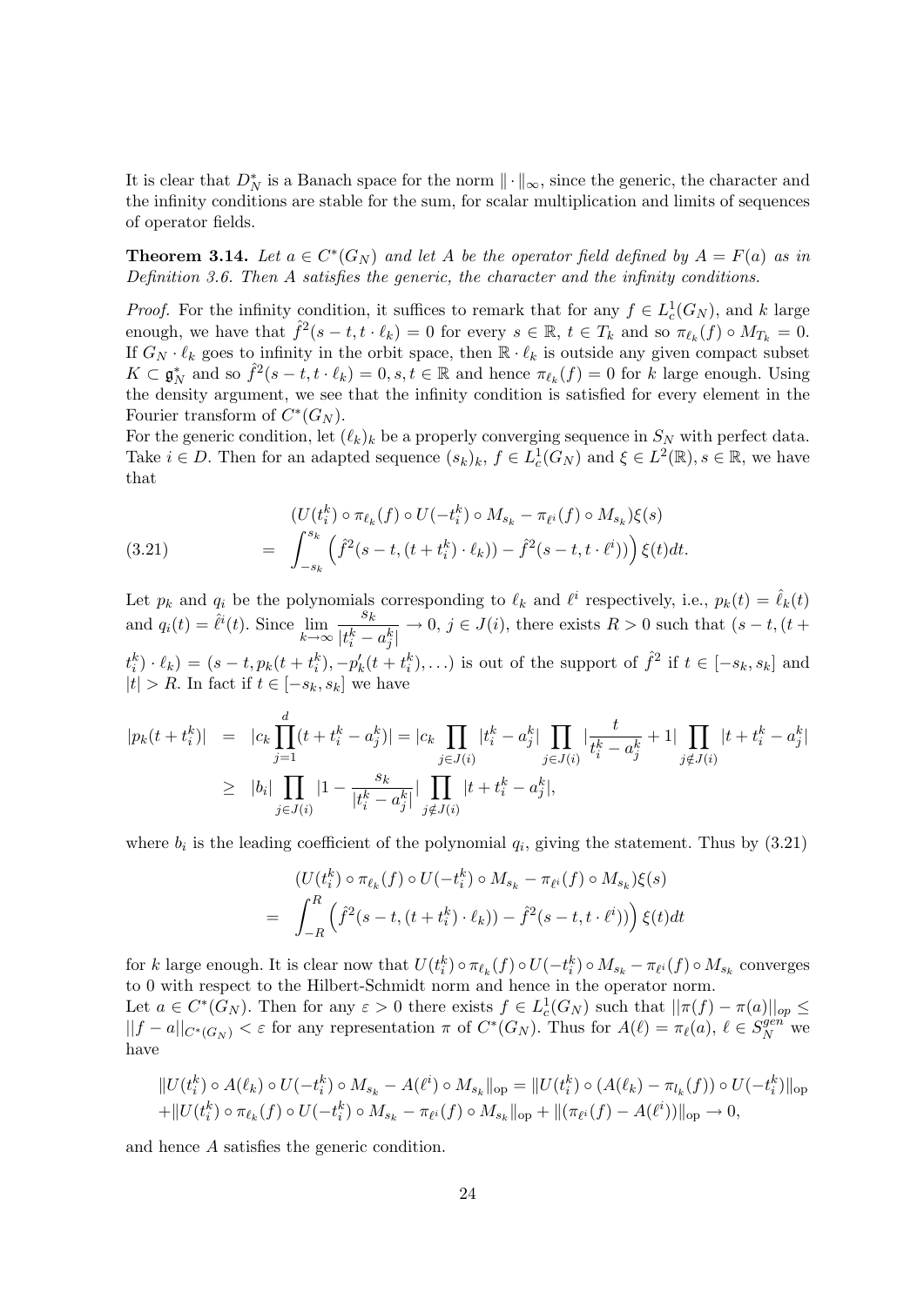It is clear that $D_N^*$ is a Banach space for the norm $\|\cdot\|_\infty$, since the generic, the character and the infinity conditions are stable for the sum, for scalar multiplication and limits of sequences of operator fields.

**Theorem 3.14.** *Let $a \in C^*(G_N)$ and let $A$ be the operator field defined by $A = F(a)$ as in Definition 3.6. Then $A$ satisfies the generic, the character and the infinity conditions.*

*Proof.* For the infinity condition, it suffices to remark that for any $f \in L^1_c(G_N)$, and $k$ large enough, we have that $\hat{f}^2(s-t, t\cdot \ell_k) = 0$ for every $s \in \mathbb{R}$, $t \in T_k$ and so $\pi_{\ell_k}(f) \circ M_{T_k} = 0$. If $G_N \cdot \ell_k$ goes to infinity in the orbit space, then $\mathbb{R}\cdot \ell_k$ is outside any given compact subset $K \subset \mathfrak{g}_N^*$ and so $\hat{f}^2(s-t, t\cdot \ell_k) = 0, s, t \in \mathbb{R}$ and hence $\pi_{\ell_k}(f) = 0$ for $k$ large enough. Using the density argument, we see that the infinity condition is satisfied for every element in the Fourier transform of $C^*(G_N)$.
For the generic condition, let $(\ell_k)_k$ be a properly converging sequence in $S_N$ with perfect data. Take $i \in D$. Then for an adapted sequence $(s_k)_k$, $f \in L^1_c(G_N)$ and $\xi \in L^2(\mathbb{R}), s \in \mathbb{R}$, we have that

$$
\begin{aligned}
&(U(t_i^k) \circ \pi_{\ell_k}(f) \circ U(-t_i^k) \circ M_{s_k} - \pi_{\ell^i}(f) \circ M_{s_k})\xi(s) \\
= &\int_{-s_k}^{s_k} \Big( \hat{f}^2(s-t, (t+t_i^k)\cdot \ell_k)) - \hat{f}^2(s-t, t\cdot \ell^i)) \Big) \xi(t) dt. \qquad (3.21)
\end{aligned}
$$

Let $p_k$ and $q_i$ be the polynomials corresponding to $\ell_k$ and $\ell^i$ respectively, i.e., $p_k(t) = \hat{\ell}_k(t)$ and $q_i(t) = \hat{\ell}^i(t)$. Since $\lim\limits_{k\to\infty} \dfrac{s_k}{|t_i^k - a_j^k|} \to 0$, $j \in J(i)$, there exists $R > 0$ such that $(s-t, (t+t_i^k)\cdot \ell_k) = (s-t, p_k(t+t_i^k), -p_k'(t+t_i^k), \ldots)$ is out of the support of $\hat{f}^2$ if $t \in [-s_k, s_k]$ and $|t| > R$. In fact if $t \in [-s_k, s_k]$ we have

$$
\begin{aligned}
|p_k(t+t_i^k)| &= |c_k \prod_{j=1}^d (t + t_i^k - a_j^k)| = |c_k \prod_{j\in J(i)} |t_i^k - a_j^k| \prod_{j\in J(i)} |\frac{t}{t_i^k - a_j^k} + 1| \prod_{j\notin J(i)} |t + t_i^k - a_j^k| \\
&\geq |b_i| \prod_{j\in J(i)} |1 - \frac{s_k}{|t_i^k - a_j^k|}| \prod_{j\notin J(i)} |t + t_i^k - a_j^k|,
\end{aligned}
$$

where $b_i$ is the leading coefficient of the polynomial $q_i$, giving the statement. Thus by (3.21)

$$
\begin{aligned}
&(U(t_i^k) \circ \pi_{\ell_k}(f) \circ U(-t_i^k) \circ M_{s_k} - \pi_{\ell^i}(f) \circ M_{s_k})\xi(s) \\
= &\int_{-R}^{R} \Big( \hat{f}^2(s-t, (t+t_i^k)\cdot \ell_k)) - \hat{f}^2(s-t, t\cdot \ell^i)) \Big) \xi(t) dt
\end{aligned}
$$

for $k$ large enough. It is clear now that $U(t_i^k) \circ \pi_{\ell_k}(f) \circ U(-t_i^k) \circ M_{s_k} - \pi_{\ell^i}(f) \circ M_{s_k}$ converges to 0 with respect to the Hilbert-Schmidt norm and hence in the operator norm.
Let $a \in C^*(G_N)$. Then for any $\varepsilon > 0$ there exists $f \in L^1_c(G_N)$ such that $||\pi(f) - \pi(a)||_{op} \leq ||f - a||_{C^*(G_N)} < \varepsilon$ for any representation $\pi$ of $C^*(G_N)$. Thus for $A(\ell) = \pi_\ell(a)$, $\ell \in S_N^{gen}$ we have

$$
\begin{aligned}
&\|U(t_i^k) \circ A(\ell_k) \circ U(-t_i^k) \circ M_{s_k} - A(\ell^i) \circ M_{s_k}\|_{\text{op}} = \|U(t_i^k) \circ (A(\ell_k) - \pi_{l_k}(f)) \circ U(-t_i^k)\|_{\text{op}} \\
&+ \|U(t_i^k) \circ \pi_{\ell_k}(f) \circ U(-t_i^k) \circ M_{s_k} - \pi_{\ell^i}(f) \circ M_{s_k}\|_{\text{op}} + \|(\pi_{\ell^i}(f) - A(\ell^i))\|_{\text{op}} \to 0,
\end{aligned}
$$

and hence $A$ satisfies the generic condition.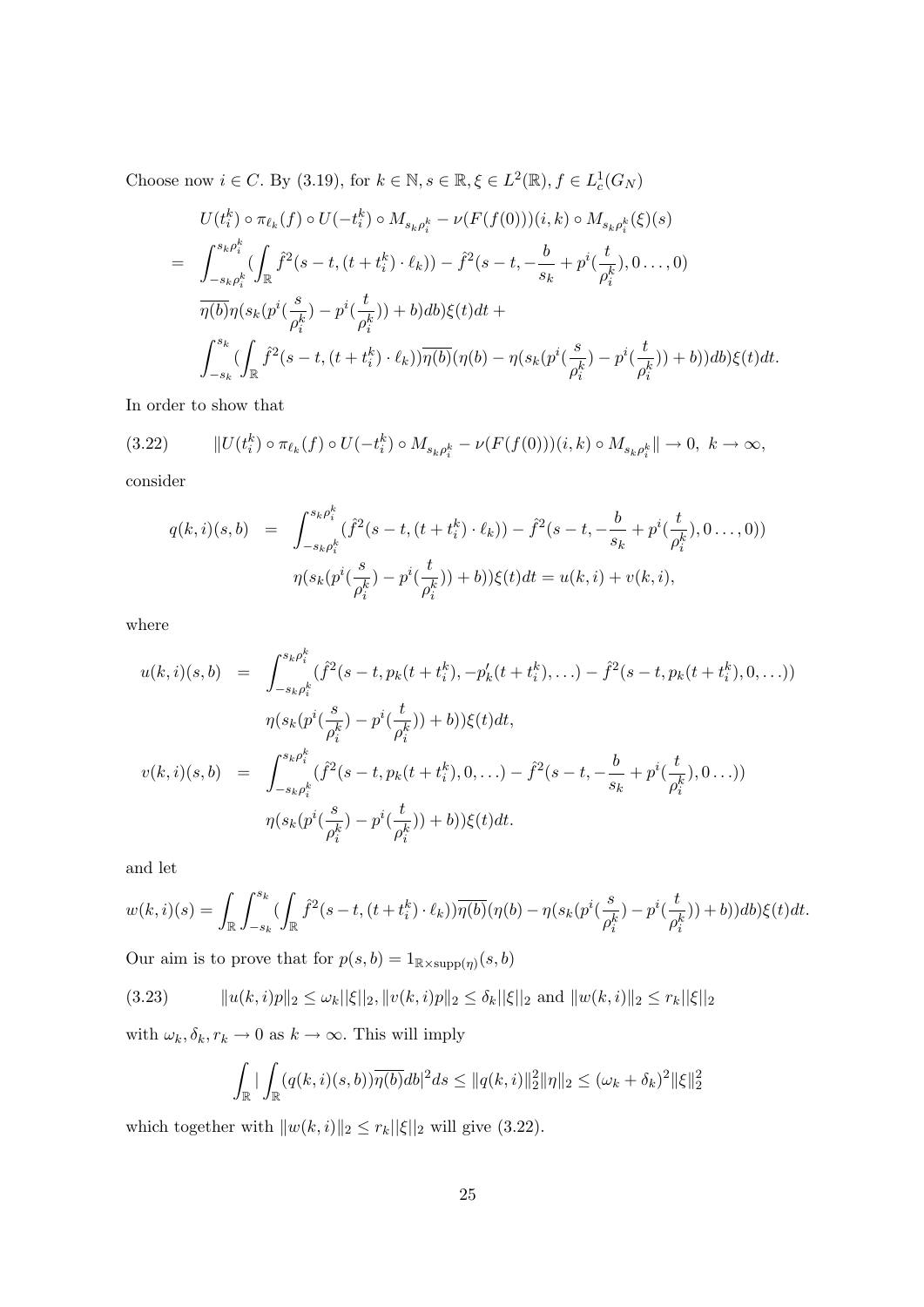Choose now $i \in C$. By (3.19), for $k \in \mathbb{N}, s \in \mathbb{R}, \xi \in L^2(\mathbb{R}), f \in L^1_c(G_N)$

$$
\begin{aligned}
& U(t_i^k) \circ \pi_{\ell_k}(f) \circ U(-t_i^k) \circ M_{s_k \rho_i^k} - \nu(F(f(0)))(i,k) \circ M_{s_k \rho_i^k}(\xi)(s) \\
= \;& \int_{-s_k \rho_i^k}^{s_k \rho_i^k} \Big( \int_{\mathbb{R}} \hat{f}^2(s-t, (t+t_i^k) \cdot \ell_k)) - \hat{f}^2(s-t, -\frac{b}{s_k} + p^i(\frac{t}{\rho_i^k}), 0 \ldots, 0) \\
& \overline{\eta(b)} \eta(s_k(p^i(\frac{s}{\rho_i^k}) - p^i(\frac{t}{\rho_i^k})) + b) db) \xi(t) dt + \\
& \int_{-s_k}^{s_k} \Big( \int_{\mathbb{R}} \hat{f}^2(s-t, (t+t_i^k) \cdot \ell_k)) \overline{\eta(b)} (\eta(b) - \eta(s_k(p^i(\frac{s}{\rho_i^k}) - p^i(\frac{t}{\rho_i^k})) + b)) db) \xi(t) dt.
\end{aligned}
$$

In order to show that

$$
\|U(t_i^k) \circ \pi_{\ell_k}(f) \circ U(-t_i^k) \circ M_{s_k \rho_i^k} - \nu(F(f(0)))(i,k) \circ M_{s_k \rho_i^k}\| \to 0, \;\; k \to \infty, \tag{3.22}
$$

consider

$$
\begin{aligned}
q(k,i)(s,b) \;=\; & \int_{-s_k \rho_i^k}^{s_k \rho_i^k} (\hat{f}^2(s-t, (t+t_i^k) \cdot \ell_k)) - \hat{f}^2(s-t, -\frac{b}{s_k} + p^i(\frac{t}{\rho_i^k}), 0 \ldots, 0)) \\
& \eta(s_k(p^i(\frac{s}{\rho_i^k}) - p^i(\frac{t}{\rho_i^k})) + b)) \xi(t) dt = u(k,i) + v(k,i),
\end{aligned}
$$

where

$$
\begin{aligned}
u(k,i)(s,b) \;=\; & \int_{-s_k \rho_i^k}^{s_k \rho_i^k} (\hat{f}^2(s-t, p_k(t+t_i^k), -p_k'(t+t_i^k), \ldots) - \hat{f}^2(s-t, p_k(t+t_i^k), 0, \ldots)) \\
& \eta(s_k(p^i(\frac{s}{\rho_i^k}) - p^i(\frac{t}{\rho_i^k})) + b)) \xi(t) dt, \\
v(k,i)(s,b) \;=\; & \int_{-s_k \rho_i^k}^{s_k \rho_i^k} (\hat{f}^2(s-t, p_k(t+t_i^k), 0, \ldots) - \hat{f}^2(s-t, -\frac{b}{s_k} + p^i(\frac{t}{\rho_i^k}), 0 \ldots)) \\
& \eta(s_k(p^i(\frac{s}{\rho_i^k}) - p^i(\frac{t}{\rho_i^k})) + b)) \xi(t) dt.
\end{aligned}
$$

and let

$$
w(k,i)(s) = \int_{\mathbb{R}} \int_{-s_k}^{s_k} \Big( \int_{\mathbb{R}} \hat{f}^2(s-t, (t+t_i^k) \cdot \ell_k)) \overline{\eta(b)} (\eta(b) - \eta(s_k(p^i(\frac{s}{\rho_i^k}) - p^i(\frac{t}{\rho_i^k})) + b)) db) \xi(t) dt.
$$

Our aim is to prove that for $p(s,b) = 1_{\mathbb{R} \times \text{supp}(\eta)}(s,b)$

$$
\|u(k,i)p\|_2 \leq \omega_k ||\xi||_2, \|v(k,i)p\|_2 \leq \delta_k ||\xi||_2 \text{ and } \|w(k,i)\|_2 \leq r_k ||\xi||_2 \tag{3.23}
$$

with $\omega_k, \delta_k, r_k \to 0$ as $k \to \infty$. This will imply

$$
\int_{\mathbb{R}} | \int_{\mathbb{R}} (q(k,i)(s,b)) \overline{\eta(b)} db |^2 ds \leq \|q(k,i)\|_2^2 \|\eta\|_2 \leq (\omega_k + \delta_k)^2 \|\xi\|_2^2
$$

which together with $\|w(k,i)\|_2 \leq r_k ||\xi||_2$ will give (3.22).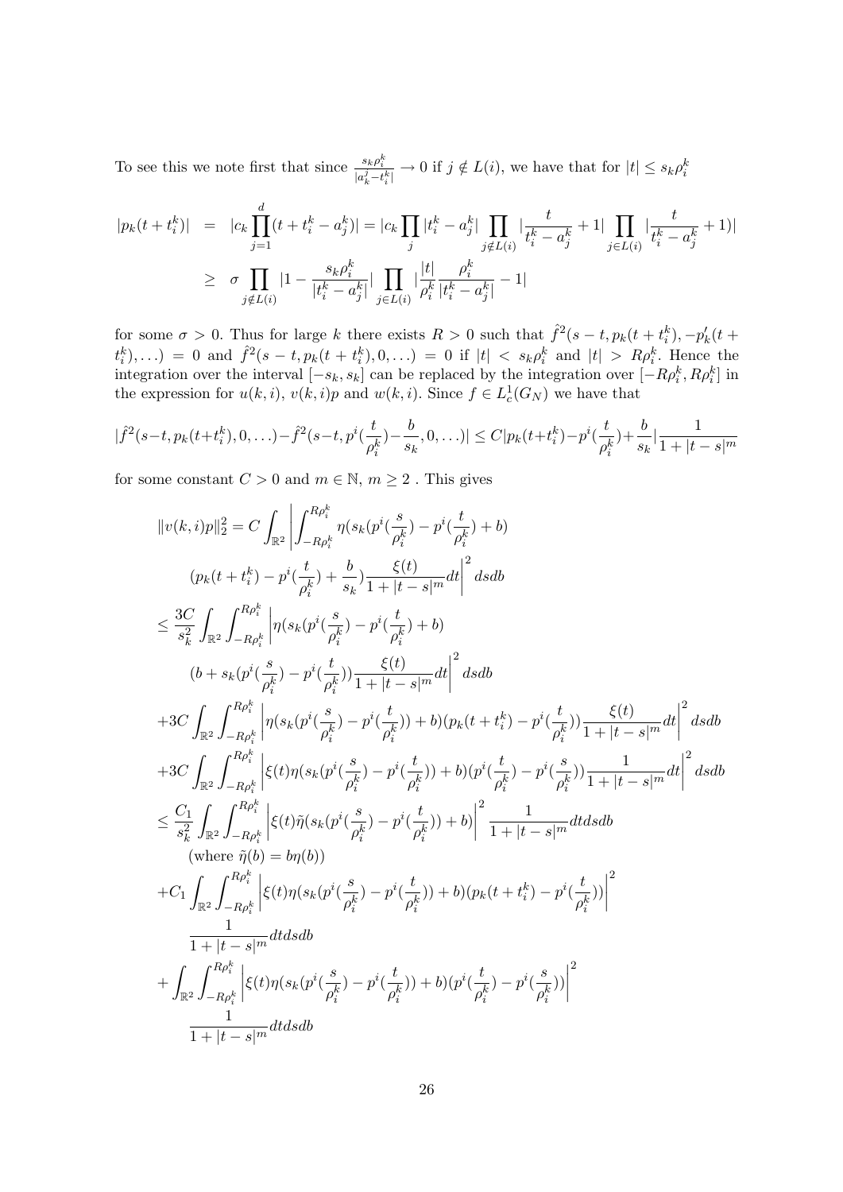To see this we note first that since $\frac{s_k\rho_i^k}{|a_k^j - t_i^k|} \to 0$ if $j \notin L(i)$, we have that for $|t| \le s_k\rho_i^k$

$$
\begin{aligned}
|p_k(t+t_i^k)| &= |c_k \prod_{j=1}^{d}(t + t_i^k - a_j^k)| = |c_k \prod_j |t_i^k - a_j^k| \prod_{j\notin L(i)} |\frac{t}{t_i^k - a_j^k} + 1| \prod_{j\in L(i)} |\frac{t}{t_i^k - a_j^k} + 1)| \\
&\ge \sigma \prod_{j\notin L(i)} |1 - \frac{s_k\rho_i^k}{|t_i^k - a_j^k|}| \prod_{j\in L(i)} |\frac{|t|}{\rho_i^k}\frac{\rho_i^k}{|t_i^k - a_j^k|} - 1|
\end{aligned}
$$

for some $\sigma > 0$. Thus for large $k$ there exists $R > 0$ such that $\hat{f}^2(s-t, p_k(t+t_i^k), -p_k'(t+t_i^k), \ldots) = 0$ and $\hat{f}^2(s-t, p_k(t+t_i^k), 0, \ldots) = 0$ if $|t| < s_k\rho_i^k$ and $|t| > R\rho_i^k$. Hence the integration over the interval $[-s_k, s_k]$ can be replaced by the integration over $[-R\rho_i^k, R\rho_i^k]$ in the expression for $u(k,i)$, $v(k,i)p$ and $w(k,i)$. Since $f \in L_c^1(G_N)$ we have that

$$
|\hat{f}^2(s-t, p_k(t+t_i^k), 0, \ldots) - \hat{f}^2(s-t, p^i(\frac{t}{\rho_i^k}) - \frac{b}{s_k}, 0, \ldots)| \le C|p_k(t+t_i^k) - p^i(\frac{t}{\rho_i^k}) + \frac{b}{s_k}|\frac{1}{1+|t-s|^m}
$$

for some constant $C > 0$ and $m \in \mathbb{N}$, $m \ge 2$ . This gives

$$
\begin{aligned}
\|v(k,i)p\|_2^2 &= C\int_{\mathbb{R}^2}\left|\int_{-R\rho_i^k}^{R\rho_i^k} \eta(s_k(p^i(\frac{s}{\rho_i^k}) - p^i(\frac{t}{\rho_i^k}) + b)\right. \\
&\qquad \left.(p_k(t+t_i^k) - p^i(\frac{t}{\rho_i^k}) + \frac{b}{s_k})\frac{\xi(t)}{1+|t-s|^m}dt\right|^2 dsdb \\
&\le \frac{3C}{s_k^2}\int_{\mathbb{R}^2}\int_{-R\rho_i^k}^{R\rho_i^k}\left|\eta(s_k(p^i(\frac{s}{\rho_i^k}) - p^i(\frac{t}{\rho_i^k}) + b)\right. \\
&\qquad \left.(b + s_k(p^i(\frac{s}{\rho_i^k}) - p^i(\frac{t}{\rho_i^k}))\frac{\xi(t)}{1+|t-s|^m}dt\right|^2 dsdb \\
&+3C\int_{\mathbb{R}^2}\int_{-R\rho_i^k}^{R\rho_i^k}\left|\eta(s_k(p^i(\frac{s}{\rho_i^k}) - p^i(\frac{t}{\rho_i^k})) + b)(p_k(t+t_i^k) - p^i(\frac{t}{\rho_i^k}))\frac{\xi(t)}{1+|t-s|^m}dt\right|^2 dsdb \\
&+3C\int_{\mathbb{R}^2}\int_{-R\rho_i^k}^{R\rho_i^k}\left|\xi(t)\eta(s_k(p^i(\frac{s}{\rho_i^k}) - p^i(\frac{t}{\rho_i^k})) + b)(p^i(\frac{t}{\rho_i^k}) - p^i(\frac{s}{\rho_i^k}))\frac{1}{1+|t-s|^m}dt\right|^2 dsdb \\
&\le \frac{C_1}{s_k^2}\int_{\mathbb{R}^2}\int_{-R\rho_i^k}^{R\rho_i^k}\left|\xi(t)\tilde{\eta}(s_k(p^i(\frac{s}{\rho_i^k}) - p^i(\frac{t}{\rho_i^k})) + b)\right|^2\frac{1}{1+|t-s|^m}dtdsdb \\
&\qquad (\text{where } \tilde{\eta}(b) = b\eta(b)) \\
&+C_1\int_{\mathbb{R}^2}\int_{-R\rho_i^k}^{R\rho_i^k}\left|\xi(t)\eta(s_k(p^i(\frac{s}{\rho_i^k}) - p^i(\frac{t}{\rho_i^k})) + b)(p_k(t+t_i^k) - p^i(\frac{t}{\rho_i^k}))\right|^2 \\
&\qquad \frac{1}{1+|t-s|^m}dtdsdb \\
&+\int_{\mathbb{R}^2}\int_{-R\rho_i^k}^{R\rho_i^k}\left|\xi(t)\eta(s_k(p^i(\frac{s}{\rho_i^k}) - p^i(\frac{t}{\rho_i^k})) + b)(p^i(\frac{t}{\rho_i^k}) - p^i(\frac{s}{\rho_i^k}))\right|^2 \\
&\qquad \frac{1}{1+|t-s|^m}dtdsdb
\end{aligned}
$$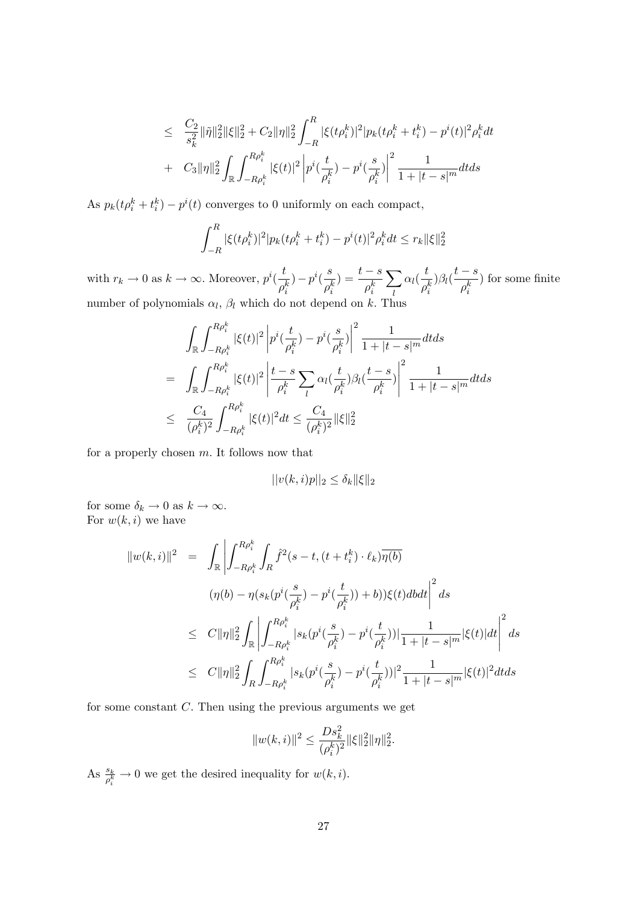$$
\begin{aligned}
\leq\ & \frac{C_2}{s_k^2}\|\tilde{\eta}\|_2^2\|\xi\|_2^2 + C_2\|\eta\|_2^2\int_{-R}^{R}|\xi(t\rho_i^k)|^2|p_k(t\rho_i^k + t_i^k) - p^i(t)|^2\rho_i^k dt \\
+\ & C_3\|\eta\|_2^2\int_{\mathbb{R}}\int_{-R\rho_i^k}^{R\rho_i^k}|\xi(t)|^2\left|p^i(\frac{t}{\rho_i^k}) - p^i(\frac{s}{\rho_i^k})\right|^2\frac{1}{1+|t-s|^m}dtds
\end{aligned}
$$

As $p_k(t\rho_i^k + t_i^k) - p^i(t)$ converges to 0 uniformly on each compact,

$$
\int_{-R}^{R}|\xi(t\rho_i^k)|^2|p_k(t\rho_i^k + t_i^k) - p^i(t)|^2\rho_i^k dt \leq r_k\|\xi\|_2^2
$$

with $r_k \to 0$ as $k \to \infty$. Moreover, $p^i(\frac{t}{\rho_i^k}) - p^i(\frac{s}{\rho_i^k}) = \frac{t-s}{\rho_i^k}\sum_l \alpha_l(\frac{t}{\rho_i^k})\beta_l(\frac{t-s}{\rho_i^k})$ for some finite number of polynomials $\alpha_l$, $\beta_l$ which do not depend on $k$. Thus

$$
\begin{aligned}
& \int_{\mathbb{R}}\int_{-R\rho_i^k}^{R\rho_i^k}|\xi(t)|^2\left|p^i(\frac{t}{\rho_i^k}) - p^i(\frac{s}{\rho_i^k})\right|^2\frac{1}{1+|t-s|^m}dtds \\
=\ & \int_{\mathbb{R}}\int_{-R\rho_i^k}^{R\rho_i^k}|\xi(t)|^2\left|\frac{t-s}{\rho_i^k}\sum_l \alpha_l(\frac{t}{\rho_i^k})\beta_l(\frac{t-s}{\rho_i^k})\right|^2\frac{1}{1+|t-s|^m}dtds \\
\leq\ & \frac{C_4}{(\rho_i^k)^2}\int_{-R\rho_i^k}^{R\rho_i^k}|\xi(t)|^2dt \leq \frac{C_4}{(\rho_i^k)^2}\|\xi\|_2^2
\end{aligned}
$$

for a properly chosen $m$. It follows now that

$$
||v(k,i)p||_2 \leq \delta_k\|\xi\|_2
$$

for some $\delta_k \to 0$ as $k \to \infty$.
For $w(k,i)$ we have

$$
\begin{aligned}
\|w(k,i)\|^2 =\ & \int_{\mathbb{R}}\left|\int_{-R\rho_i^k}^{R\rho_i^k}\int_R \hat{f}^2(s-t,(t+t_i^k)\cdot\ell_k)\overline{\eta(b)}\right. \\
& \left.(\eta(b) - \eta(s_k(p^i(\frac{s}{\rho_i^k}) - p^i(\frac{t}{\rho_i^k})) + b))\xi(t)dbdt\right|^2 ds \\
\leq\ & C\|\eta\|_2^2\int_{\mathbb{R}}\left|\int_{-R\rho_i^k}^{R\rho_i^k}|s_k(p^i(\frac{s}{\rho_i^k}) - p^i(\frac{t}{\rho_i^k}))|\frac{1}{1+|t-s|^m}|\xi(t)|dt\right|^2 ds \\
\leq\ & C\|\eta\|_2^2\int_R\int_{-R\rho_i^k}^{R\rho_i^k}|s_k(p^i(\frac{s}{\rho_i^k}) - p^i(\frac{t}{\rho_i^k}))|^2\frac{1}{1+|t-s|^m}|\xi(t)|^2dtds
\end{aligned}
$$

for some constant $C$. Then using the previous arguments we get

$$
\|w(k,i)\|^2 \leq \frac{Ds_k^2}{(\rho_i^k)^2}\|\xi\|_2^2\|\eta\|_2^2.
$$

As $\frac{s_k}{\rho_i^k} \to 0$ we get the desired inequality for $w(k,i)$.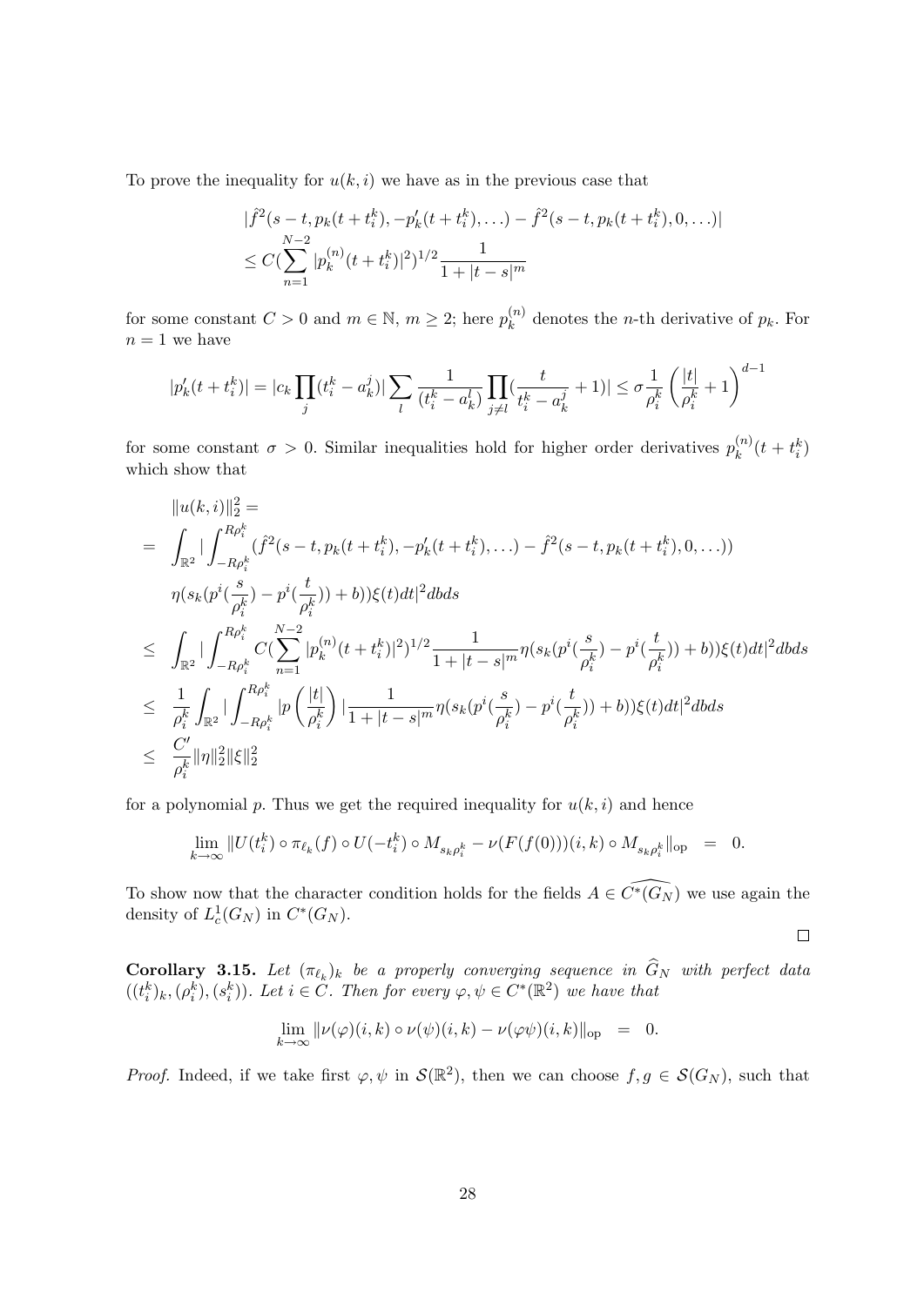To prove the inequality for $u(k,i)$ we have as in the previous case that

$$
\begin{aligned}
& |\hat{f}^2(s-t, p_k(t+t_i^k), -p_k'(t+t_i^k), \ldots) - \hat{f}^2(s-t, p_k(t+t_i^k), 0, \ldots)| \\
& \leq C(\sum_{n=1}^{N-2} |p_k^{(n)}(t+t_i^k)|^2)^{1/2} \frac{1}{1+|t-s|^m}
\end{aligned}
$$

for some constant $C > 0$ and $m \in \mathbb{N}$, $m \geq 2$; here $p_k^{(n)}$ denotes the $n$-th derivative of $p_k$. For $n = 1$ we have

$$
|p_k'(t+t_i^k)| = |c_k \prod_j (t_i^k - a_k^j)| \sum_l \frac{1}{(t_i^k - a_k^l)} \prod_{j \neq l} (\frac{t}{t_i^k - a_k^j} + 1)| \leq \sigma \frac{1}{\rho_i^k} \left( \frac{|t|}{\rho_i^k} + 1 \right)^{d-1}
$$

for some constant $\sigma > 0$. Similar inequalities hold for higher order derivatives $p_k^{(n)}(t+t_i^k)$ which show that

$$
\begin{aligned}
& \|u(k,i)\|_2^2 = \\
= \quad & \int_{\mathbb{R}^2} |\int_{-R\rho_i^k}^{R\rho_i^k} (\hat{f}^2(s-t, p_k(t+t_i^k), -p_k'(t+t_i^k), \ldots) - \hat{f}^2(s-t, p_k(t+t_i^k), 0, \ldots)) \\
& \eta(s_k(p^i(\frac{s}{\rho_i^k}) - p^i(\frac{t}{\rho_i^k})) + b)) \xi(t) dt|^2 db ds \\
\leq \quad & \int_{\mathbb{R}^2} |\int_{-R\rho_i^k}^{R\rho_i^k} C(\sum_{n=1}^{N-2} |p_k^{(n)}(t+t_i^k)|^2)^{1/2} \frac{1}{1+|t-s|^m} \eta(s_k(p^i(\frac{s}{\rho_i^k}) - p^i(\frac{t}{\rho_i^k})) + b)) \xi(t) dt|^2 db ds \\
\leq \quad & \frac{1}{\rho_i^k} \int_{\mathbb{R}^2} |\int_{-R\rho_i^k}^{R\rho_i^k} |p\left(\frac{|t|}{\rho_i^k}\right)| \frac{1}{1+|t-s|^m} \eta(s_k(p^i(\frac{s}{\rho_i^k}) - p^i(\frac{t}{\rho_i^k})) + b)) \xi(t) dt|^2 db ds \\
\leq \quad & \frac{C'}{\rho_i^k} \|\eta\|_2^2 \|\xi\|_2^2
\end{aligned}
$$

for a polynomial $p$. Thus we get the required inequality for $u(k,i)$ and hence

$$
\lim_{k \to \infty} \|U(t_i^k) \circ \pi_{\ell_k}(f) \circ U(-t_i^k) \circ M_{s_k \rho_i^k} - \nu(F(f(0)))(i,k) \circ M_{s_k \rho_i^k}\|_{\text{op}} \quad = \quad 0.
$$

To show now that the character condition holds for the fields $A \in \widehat{C^*(G_N)}$ we use again the density of $L_c^1(G_N)$ in $C^*(G_N)$.

$\square$

**Corollary 3.15.** *Let $(\pi_{\ell_k})_k$ be a properly converging sequence in $\widehat{G}_N$ with perfect data $((t_i^k)_k, (\rho_i^k), (s_i^k))$. Let $i \in C$. Then for every $\varphi, \psi \in C^*(\mathbb{R}^2)$ we have that*

$$
\lim_{k \to \infty} \|\nu(\varphi)(i,k) \circ \nu(\psi)(i,k) - \nu(\varphi\psi)(i,k)\|_{\text{op}} \quad = \quad 0.
$$

*Proof.* Indeed, if we take first $\varphi, \psi$ in $\mathcal{S}(\mathbb{R}^2)$, then we can choose $f, g \in \mathcal{S}(G_N)$, such that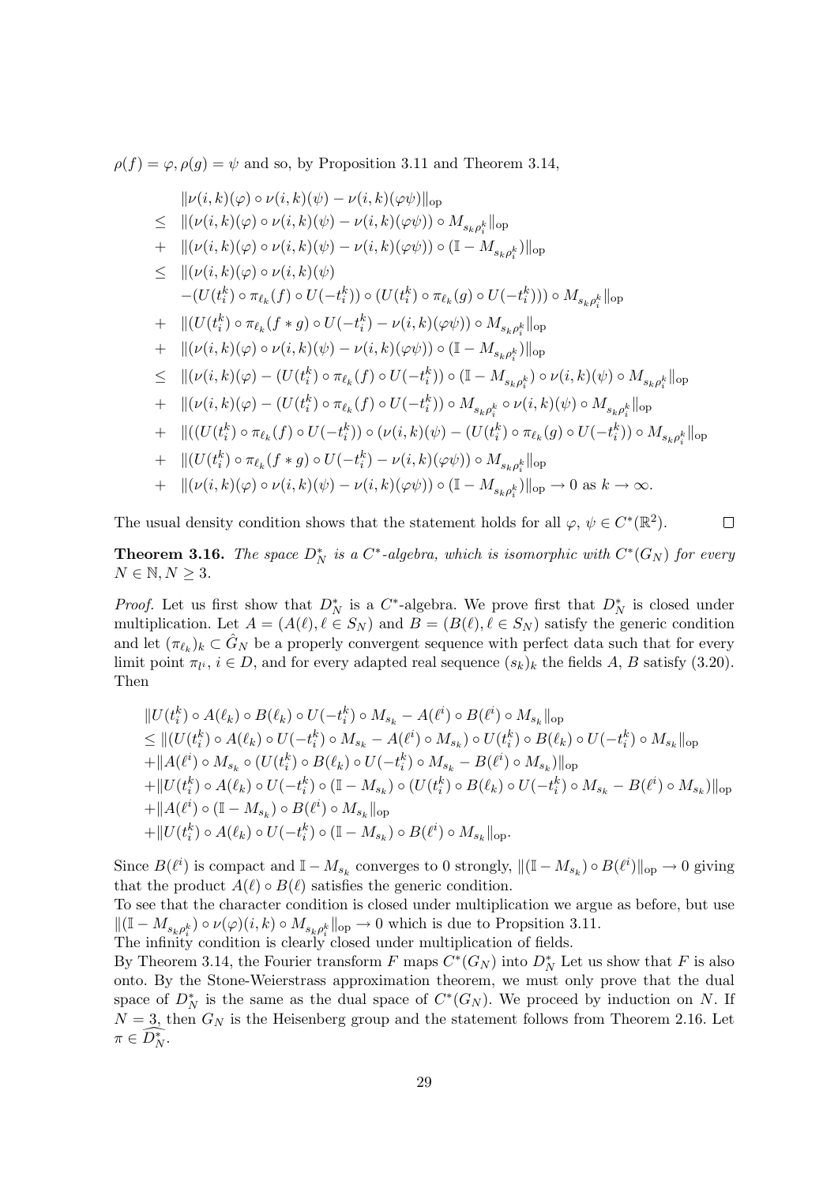$\rho(f) = \varphi, \rho(g) = \psi$ and so, by Proposition 3.11 and Theorem 3.14,

$$
\begin{aligned}
& \|\nu(i,k)(\varphi)\circ\nu(i,k)(\psi) - \nu(i,k)(\varphi\psi)\|_{\mathrm{op}} \\
\leq\ & \|(\nu(i,k)(\varphi)\circ\nu(i,k)(\psi) - \nu(i,k)(\varphi\psi))\circ M_{s_k\rho_i^k}\|_{\mathrm{op}} \\
+\ & \|(\nu(i,k)(\varphi)\circ\nu(i,k)(\psi) - \nu(i,k)(\varphi\psi))\circ(\mathbb{I} - M_{s_k\rho_i^k})\|_{\mathrm{op}} \\
\leq\ & \|(\nu(i,k)(\varphi)\circ\nu(i,k)(\psi) \\
& -(U(t_i^k)\circ\pi_{\ell_k}(f)\circ U(-t_i^k))\circ(U(t_i^k)\circ\pi_{\ell_k}(g)\circ U(-t_i^k)))\circ M_{s_k\rho_i^k}\|_{\mathrm{op}} \\
+\ & \|(U(t_i^k)\circ\pi_{\ell_k}(f*g)\circ U(-t_i^k) - \nu(i,k)(\varphi\psi))\circ M_{s_k\rho_i^k}\|_{\mathrm{op}} \\
+\ & \|(\nu(i,k)(\varphi)\circ\nu(i,k)(\psi) - \nu(i,k)(\varphi\psi))\circ(\mathbb{I} - M_{s_k\rho_i^k})\|_{\mathrm{op}} \\
\leq\ & \|(\nu(i,k)(\varphi) - (U(t_i^k)\circ\pi_{\ell_k}(f)\circ U(-t_i^k))\circ(\mathbb{I} - M_{s_k\rho_i^k})\circ\nu(i,k)(\psi)\circ M_{s_k\rho_i^k}\|_{\mathrm{op}} \\
+\ & \|(\nu(i,k)(\varphi) - (U(t_i^k)\circ\pi_{\ell_k}(f)\circ U(-t_i^k))\circ M_{s_k\rho_i^k}\circ\nu(i,k)(\psi)\circ M_{s_k\rho_i^k}\|_{\mathrm{op}} \\
+\ & \|((U(t_i^k)\circ\pi_{\ell_k}(f)\circ U(-t_i^k))\circ(\nu(i,k)(\psi) - (U(t_i^k)\circ\pi_{\ell_k}(g)\circ U(-t_i^k))\circ M_{s_k\rho_i^k}\|_{\mathrm{op}} \\
+\ & \|(U(t_i^k)\circ\pi_{\ell_k}(f*g)\circ U(-t_i^k) - \nu(i,k)(\varphi\psi))\circ M_{s_k\rho_i^k}\|_{\mathrm{op}} \\
+\ & \|(\nu(i,k)(\varphi)\circ\nu(i,k)(\psi) - \nu(i,k)(\varphi\psi))\circ(\mathbb{I} - M_{s_k\rho_i^k})\|_{\mathrm{op}} \to 0 \text{ as } k\to\infty.
\end{aligned}
$$

The usual density condition shows that the statement holds for all $\varphi, \psi \in C^*(\mathbb{R}^2)$. □

**Theorem 3.16.** *The space $D_N^*$ is a $C^*$-algebra, which is isomorphic with $C^*(G_N)$ for every $N \in \mathbb{N}, N \geq 3$.*

*Proof.* Let us first show that $D_N^*$ is a $C^*$-algebra. We prove first that $D_N^*$ is closed under multiplication. Let $A = (A(\ell), \ell \in S_N)$ and $B = (B(\ell), \ell \in S_N)$ satisfy the generic condition and let $(\pi_{\ell_k})_k \subset \hat{G}_N$ be a properly convergent sequence with perfect data such that for every limit point $\pi_{l^i}$, $i \in D$, and for every adapted real sequence $(s_k)_k$ the fields $A$, $B$ satisfy (3.20). Then

$$
\begin{aligned}
& \|U(t_i^k)\circ A(\ell_k)\circ B(\ell_k)\circ U(-t_i^k)\circ M_{s_k} - A(\ell^i)\circ B(\ell^i)\circ M_{s_k}\|_{\mathrm{op}} \\
& \leq \|(U(t_i^k)\circ A(\ell_k)\circ U(-t_i^k)\circ M_{s_k} - A(\ell^i)\circ M_{s_k})\circ U(t_i^k)\circ B(\ell_k)\circ U(-t_i^k)\circ M_{s_k}\|_{\mathrm{op}} \\
& +\|A(\ell^i)\circ M_{s_k}\circ(U(t_i^k)\circ B(\ell_k)\circ U(-t_i^k)\circ M_{s_k} - B(\ell^i)\circ M_{s_k})\|_{\mathrm{op}} \\
& +\|U(t_i^k)\circ A(\ell_k)\circ U(-t_i^k)\circ(\mathbb{I} - M_{s_k})\circ(U(t_i^k)\circ B(\ell_k)\circ U(-t_i^k)\circ M_{s_k} - B(\ell^i)\circ M_{s_k})\|_{\mathrm{op}} \\
& +\|A(\ell^i)\circ(\mathbb{I} - M_{s_k})\circ B(\ell^i)\circ M_{s_k}\|_{\mathrm{op}} \\
& +\|U(t_i^k)\circ A(\ell_k)\circ U(-t_i^k)\circ(\mathbb{I} - M_{s_k})\circ B(\ell^i)\circ M_{s_k}\|_{\mathrm{op}}.
\end{aligned}
$$

Since $B(\ell^i)$ is compact and $\mathbb{I} - M_{s_k}$ converges to 0 strongly, $\|(\mathbb{I} - M_{s_k})\circ B(\ell^i)\|_{\mathrm{op}} \to 0$ giving that the product $A(\ell)\circ B(\ell)$ satisfies the generic condition.

To see that the character condition is closed under multiplication we argue as before, but use $\|(\mathbb{I} - M_{s_k\rho_i^k})\circ\nu(\varphi)(i,k)\circ M_{s_k\rho_i^k}\|_{\mathrm{op}} \to 0$ which is due to Propsition 3.11.

The infinity condition is clearly closed under multiplication of fields.

By Theorem 3.14, the Fourier transform $F$ maps $C^*(G_N)$ into $D_N^*$ Let us show that $F$ is also onto. By the Stone-Weierstrass approximation theorem, we must only prove that the dual space of $D_N^*$ is the same as the dual space of $C^*(G_N)$. We proceed by induction on $N$. If $N = 3$, then $G_N$ is the Heisenberg group and the statement follows from Theorem 2.16. Let $\pi \in \widehat{D_N^*}$.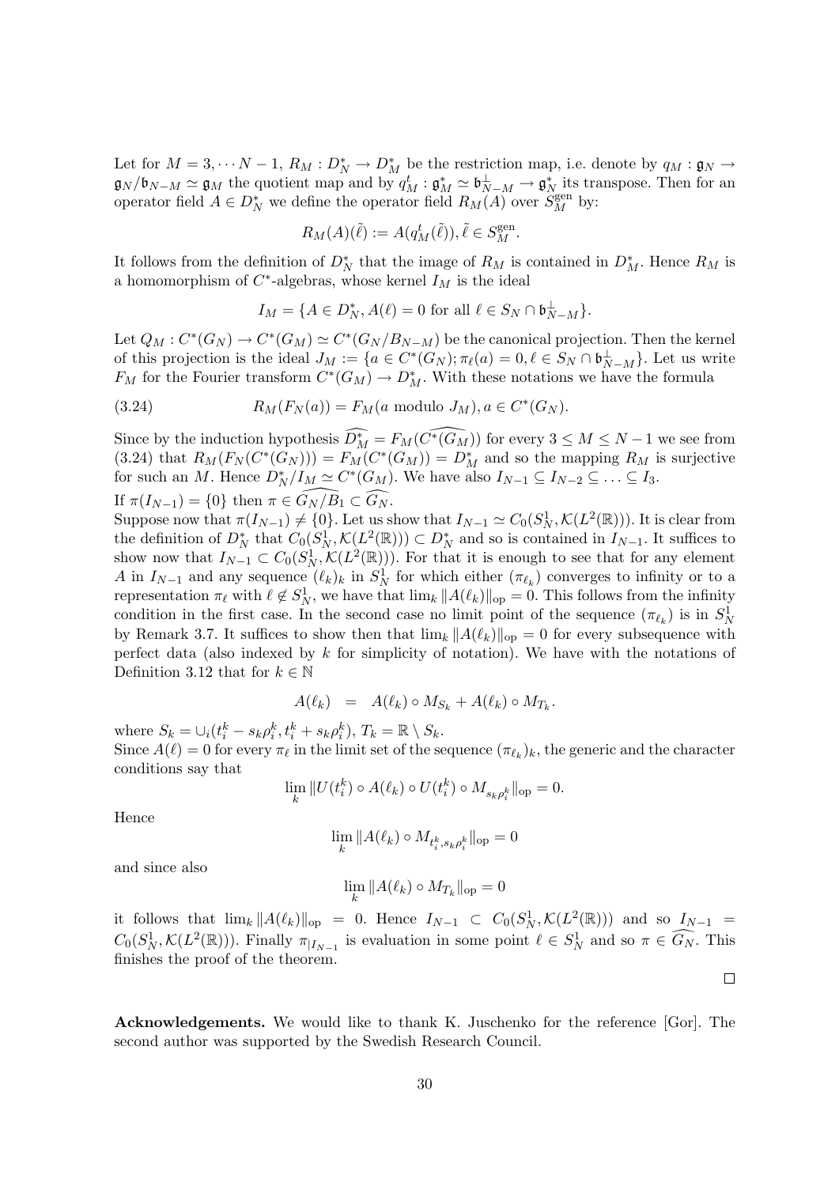Let for $M = 3, \cdots N-1$, $R_M : D_N^* \to D_M^*$ be the restriction map, i.e. denote by $q_M : \mathfrak{g}_N \to \mathfrak{g}_N/\mathfrak{b}_{N-M} \simeq \mathfrak{g}_M$ the quotient map and by $q_M^t : \mathfrak{g}_M^* \simeq \mathfrak{b}_{N-M}^\perp \to \mathfrak{g}_N^*$ its transpose. Then for an operator field $A \in D_N^*$ we define the operator field $R_M(A)$ over $S_M^{\rm gen}$ by:

$$R_M(A)(\tilde{\ell}) := A(q_M^t(\tilde{\ell})), \tilde{\ell} \in S_M^{\rm gen}.$$

It follows from the definition of $D_N^*$ that the image of $R_M$ is contained in $D_M^*$. Hence $R_M$ is a homomorphism of $C^*$-algebras, whose kernel $I_M$ is the ideal

$$I_M = \{A \in D_N^*, A(\ell) = 0 \text{ for all } \ell \in S_N \cap \mathfrak{b}_{N-M}^\perp\}.$$

Let $Q_M : C^*(G_N) \to C^*(G_M) \simeq C^*(G_N/B_{N-M})$ be the canonical projection. Then the kernel of this projection is the ideal $J_M := \{a \in C^*(G_N); \pi_\ell(a) = 0, \ell \in S_N \cap \mathfrak{b}_{N-M}^\perp\}$. Let us write $F_M$ for the Fourier transform $C^*(G_M) \to D_M^*$. With these notations we have the formula

$$R_M(F_N(a)) = F_M(a \text{ modulo } J_M), a \in C^*(G_N). \tag{3.24}$$

Since by the induction hypothesis $\widehat{D_M^*} = F_M(\widehat{C^*(G_M)})$ for every $3 \leq M \leq N-1$ we see from (3.24) that $R_M(F_N(C^*(G_N))) = F_M(C^*(G_M)) = D_M^*$ and so the mapping $R_M$ is surjective for such an $M$. Hence $D_N^*/I_M \simeq C^*(G_M)$. We have also $I_{N-1} \subseteq I_{N-2} \subseteq \ldots \subseteq I_3$.

If $\pi(I_{N-1}) = \{0\}$ then $\pi \in \widehat{G_N/B_1} \subset \widehat{G_N}$.

Suppose now that $\pi(I_{N-1}) \neq \{0\}$. Let us show that $I_{N-1} \simeq C_0(S_N^1, \mathcal{K}(L^2(\mathbb{R})))$. It is clear from the definition of $D_N^*$ that $C_0(S_N^1, \mathcal{K}(L^2(\mathbb{R}))) \subset D_N^*$ and so is contained in $I_{N-1}$. It suffices to show now that $I_{N-1} \subset C_0(S_N^1, \mathcal{K}(L^2(\mathbb{R})))$. For that it is enough to see that for any element $A$ in $I_{N-1}$ and any sequence $(\ell_k)_k$ in $S_N^1$ for which either $(\pi_{\ell_k})$ converges to infinity or to a representation $\pi_\ell$ with $\ell \notin S_N^1$, we have that $\lim_k \|A(\ell_k)\|_{\rm op} = 0$. This follows from the infinity condition in the first case. In the second case no limit point of the sequence $(\pi_{\ell_k})$ is in $S_N^1$ by Remark 3.7. It suffices to show then that $\lim_k \|A(\ell_k)\|_{\rm op} = 0$ for every subsequence with perfect data (also indexed by $k$ for simplicity of notation). We have with the notations of Definition 3.12 that for $k \in \mathbb{N}$

$$A(\ell_k) \quad = \quad A(\ell_k) \circ M_{S_k} + A(\ell_k) \circ M_{T_k}.$$

where $S_k = \cup_i (t_i^k - s_k\rho_i^k, t_i^k + s_k\rho_i^k)$, $T_k = \mathbb{R} \setminus S_k$.

Since $A(\ell) = 0$ for every $\pi_\ell$ in the limit set of the sequence $(\pi_{\ell_k})_k$, the generic and the character conditions say that

$$\lim_k \|U(t_i^k) \circ A(\ell_k) \circ U(t_i^k) \circ M_{s_k\rho_i^k}\|_{\rm op} = 0.$$

Hence

$$\lim_k \|A(\ell_k) \circ M_{t_i^k, s_k\rho_i^k}\|_{\rm op} = 0$$

and since also

$$\lim_k \|A(\ell_k) \circ M_{T_k}\|_{\rm op} = 0$$

it follows that $\lim_k \|A(\ell_k)\|_{\rm op} = 0$. Hence $I_{N-1} \subset C_0(S_N^1, \mathcal{K}(L^2(\mathbb{R})))$ and so $I_{N-1} = C_0(S_N^1, \mathcal{K}(L^2(\mathbb{R})))$. Finally $\pi_{|I_{N-1}}$ is evaluation in some point $\ell \in S_N^1$ and so $\pi \in \widehat{G_N}$. This finishes the proof of the theorem.

□

**Acknowledgements.** We would like to thank K. Juschenko for the reference [Gor]. The second author was supported by the Swedish Research Council.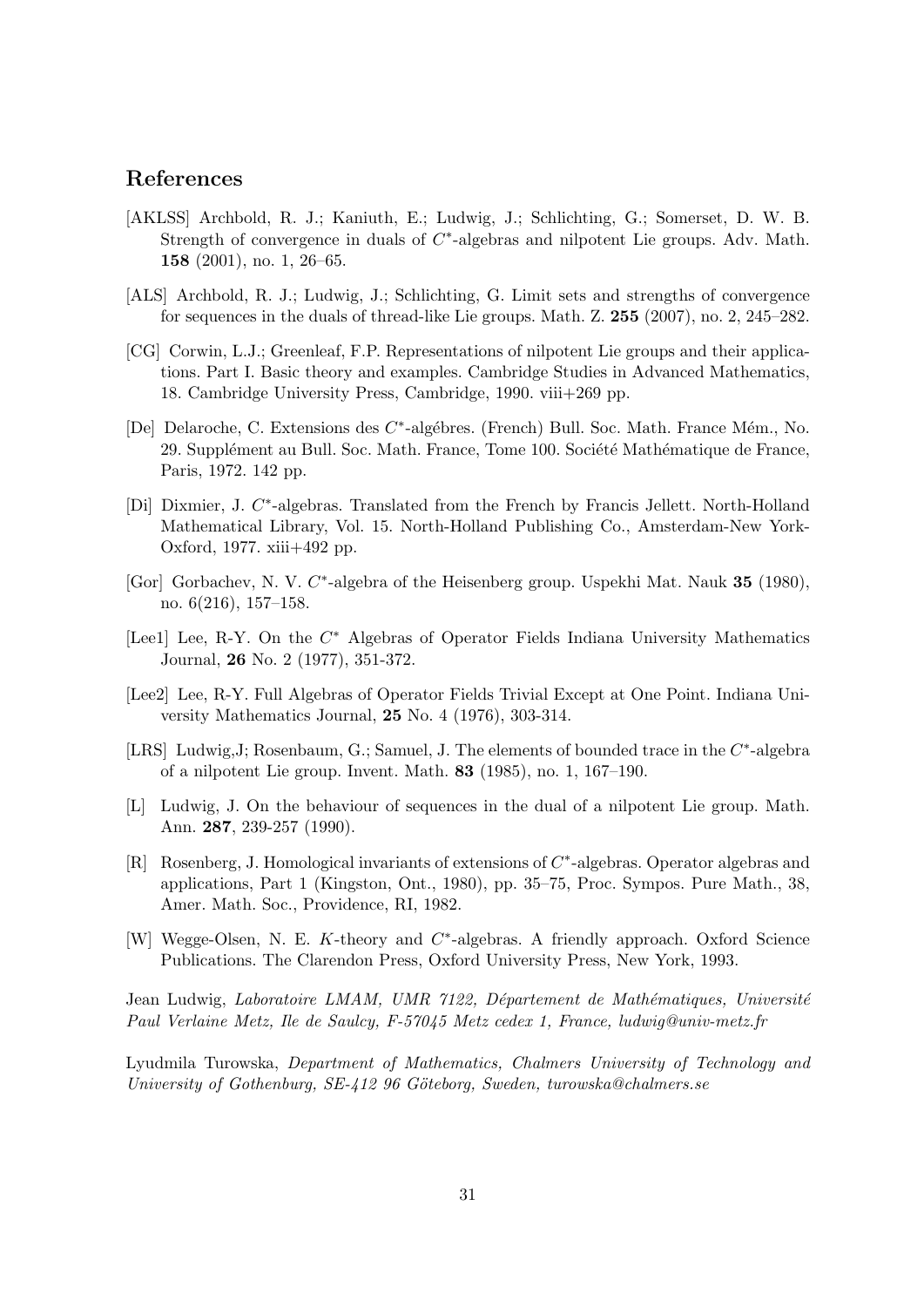## References

[AKLSS] Archbold, R. J.; Kaniuth, E.; Ludwig, J.; Schlichting, G.; Somerset, D. W. B. Strength of convergence in duals of $C^*$-algebras and nilpotent Lie groups. Adv. Math. **158** (2001), no. 1, 26–65.

[ALS] Archbold, R. J.; Ludwig, J.; Schlichting, G. Limit sets and strengths of convergence for sequences in the duals of thread-like Lie groups. Math. Z. **255** (2007), no. 2, 245–282.

[CG] Corwin, L.J.; Greenleaf, F.P. Representations of nilpotent Lie groups and their applications. Part I. Basic theory and examples. Cambridge Studies in Advanced Mathematics, 18. Cambridge University Press, Cambridge, 1990. viii+269 pp.

[De] Delaroche, C. Extensions des $C^*$-algébres. (French) Bull. Soc. Math. France Mém., No. 29. Supplément au Bull. Soc. Math. France, Tome 100. Société Mathématique de France, Paris, 1972. 142 pp.

[Di] Dixmier, J. $C^*$-algebras. Translated from the French by Francis Jellett. North-Holland Mathematical Library, Vol. 15. North-Holland Publishing Co., Amsterdam-New York-Oxford, 1977. xiii+492 pp.

[Gor] Gorbachev, N. V. $C^*$-algebra of the Heisenberg group. Uspekhi Mat. Nauk **35** (1980), no. 6(216), 157–158.

[Lee1] Lee, R-Y. On the $C^*$ Algebras of Operator Fields Indiana University Mathematics Journal, **26** No. 2 (1977), 351-372.

[Lee2] Lee, R-Y. Full Algebras of Operator Fields Trivial Except at One Point. Indiana University Mathematics Journal, **25** No. 4 (1976), 303-314.

[LRS] Ludwig,J; Rosenbaum, G.; Samuel, J. The elements of bounded trace in the $C^*$-algebra of a nilpotent Lie group. Invent. Math. **83** (1985), no. 1, 167–190.

[L] Ludwig, J. On the behaviour of sequences in the dual of a nilpotent Lie group. Math. Ann. **287**, 239-257 (1990).

[R] Rosenberg, J. Homological invariants of extensions of $C^*$-algebras. Operator algebras and applications, Part 1 (Kingston, Ont., 1980), pp. 35–75, Proc. Sympos. Pure Math., 38, Amer. Math. Soc., Providence, RI, 1982.

[W] Wegge-Olsen, N. E. $K$-theory and $C^*$-algebras. A friendly approach. Oxford Science Publications. The Clarendon Press, Oxford University Press, New York, 1993.

Jean Ludwig, *Laboratoire LMAM, UMR 7122, Département de Mathématiques, Université Paul Verlaine Metz, Ile de Saulcy, F-57045 Metz cedex 1, France, ludwig@univ-metz.fr*

Lyudmila Turowska, *Department of Mathematics, Chalmers University of Technology and University of Gothenburg, SE-412 96 Göteborg, Sweden, turowska@chalmers.se*